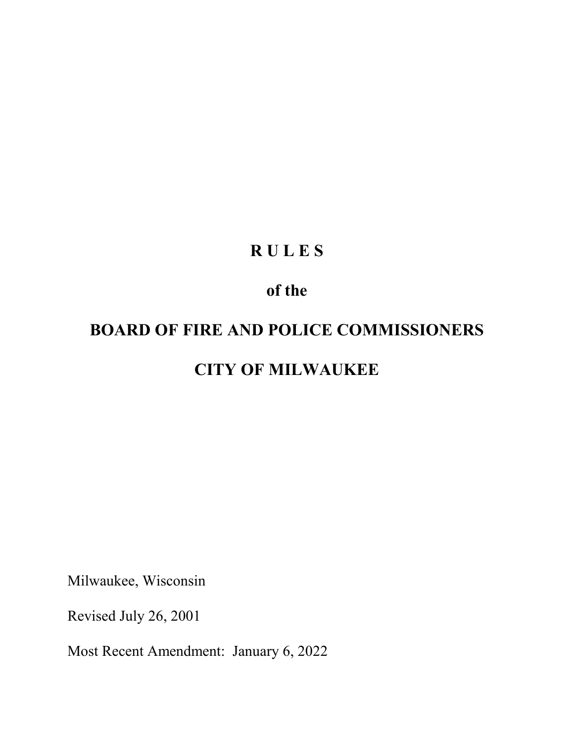# R U L E S

## of the

# BOARD OF FIRE AND POLICE COMMISSIONERS

# CITY OF MILWAUKEE

Milwaukee, Wisconsin

Revised July 26, 2001

Most Recent Amendment: January 6, 2022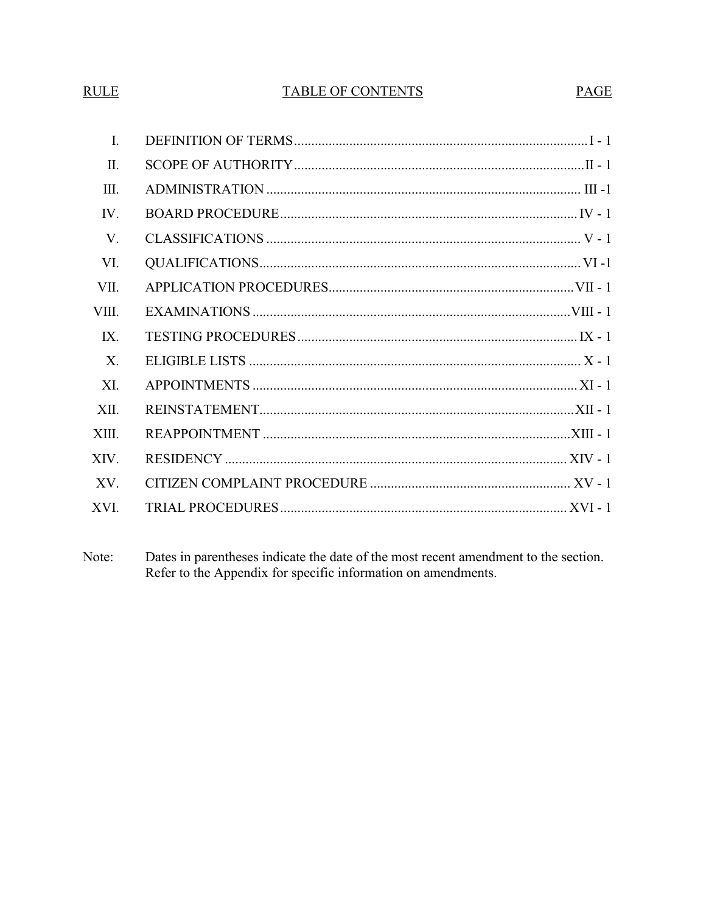# TABLE OF CONTENTS

| RULE | | PAGE |
|---|---|---|
| I. | DEFINITION OF TERMS | I - 1 |
| II. | SCOPE OF AUTHORITY | II - 1 |
| III. | ADMINISTRATION | III -1 |
| IV. | BOARD PROCEDURE | IV - 1 |
| V. | CLASSIFICATIONS | V - 1 |
| VI. | QUALIFICATIONS | VI -1 |
| VII. | APPLICATION PROCEDURES | VII - 1 |
| VIII. | EXAMINATIONS | VIII - 1 |
| IX. | TESTING PROCEDURES | IX - 1 |
| X. | ELIGIBLE LISTS | X - 1 |
| XI. | APPOINTMENTS | XI - 1 |
| XII. | REINSTATEMENT | XII - 1 |
| XIII. | REAPPOINTMENT | XIII - 1 |
| XIV. | RESIDENCY | XIV - 1 |
| XV. | CITIZEN COMPLAINT PROCEDURE | XV - 1 |
| XVI. | TRIAL PROCEDURES | XVI - 1 |

Note: Dates in parentheses indicate the date of the most recent amendment to the section. Refer to the Appendix for specific information on amendments.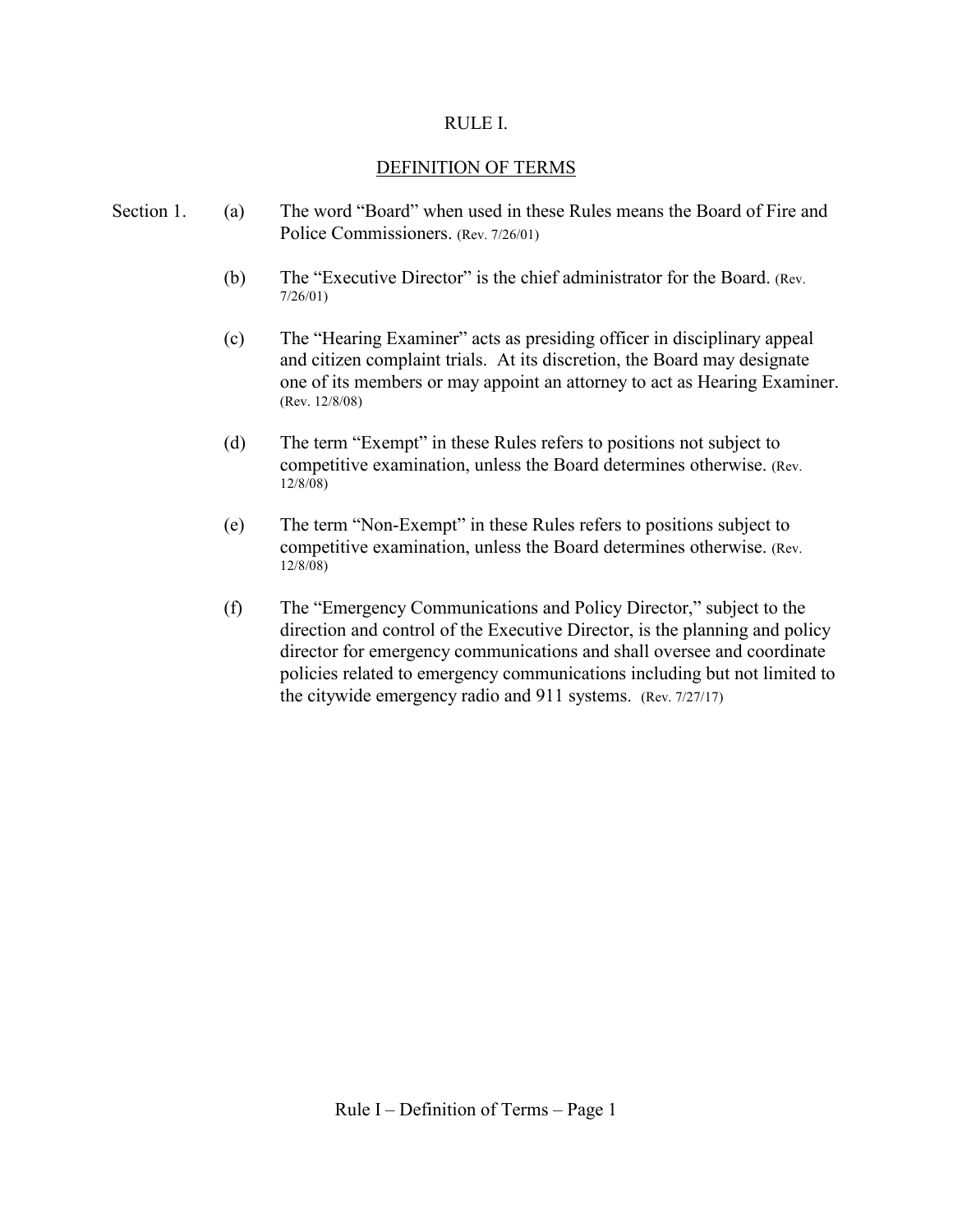# RULE I.

## DEFINITION OF TERMS

Section 1.

(a) The word "Board" when used in these Rules means the Board of Fire and Police Commissioners. (Rev. 7/26/01)

(b) The "Executive Director" is the chief administrator for the Board. (Rev. 7/26/01)

(c) The "Hearing Examiner" acts as presiding officer in disciplinary appeal and citizen complaint trials. At its discretion, the Board may designate one of its members or may appoint an attorney to act as Hearing Examiner. (Rev. 12/8/08)

(d) The term "Exempt" in these Rules refers to positions not subject to competitive examination, unless the Board determines otherwise. (Rev. 12/8/08)

(e) The term "Non-Exempt" in these Rules refers to positions subject to competitive examination, unless the Board determines otherwise. (Rev. 12/8/08)

(f) The "Emergency Communications and Policy Director," subject to the direction and control of the Executive Director, is the planning and policy director for emergency communications and shall oversee and coordinate policies related to emergency communications including but not limited to the citywide emergency radio and 911 systems. (Rev. 7/27/17)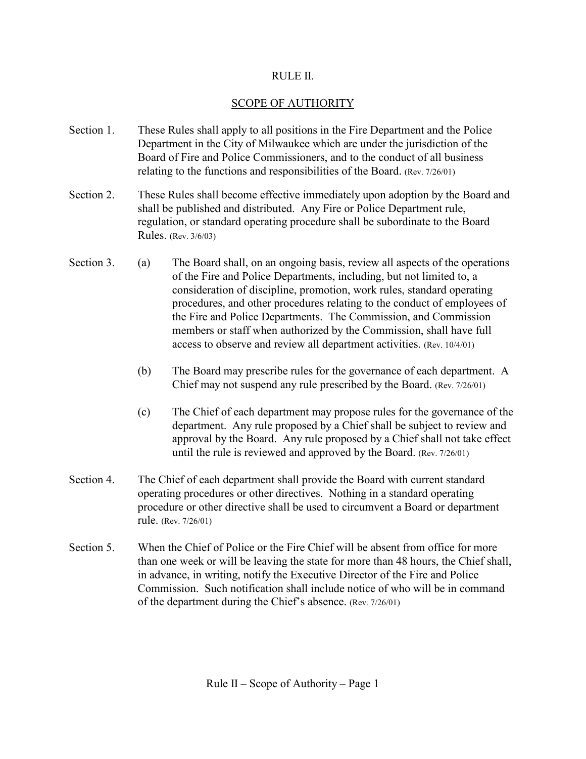# RULE II.

## SCOPE OF AUTHORITY

Section 1. These Rules shall apply to all positions in the Fire Department and the Police Department in the City of Milwaukee which are under the jurisdiction of the Board of Fire and Police Commissioners, and to the conduct of all business relating to the functions and responsibilities of the Board. (Rev. 7/26/01)

Section 2. These Rules shall become effective immediately upon adoption by the Board and shall be published and distributed. Any Fire or Police Department rule, regulation, or standard operating procedure shall be subordinate to the Board Rules. (Rev. 3/6/03)

Section 3.

(a) The Board shall, on an ongoing basis, review all aspects of the operations of the Fire and Police Departments, including, but not limited to, a consideration of discipline, promotion, work rules, standard operating procedures, and other procedures relating to the conduct of employees of the Fire and Police Departments. The Commission, and Commission members or staff when authorized by the Commission, shall have full access to observe and review all department activities. (Rev. 10/4/01)

(b) The Board may prescribe rules for the governance of each department. A Chief may not suspend any rule prescribed by the Board. (Rev. 7/26/01)

(c) The Chief of each department may propose rules for the governance of the department. Any rule proposed by a Chief shall be subject to review and approval by the Board. Any rule proposed by a Chief shall not take effect until the rule is reviewed and approved by the Board. (Rev. 7/26/01)

Section 4. The Chief of each department shall provide the Board with current standard operating procedures or other directives. Nothing in a standard operating procedure or other directive shall be used to circumvent a Board or department rule. (Rev. 7/26/01)

Section 5. When the Chief of Police or the Fire Chief will be absent from office for more than one week or will be leaving the state for more than 48 hours, the Chief shall, in advance, in writing, notify the Executive Director of the Fire and Police Commission. Such notification shall include notice of who will be in command of the department during the Chief's absence. (Rev. 7/26/01)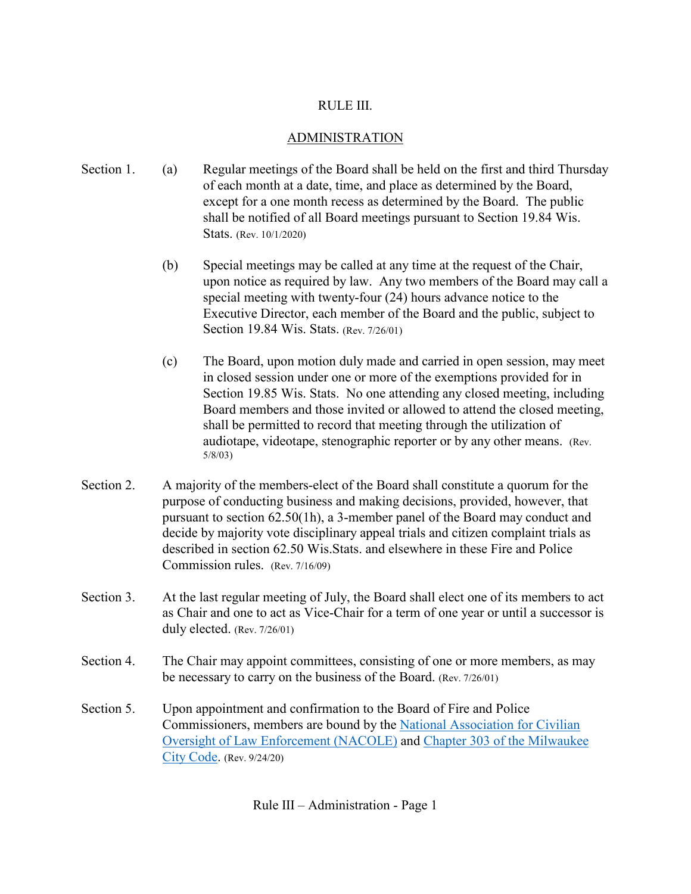# RULE III.

## ADMINISTRATION

Section 1.

(a) Regular meetings of the Board shall be held on the first and third Thursday of each month at a date, time, and place as determined by the Board, except for a one month recess as determined by the Board. The public shall be notified of all Board meetings pursuant to Section 19.84 Wis. Stats. (Rev. 10/1/2020)

(b) Special meetings may be called at any time at the request of the Chair, upon notice as required by law. Any two members of the Board may call a special meeting with twenty-four (24) hours advance notice to the Executive Director, each member of the Board and the public, subject to Section 19.84 Wis. Stats. (Rev. 7/26/01)

(c) The Board, upon motion duly made and carried in open session, may meet in closed session under one or more of the exemptions provided for in Section 19.85 Wis. Stats. No one attending any closed meeting, including Board members and those invited or allowed to attend the closed meeting, shall be permitted to record that meeting through the utilization of audiotape, videotape, stenographic reporter or by any other means. (Rev. 5/8/03)

Section 2. A majority of the members-elect of the Board shall constitute a quorum for the purpose of conducting business and making decisions, provided, however, that pursuant to section 62.50(1h), a 3-member panel of the Board may conduct and decide by majority vote disciplinary appeal trials and citizen complaint trials as described in section 62.50 Wis.Stats. and elsewhere in these Fire and Police Commission rules. (Rev. 7/16/09)

Section 3. At the last regular meeting of July, the Board shall elect one of its members to act as Chair and one to act as Vice-Chair for a term of one year or until a successor is duly elected. (Rev. 7/26/01)

Section 4. The Chair may appoint committees, consisting of one or more members, as may be necessary to carry on the business of the Board. (Rev. 7/26/01)

Section 5. Upon appointment and confirmation to the Board of Fire and Police Commissioners, members are bound by the National Association for Civilian Oversight of Law Enforcement (NACOLE) and Chapter 303 of the Milwaukee City Code. (Rev. 9/24/20)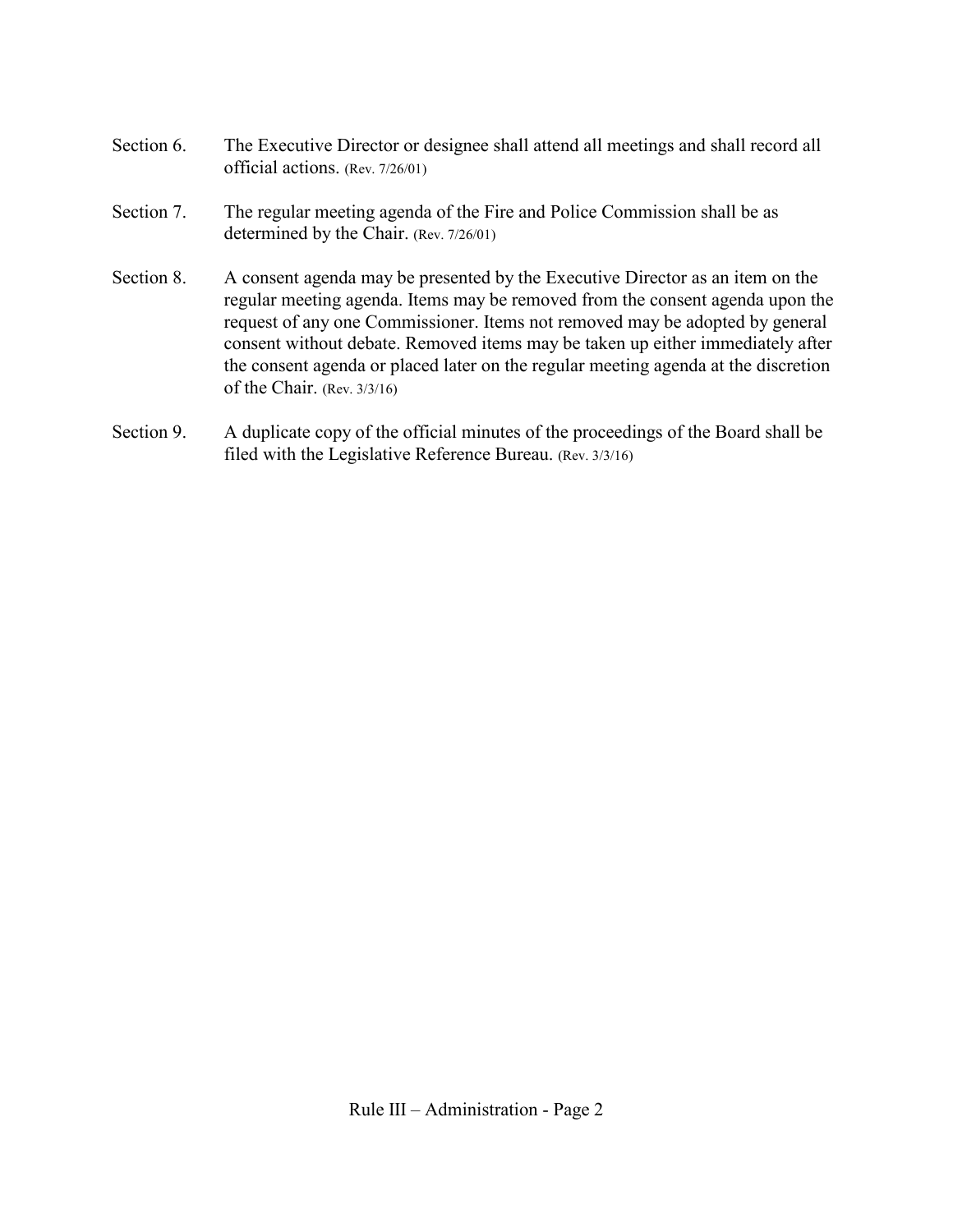Section 6. The Executive Director or designee shall attend all meetings and shall record all official actions. (Rev. 7/26/01)

Section 7. The regular meeting agenda of the Fire and Police Commission shall be as determined by the Chair. (Rev. 7/26/01)

Section 8. A consent agenda may be presented by the Executive Director as an item on the regular meeting agenda. Items may be removed from the consent agenda upon the request of any one Commissioner. Items not removed may be adopted by general consent without debate. Removed items may be taken up either immediately after the consent agenda or placed later on the regular meeting agenda at the discretion of the Chair. (Rev. 3/3/16)

Section 9. A duplicate copy of the official minutes of the proceedings of the Board shall be filed with the Legislative Reference Bureau. (Rev. 3/3/16)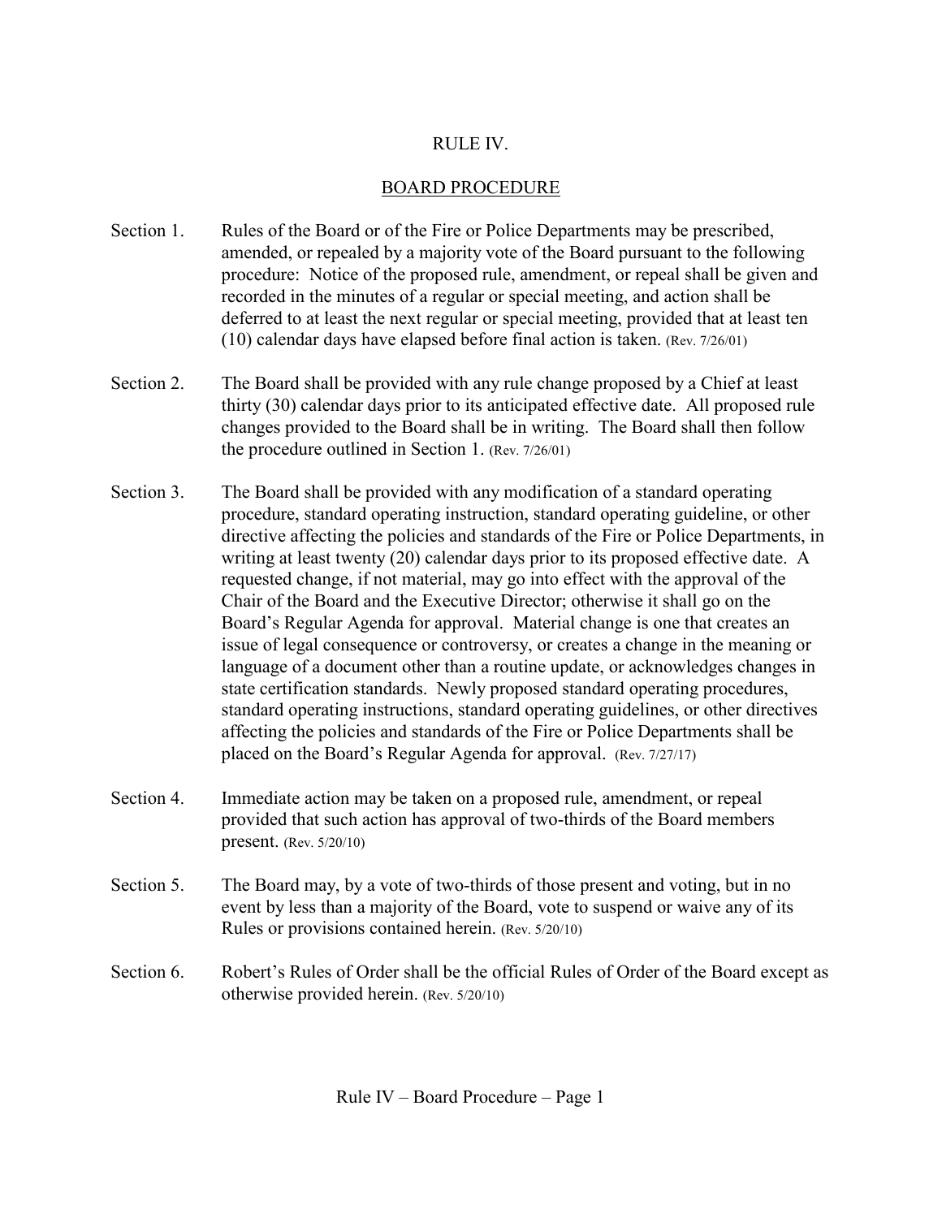# RULE IV.

## BOARD PROCEDURE

Section 1. Rules of the Board or of the Fire or Police Departments may be prescribed, amended, or repealed by a majority vote of the Board pursuant to the following procedure: Notice of the proposed rule, amendment, or repeal shall be given and recorded in the minutes of a regular or special meeting, and action shall be deferred to at least the next regular or special meeting, provided that at least ten (10) calendar days have elapsed before final action is taken. (Rev. 7/26/01)

Section 2. The Board shall be provided with any rule change proposed by a Chief at least thirty (30) calendar days prior to its anticipated effective date. All proposed rule changes provided to the Board shall be in writing. The Board shall then follow the procedure outlined in Section 1. (Rev. 7/26/01)

Section 3. The Board shall be provided with any modification of a standard operating procedure, standard operating instruction, standard operating guideline, or other directive affecting the policies and standards of the Fire or Police Departments, in writing at least twenty (20) calendar days prior to its proposed effective date. A requested change, if not material, may go into effect with the approval of the Chair of the Board and the Executive Director; otherwise it shall go on the Board's Regular Agenda for approval. Material change is one that creates an issue of legal consequence or controversy, or creates a change in the meaning or language of a document other than a routine update, or acknowledges changes in state certification standards. Newly proposed standard operating procedures, standard operating instructions, standard operating guidelines, or other directives affecting the policies and standards of the Fire or Police Departments shall be placed on the Board's Regular Agenda for approval. (Rev. 7/27/17)

Section 4. Immediate action may be taken on a proposed rule, amendment, or repeal provided that such action has approval of two-thirds of the Board members present. (Rev. 5/20/10)

Section 5. The Board may, by a vote of two-thirds of those present and voting, but in no event by less than a majority of the Board, vote to suspend or waive any of its Rules or provisions contained herein. (Rev. 5/20/10)

Section 6. Robert's Rules of Order shall be the official Rules of Order of the Board except as otherwise provided herein. (Rev. 5/20/10)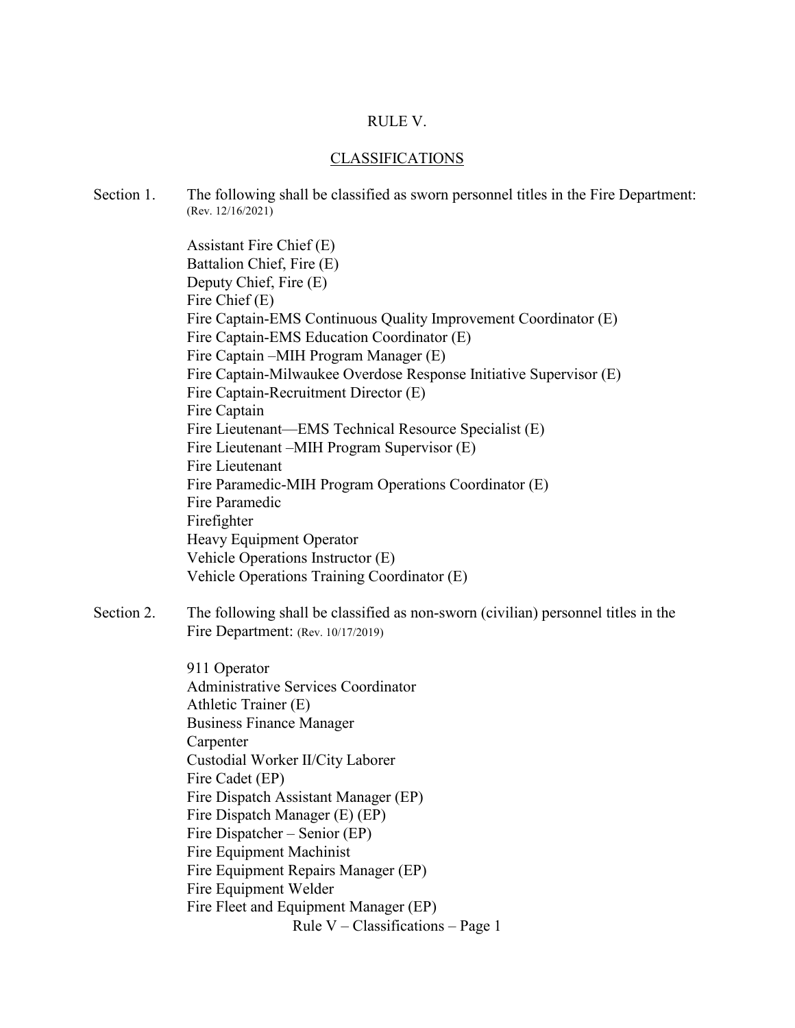# RULE V.

## CLASSIFICATIONS

Section 1. The following shall be classified as sworn personnel titles in the Fire Department: (Rev. 12/16/2021)

Assistant Fire Chief (E)
Battalion Chief, Fire (E)
Deputy Chief, Fire (E)
Fire Chief (E)
Fire Captain-EMS Continuous Quality Improvement Coordinator (E)
Fire Captain-EMS Education Coordinator (E)
Fire Captain –MIH Program Manager (E)
Fire Captain-Milwaukee Overdose Response Initiative Supervisor (E)
Fire Captain-Recruitment Director (E)
Fire Captain
Fire Lieutenant—EMS Technical Resource Specialist (E)
Fire Lieutenant –MIH Program Supervisor (E)
Fire Lieutenant
Fire Paramedic-MIH Program Operations Coordinator (E)
Fire Paramedic
Firefighter
Heavy Equipment Operator
Vehicle Operations Instructor (E)
Vehicle Operations Training Coordinator (E)

Section 2. The following shall be classified as non-sworn (civilian) personnel titles in the Fire Department: (Rev. 10/17/2019)

911 Operator
Administrative Services Coordinator
Athletic Trainer (E)
Business Finance Manager
Carpenter
Custodial Worker II/City Laborer
Fire Cadet (EP)
Fire Dispatch Assistant Manager (EP)
Fire Dispatch Manager (E) (EP)
Fire Dispatcher – Senior (EP)
Fire Equipment Machinist
Fire Equipment Repairs Manager (EP)
Fire Equipment Welder
Fire Fleet and Equipment Manager (EP)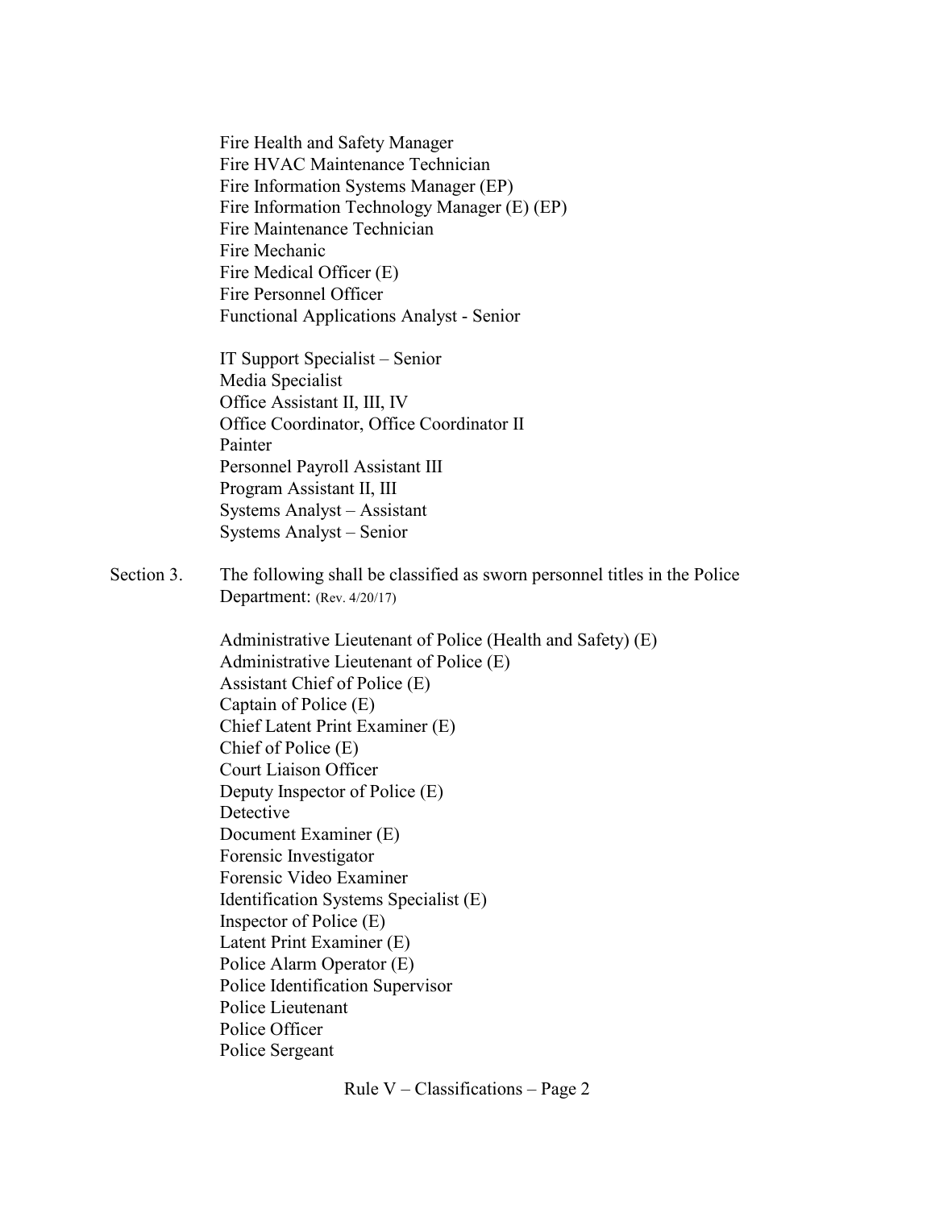Fire Health and Safety Manager
Fire HVAC Maintenance Technician
Fire Information Systems Manager (EP)
Fire Information Technology Manager (E) (EP)
Fire Maintenance Technician
Fire Mechanic
Fire Medical Officer (E)
Fire Personnel Officer
Functional Applications Analyst - Senior

IT Support Specialist – Senior
Media Specialist
Office Assistant II, III, IV
Office Coordinator, Office Coordinator II
Painter
Personnel Payroll Assistant III
Program Assistant II, III
Systems Analyst – Assistant
Systems Analyst – Senior

Section 3. The following shall be classified as sworn personnel titles in the Police Department: (Rev. 4/20/17)

Administrative Lieutenant of Police (Health and Safety) (E)
Administrative Lieutenant of Police (E)
Assistant Chief of Police (E)
Captain of Police (E)
Chief Latent Print Examiner (E)
Chief of Police (E)
Court Liaison Officer
Deputy Inspector of Police (E)
Detective
Document Examiner (E)
Forensic Investigator
Forensic Video Examiner
Identification Systems Specialist (E)
Inspector of Police (E)
Latent Print Examiner (E)
Police Alarm Operator (E)
Police Identification Supervisor
Police Lieutenant
Police Officer
Police Sergeant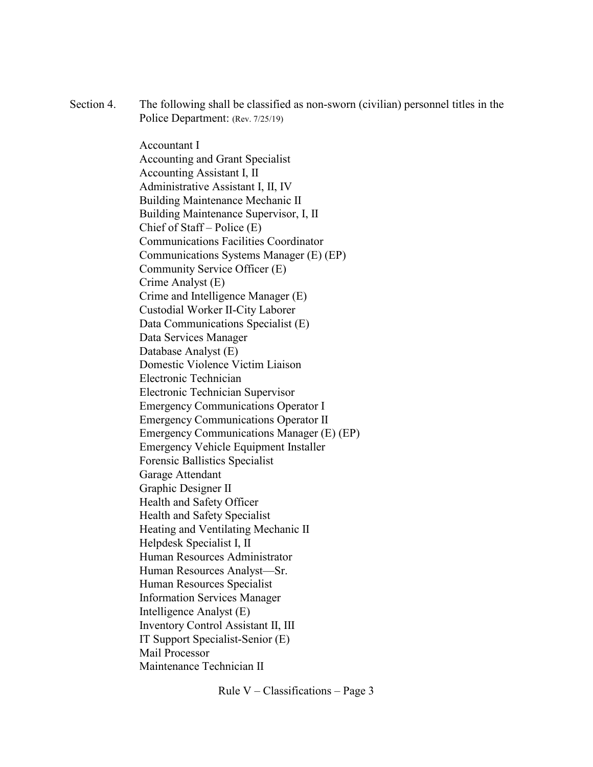Section 4. The following shall be classified as non-sworn (civilian) personnel titles in the Police Department: (Rev. 7/25/19)

Accountant I
Accounting and Grant Specialist
Accounting Assistant I, II
Administrative Assistant I, II, IV
Building Maintenance Mechanic II
Building Maintenance Supervisor, I, II
Chief of Staff – Police (E)
Communications Facilities Coordinator
Communications Systems Manager (E) (EP)
Community Service Officer (E)
Crime Analyst (E)
Crime and Intelligence Manager (E)
Custodial Worker II-City Laborer
Data Communications Specialist (E)
Data Services Manager
Database Analyst (E)
Domestic Violence Victim Liaison
Electronic Technician
Electronic Technician Supervisor
Emergency Communications Operator I
Emergency Communications Operator II
Emergency Communications Manager (E) (EP)
Emergency Vehicle Equipment Installer
Forensic Ballistics Specialist
Garage Attendant
Graphic Designer II
Health and Safety Officer
Health and Safety Specialist
Heating and Ventilating Mechanic II
Helpdesk Specialist I, II
Human Resources Administrator
Human Resources Analyst—Sr.
Human Resources Specialist
Information Services Manager
Intelligence Analyst (E)
Inventory Control Assistant II, III
IT Support Specialist-Senior (E)
Mail Processor
Maintenance Technician II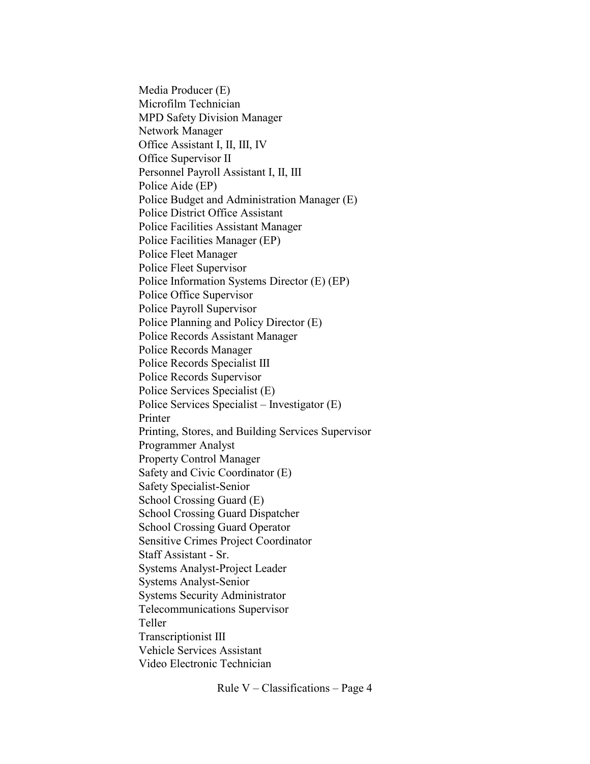Media Producer (E)
Microfilm Technician
MPD Safety Division Manager
Network Manager
Office Assistant I, II, III, IV
Office Supervisor II
Personnel Payroll Assistant I, II, III
Police Aide (EP)
Police Budget and Administration Manager (E)
Police District Office Assistant
Police Facilities Assistant Manager
Police Facilities Manager (EP)
Police Fleet Manager
Police Fleet Supervisor
Police Information Systems Director (E) (EP)
Police Office Supervisor
Police Payroll Supervisor
Police Planning and Policy Director (E)
Police Records Assistant Manager
Police Records Manager
Police Records Specialist III
Police Records Supervisor
Police Services Specialist (E)
Police Services Specialist – Investigator (E)
Printer
Printing, Stores, and Building Services Supervisor
Programmer Analyst
Property Control Manager
Safety and Civic Coordinator (E)
Safety Specialist-Senior
School Crossing Guard (E)
School Crossing Guard Dispatcher
School Crossing Guard Operator
Sensitive Crimes Project Coordinator
Staff Assistant - Sr.
Systems Analyst-Project Leader
Systems Analyst-Senior
Systems Security Administrator
Telecommunications Supervisor
Teller
Transcriptionist III
Vehicle Services Assistant
Video Electronic Technician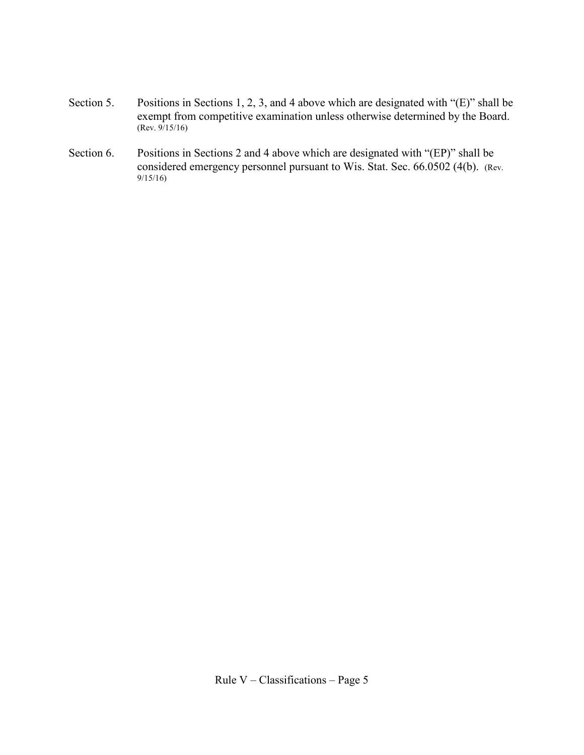Section 5. Positions in Sections 1, 2, 3, and 4 above which are designated with "(E)" shall be exempt from competitive examination unless otherwise determined by the Board. (Rev. 9/15/16)

Section 6. Positions in Sections 2 and 4 above which are designated with "(EP)" shall be considered emergency personnel pursuant to Wis. Stat. Sec. 66.0502 (4(b). (Rev. 9/15/16)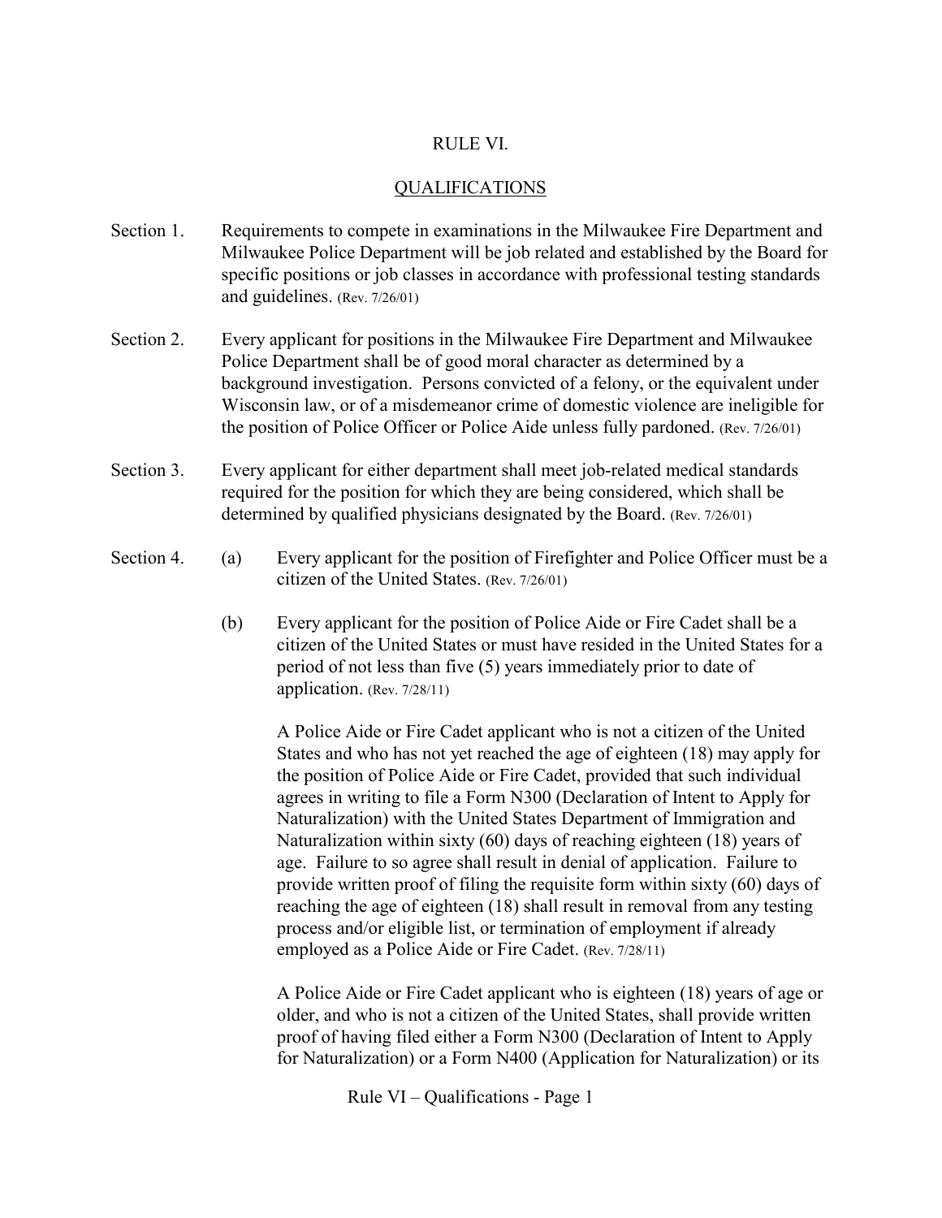# RULE VI.

## QUALIFICATIONS

Section 1. Requirements to compete in examinations in the Milwaukee Fire Department and Milwaukee Police Department will be job related and established by the Board for specific positions or job classes in accordance with professional testing standards and guidelines. (Rev. 7/26/01)

Section 2. Every applicant for positions in the Milwaukee Fire Department and Milwaukee Police Department shall be of good moral character as determined by a background investigation. Persons convicted of a felony, or the equivalent under Wisconsin law, or of a misdemeanor crime of domestic violence are ineligible for the position of Police Officer or Police Aide unless fully pardoned. (Rev. 7/26/01)

Section 3. Every applicant for either department shall meet job-related medical standards required for the position for which they are being considered, which shall be determined by qualified physicians designated by the Board. (Rev. 7/26/01)

Section 4. (a) Every applicant for the position of Firefighter and Police Officer must be a citizen of the United States. (Rev. 7/26/01)

(b) Every applicant for the position of Police Aide or Fire Cadet shall be a citizen of the United States or must have resided in the United States for a period of not less than five (5) years immediately prior to date of application. (Rev. 7/28/11)

A Police Aide or Fire Cadet applicant who is not a citizen of the United States and who has not yet reached the age of eighteen (18) may apply for the position of Police Aide or Fire Cadet, provided that such individual agrees in writing to file a Form N300 (Declaration of Intent to Apply for Naturalization) with the United States Department of Immigration and Naturalization within sixty (60) days of reaching eighteen (18) years of age. Failure to so agree shall result in denial of application. Failure to provide written proof of filing the requisite form within sixty (60) days of reaching the age of eighteen (18) shall result in removal from any testing process and/or eligible list, or termination of employment if already employed as a Police Aide or Fire Cadet. (Rev. 7/28/11)

A Police Aide or Fire Cadet applicant who is eighteen (18) years of age or older, and who is not a citizen of the United States, shall provide written proof of having filed either a Form N300 (Declaration of Intent to Apply for Naturalization) or a Form N400 (Application for Naturalization) or its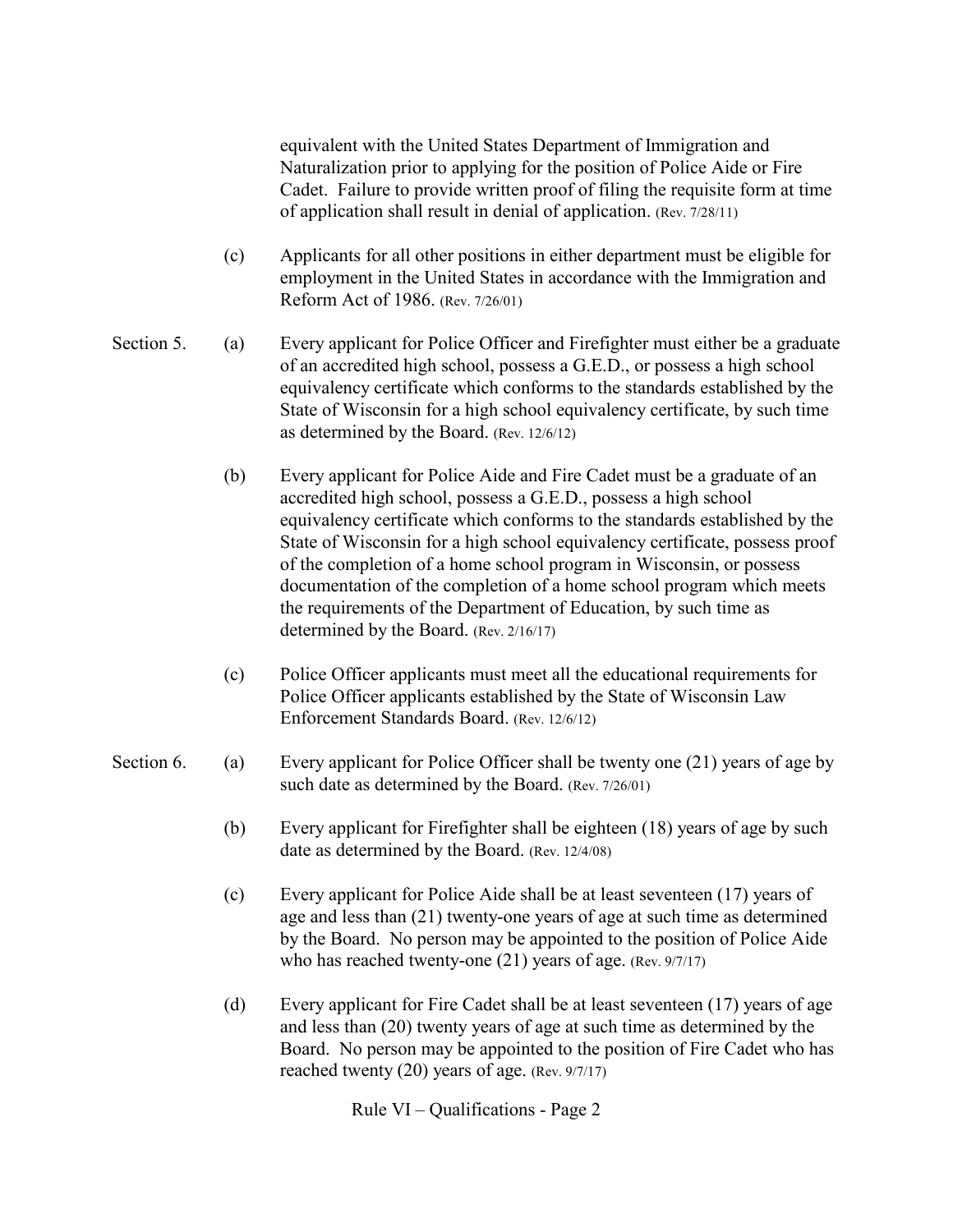equivalent with the United States Department of Immigration and Naturalization prior to applying for the position of Police Aide or Fire Cadet. Failure to provide written proof of filing the requisite form at time of application shall result in denial of application. (Rev. 7/28/11)

(c) Applicants for all other positions in either department must be eligible for employment in the United States in accordance with the Immigration and Reform Act of 1986. (Rev. 7/26/01)

Section 5. (a) Every applicant for Police Officer and Firefighter must either be a graduate of an accredited high school, possess a G.E.D., or possess a high school equivalency certificate which conforms to the standards established by the State of Wisconsin for a high school equivalency certificate, by such time as determined by the Board. (Rev. 12/6/12)

(b) Every applicant for Police Aide and Fire Cadet must be a graduate of an accredited high school, possess a G.E.D., possess a high school equivalency certificate which conforms to the standards established by the State of Wisconsin for a high school equivalency certificate, possess proof of the completion of a home school program in Wisconsin, or possess documentation of the completion of a home school program which meets the requirements of the Department of Education, by such time as determined by the Board. (Rev. 2/16/17)

(c) Police Officer applicants must meet all the educational requirements for Police Officer applicants established by the State of Wisconsin Law Enforcement Standards Board. (Rev. 12/6/12)

Section 6. (a) Every applicant for Police Officer shall be twenty one (21) years of age by such date as determined by the Board. (Rev. 7/26/01)

(b) Every applicant for Firefighter shall be eighteen (18) years of age by such date as determined by the Board. (Rev. 12/4/08)

(c) Every applicant for Police Aide shall be at least seventeen (17) years of age and less than (21) twenty-one years of age at such time as determined by the Board. No person may be appointed to the position of Police Aide who has reached twenty-one (21) years of age. (Rev. 9/7/17)

(d) Every applicant for Fire Cadet shall be at least seventeen (17) years of age and less than (20) twenty years of age at such time as determined by the Board. No person may be appointed to the position of Fire Cadet who has reached twenty (20) years of age. (Rev. 9/7/17)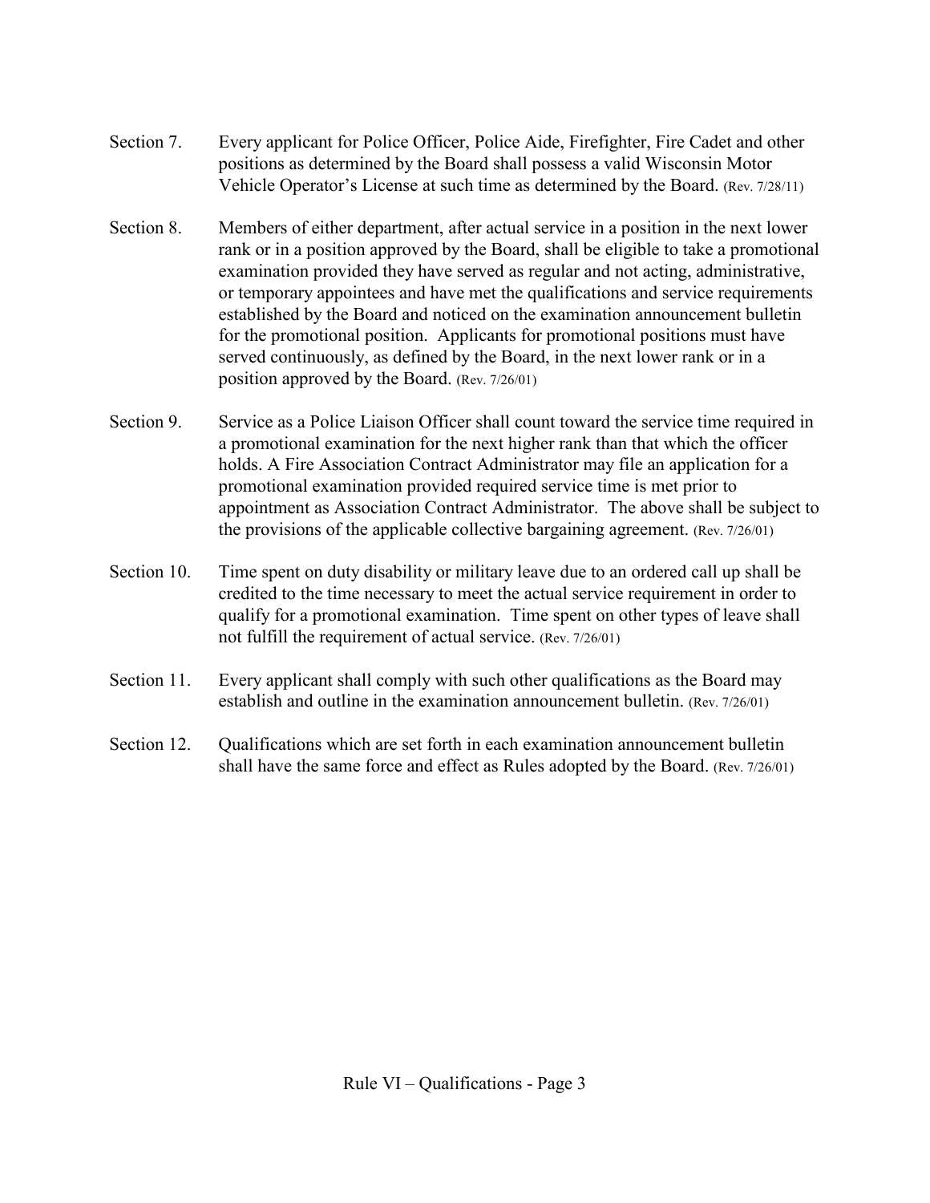Section 7. Every applicant for Police Officer, Police Aide, Firefighter, Fire Cadet and other positions as determined by the Board shall possess a valid Wisconsin Motor Vehicle Operator's License at such time as determined by the Board. (Rev. 7/28/11)

Section 8. Members of either department, after actual service in a position in the next lower rank or in a position approved by the Board, shall be eligible to take a promotional examination provided they have served as regular and not acting, administrative, or temporary appointees and have met the qualifications and service requirements established by the Board and noticed on the examination announcement bulletin for the promotional position. Applicants for promotional positions must have served continuously, as defined by the Board, in the next lower rank or in a position approved by the Board. (Rev. 7/26/01)

Section 9. Service as a Police Liaison Officer shall count toward the service time required in a promotional examination for the next higher rank than that which the officer holds. A Fire Association Contract Administrator may file an application for a promotional examination provided required service time is met prior to appointment as Association Contract Administrator. The above shall be subject to the provisions of the applicable collective bargaining agreement. (Rev. 7/26/01)

Section 10. Time spent on duty disability or military leave due to an ordered call up shall be credited to the time necessary to meet the actual service requirement in order to qualify for a promotional examination. Time spent on other types of leave shall not fulfill the requirement of actual service. (Rev. 7/26/01)

Section 11. Every applicant shall comply with such other qualifications as the Board may establish and outline in the examination announcement bulletin. (Rev. 7/26/01)

Section 12. Qualifications which are set forth in each examination announcement bulletin shall have the same force and effect as Rules adopted by the Board. (Rev. 7/26/01)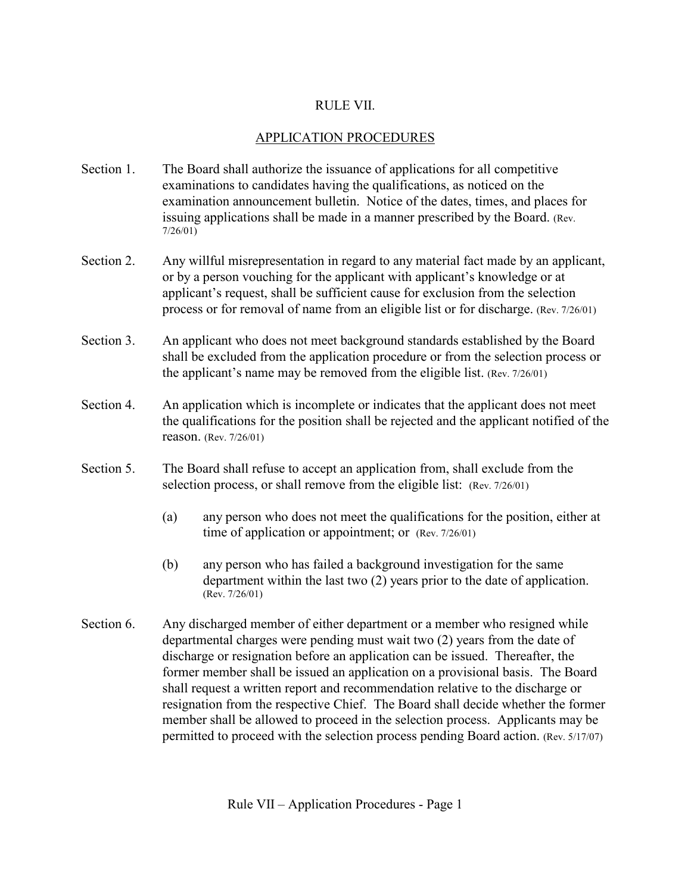# RULE VII.

## APPLICATION PROCEDURES

Section 1. The Board shall authorize the issuance of applications for all competitive examinations to candidates having the qualifications, as noticed on the examination announcement bulletin. Notice of the dates, times, and places for issuing applications shall be made in a manner prescribed by the Board. (Rev. 7/26/01)

Section 2. Any willful misrepresentation in regard to any material fact made by an applicant, or by a person vouching for the applicant with applicant's knowledge or at applicant's request, shall be sufficient cause for exclusion from the selection process or for removal of name from an eligible list or for discharge. (Rev. 7/26/01)

Section 3. An applicant who does not meet background standards established by the Board shall be excluded from the application procedure or from the selection process or the applicant's name may be removed from the eligible list. (Rev. 7/26/01)

Section 4. An application which is incomplete or indicates that the applicant does not meet the qualifications for the position shall be rejected and the applicant notified of the reason. (Rev. 7/26/01)

Section 5. The Board shall refuse to accept an application from, shall exclude from the selection process, or shall remove from the eligible list: (Rev. 7/26/01)

(a) any person who does not meet the qualifications for the position, either at time of application or appointment; or (Rev. 7/26/01)

(b) any person who has failed a background investigation for the same department within the last two (2) years prior to the date of application. (Rev. 7/26/01)

Section 6. Any discharged member of either department or a member who resigned while departmental charges were pending must wait two (2) years from the date of discharge or resignation before an application can be issued. Thereafter, the former member shall be issued an application on a provisional basis. The Board shall request a written report and recommendation relative to the discharge or resignation from the respective Chief. The Board shall decide whether the former member shall be allowed to proceed in the selection process. Applicants may be permitted to proceed with the selection process pending Board action. (Rev. 5/17/07)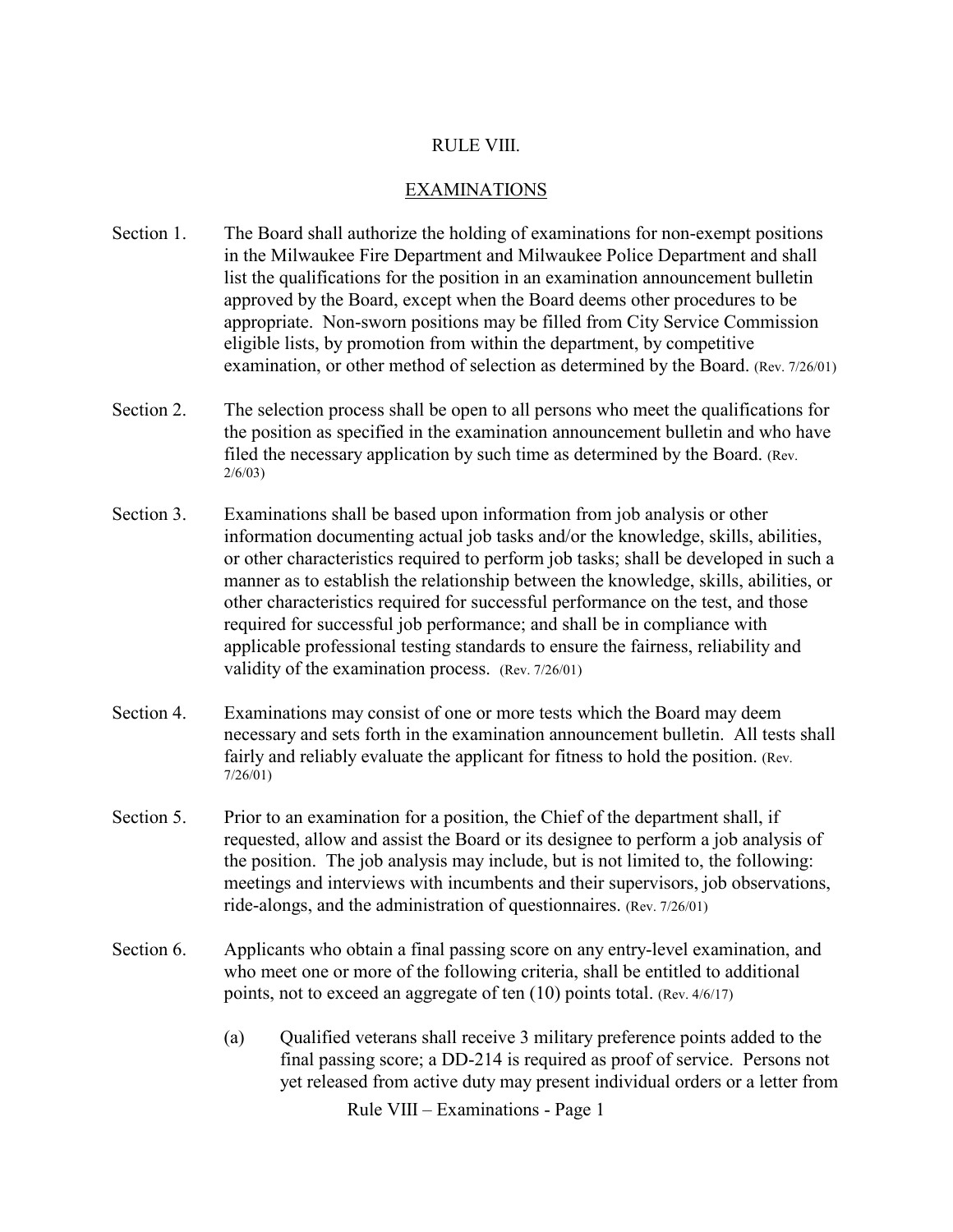# RULE VIII.

## EXAMINATIONS

Section 1. The Board shall authorize the holding of examinations for non-exempt positions in the Milwaukee Fire Department and Milwaukee Police Department and shall list the qualifications for the position in an examination announcement bulletin approved by the Board, except when the Board deems other procedures to be appropriate. Non-sworn positions may be filled from City Service Commission eligible lists, by promotion from within the department, by competitive examination, or other method of selection as determined by the Board. (Rev. 7/26/01)

Section 2. The selection process shall be open to all persons who meet the qualifications for the position as specified in the examination announcement bulletin and who have filed the necessary application by such time as determined by the Board. (Rev. 2/6/03)

Section 3. Examinations shall be based upon information from job analysis or other information documenting actual job tasks and/or the knowledge, skills, abilities, or other characteristics required to perform job tasks; shall be developed in such a manner as to establish the relationship between the knowledge, skills, abilities, or other characteristics required for successful performance on the test, and those required for successful job performance; and shall be in compliance with applicable professional testing standards to ensure the fairness, reliability and validity of the examination process. (Rev. 7/26/01)

Section 4. Examinations may consist of one or more tests which the Board may deem necessary and sets forth in the examination announcement bulletin. All tests shall fairly and reliably evaluate the applicant for fitness to hold the position. (Rev. 7/26/01)

Section 5. Prior to an examination for a position, the Chief of the department shall, if requested, allow and assist the Board or its designee to perform a job analysis of the position. The job analysis may include, but is not limited to, the following: meetings and interviews with incumbents and their supervisors, job observations, ride-alongs, and the administration of questionnaires. (Rev. 7/26/01)

Section 6. Applicants who obtain a final passing score on any entry-level examination, and who meet one or more of the following criteria, shall be entitled to additional points, not to exceed an aggregate of ten (10) points total. (Rev. 4/6/17)

(a) Qualified veterans shall receive 3 military preference points added to the final passing score; a DD-214 is required as proof of service. Persons not yet released from active duty may present individual orders or a letter from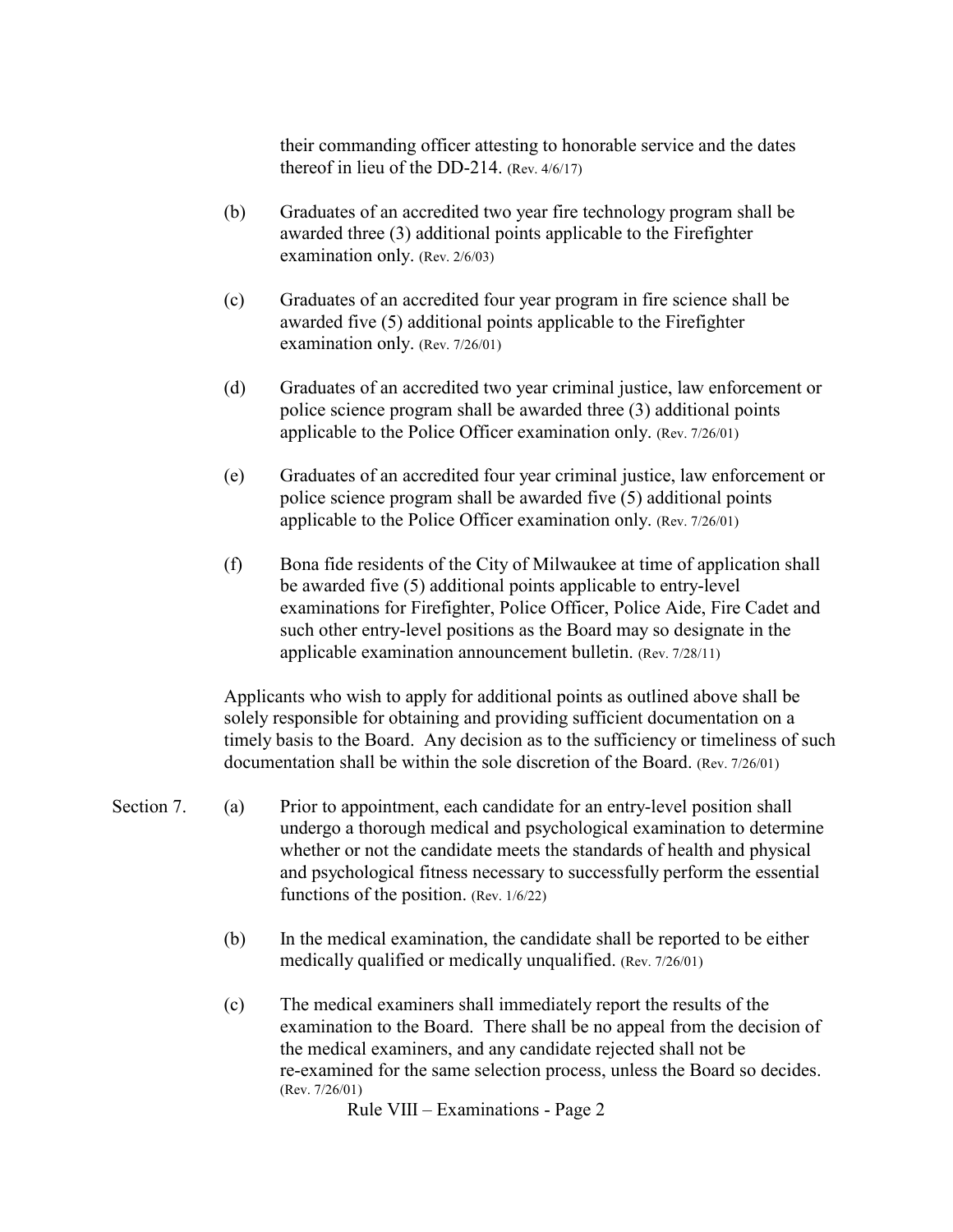their commanding officer attesting to honorable service and the dates thereof in lieu of the DD-214. (Rev. 4/6/17)

(b) Graduates of an accredited two year fire technology program shall be awarded three (3) additional points applicable to the Firefighter examination only. (Rev. 2/6/03)

(c) Graduates of an accredited four year program in fire science shall be awarded five (5) additional points applicable to the Firefighter examination only. (Rev. 7/26/01)

(d) Graduates of an accredited two year criminal justice, law enforcement or police science program shall be awarded three (3) additional points applicable to the Police Officer examination only. (Rev. 7/26/01)

(e) Graduates of an accredited four year criminal justice, law enforcement or police science program shall be awarded five (5) additional points applicable to the Police Officer examination only. (Rev. 7/26/01)

(f) Bona fide residents of the City of Milwaukee at time of application shall be awarded five (5) additional points applicable to entry-level examinations for Firefighter, Police Officer, Police Aide, Fire Cadet and such other entry-level positions as the Board may so designate in the applicable examination announcement bulletin. (Rev. 7/28/11)

Applicants who wish to apply for additional points as outlined above shall be solely responsible for obtaining and providing sufficient documentation on a timely basis to the Board. Any decision as to the sufficiency or timeliness of such documentation shall be within the sole discretion of the Board. (Rev. 7/26/01)

Section 7. (a) Prior to appointment, each candidate for an entry-level position shall undergo a thorough medical and psychological examination to determine whether or not the candidate meets the standards of health and physical and psychological fitness necessary to successfully perform the essential functions of the position. (Rev. 1/6/22)

(b) In the medical examination, the candidate shall be reported to be either medically qualified or medically unqualified. (Rev. 7/26/01)

(c) The medical examiners shall immediately report the results of the examination to the Board. There shall be no appeal from the decision of the medical examiners, and any candidate rejected shall not be re-examined for the same selection process, unless the Board so decides. (Rev. 7/26/01)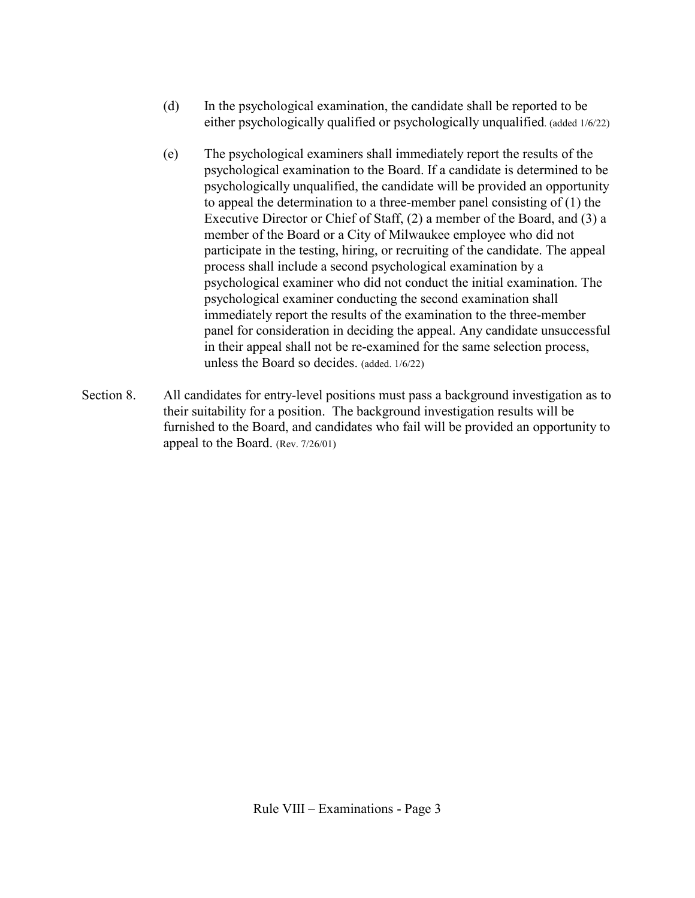(d) In the psychological examination, the candidate shall be reported to be either psychologically qualified or psychologically unqualified. (added 1/6/22)

(e) The psychological examiners shall immediately report the results of the psychological examination to the Board. If a candidate is determined to be psychologically unqualified, the candidate will be provided an opportunity to appeal the determination to a three-member panel consisting of (1) the Executive Director or Chief of Staff, (2) a member of the Board, and (3) a member of the Board or a City of Milwaukee employee who did not participate in the testing, hiring, or recruiting of the candidate. The appeal process shall include a second psychological examination by a psychological examiner who did not conduct the initial examination. The psychological examiner conducting the second examination shall immediately report the results of the examination to the three-member panel for consideration in deciding the appeal. Any candidate unsuccessful in their appeal shall not be re-examined for the same selection process, unless the Board so decides. (added. 1/6/22)

Section 8. All candidates for entry-level positions must pass a background investigation as to their suitability for a position. The background investigation results will be furnished to the Board, and candidates who fail will be provided an opportunity to appeal to the Board. (Rev. 7/26/01)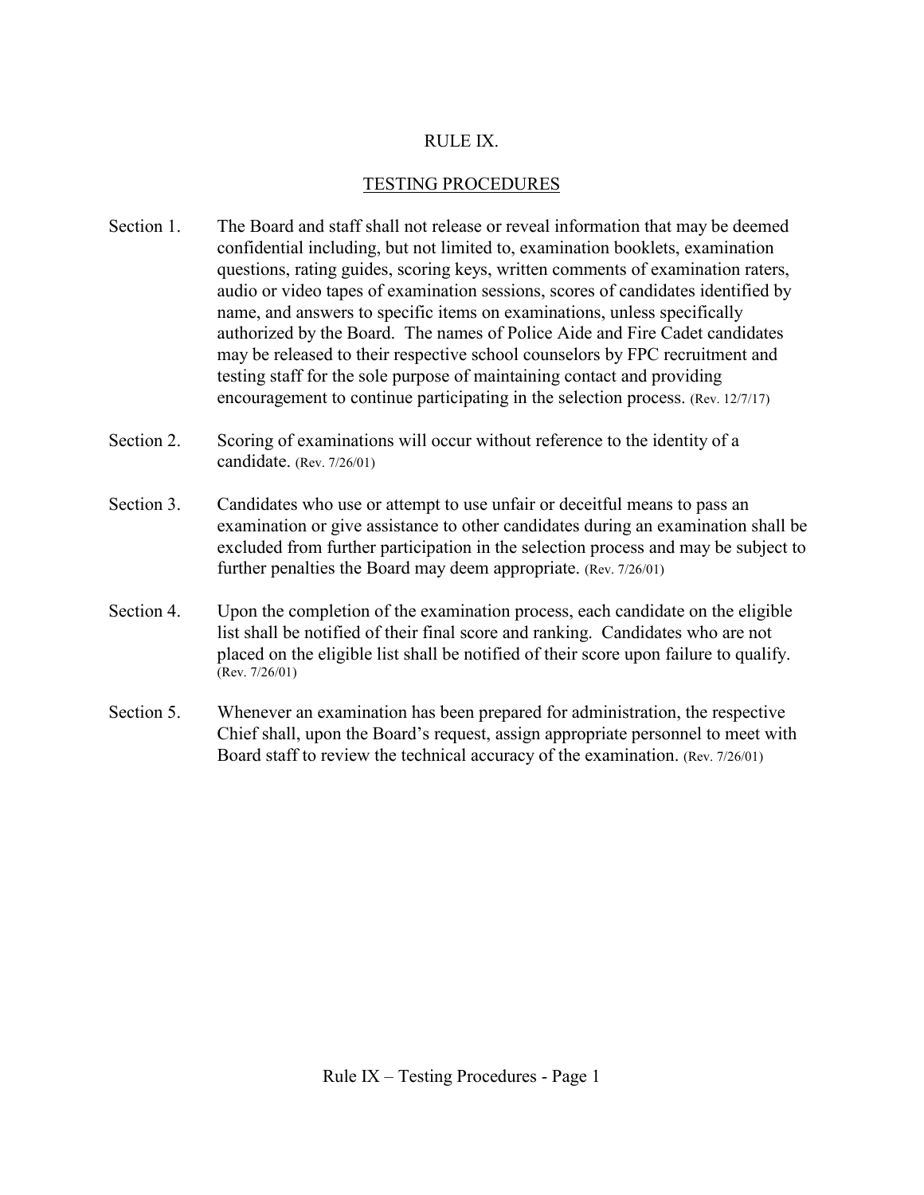# RULE IX.

## TESTING PROCEDURES

Section 1. The Board and staff shall not release or reveal information that may be deemed confidential including, but not limited to, examination booklets, examination questions, rating guides, scoring keys, written comments of examination raters, audio or video tapes of examination sessions, scores of candidates identified by name, and answers to specific items on examinations, unless specifically authorized by the Board. The names of Police Aide and Fire Cadet candidates may be released to their respective school counselors by FPC recruitment and testing staff for the sole purpose of maintaining contact and providing encouragement to continue participating in the selection process. (Rev. 12/7/17)

Section 2. Scoring of examinations will occur without reference to the identity of a candidate. (Rev. 7/26/01)

Section 3. Candidates who use or attempt to use unfair or deceitful means to pass an examination or give assistance to other candidates during an examination shall be excluded from further participation in the selection process and may be subject to further penalties the Board may deem appropriate. (Rev. 7/26/01)

Section 4. Upon the completion of the examination process, each candidate on the eligible list shall be notified of their final score and ranking. Candidates who are not placed on the eligible list shall be notified of their score upon failure to qualify. (Rev. 7/26/01)

Section 5. Whenever an examination has been prepared for administration, the respective Chief shall, upon the Board's request, assign appropriate personnel to meet with Board staff to review the technical accuracy of the examination. (Rev. 7/26/01)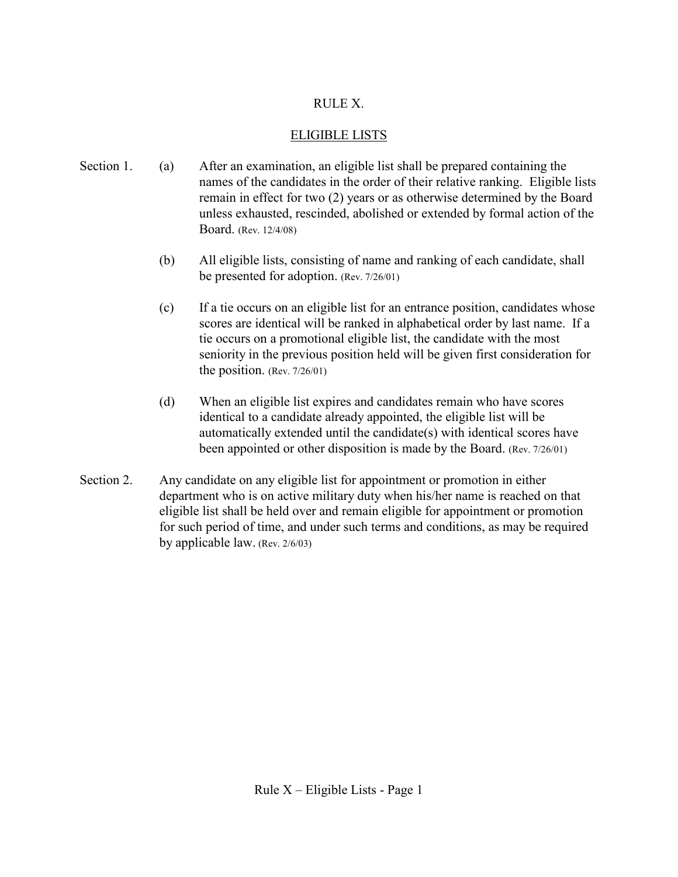# RULE X.

## ELIGIBLE LISTS

Section 1.

(a) After an examination, an eligible list shall be prepared containing the names of the candidates in the order of their relative ranking. Eligible lists remain in effect for two (2) years or as otherwise determined by the Board unless exhausted, rescinded, abolished or extended by formal action of the Board. (Rev. 12/4/08)

(b) All eligible lists, consisting of name and ranking of each candidate, shall be presented for adoption. (Rev. 7/26/01)

(c) If a tie occurs on an eligible list for an entrance position, candidates whose scores are identical will be ranked in alphabetical order by last name. If a tie occurs on a promotional eligible list, the candidate with the most seniority in the previous position held will be given first consideration for the position. (Rev. 7/26/01)

(d) When an eligible list expires and candidates remain who have scores identical to a candidate already appointed, the eligible list will be automatically extended until the candidate(s) with identical scores have been appointed or other disposition is made by the Board. (Rev. 7/26/01)

Section 2. Any candidate on any eligible list for appointment or promotion in either department who is on active military duty when his/her name is reached on that eligible list shall be held over and remain eligible for appointment or promotion for such period of time, and under such terms and conditions, as may be required by applicable law. (Rev. 2/6/03)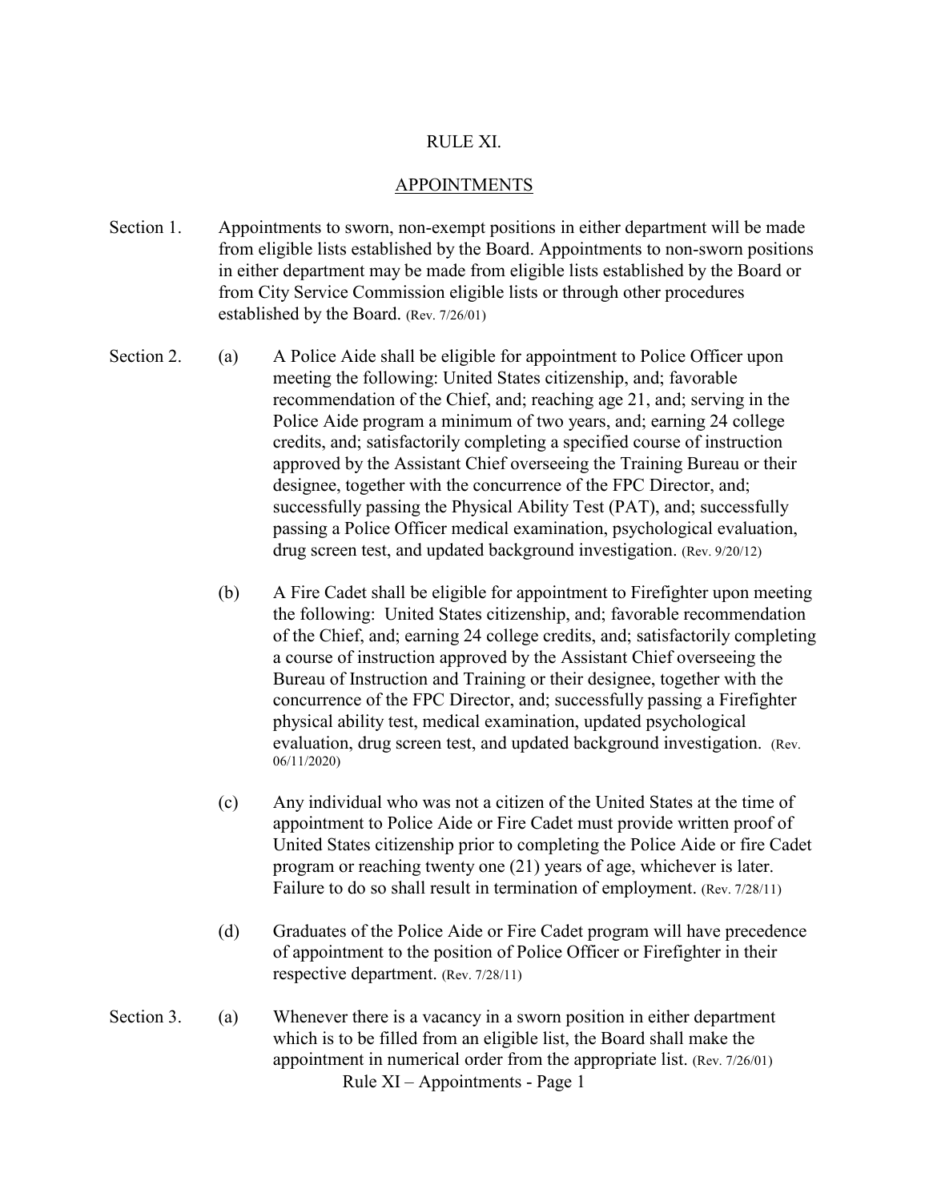# RULE XI.

## APPOINTMENTS

Section 1. Appointments to sworn, non-exempt positions in either department will be made from eligible lists established by the Board. Appointments to non-sworn positions in either department may be made from eligible lists established by the Board or from City Service Commission eligible lists or through other procedures established by the Board. (Rev. 7/26/01)

Section 2. (a) A Police Aide shall be eligible for appointment to Police Officer upon meeting the following: United States citizenship, and; favorable recommendation of the Chief, and; reaching age 21, and; serving in the Police Aide program a minimum of two years, and; earning 24 college credits, and; satisfactorily completing a specified course of instruction approved by the Assistant Chief overseeing the Training Bureau or their designee, together with the concurrence of the FPC Director, and; successfully passing the Physical Ability Test (PAT), and; successfully passing a Police Officer medical examination, psychological evaluation, drug screen test, and updated background investigation. (Rev. 9/20/12)

(b) A Fire Cadet shall be eligible for appointment to Firefighter upon meeting the following: United States citizenship, and; favorable recommendation of the Chief, and; earning 24 college credits, and; satisfactorily completing a course of instruction approved by the Assistant Chief overseeing the Bureau of Instruction and Training or their designee, together with the concurrence of the FPC Director, and; successfully passing a Firefighter physical ability test, medical examination, updated psychological evaluation, drug screen test, and updated background investigation. (Rev. 06/11/2020)

(c) Any individual who was not a citizen of the United States at the time of appointment to Police Aide or Fire Cadet must provide written proof of United States citizenship prior to completing the Police Aide or fire Cadet program or reaching twenty one (21) years of age, whichever is later. Failure to do so shall result in termination of employment. (Rev. 7/28/11)

(d) Graduates of the Police Aide or Fire Cadet program will have precedence of appointment to the position of Police Officer or Firefighter in their respective department. (Rev. 7/28/11)

Section 3. (a) Whenever there is a vacancy in a sworn position in either department which is to be filled from an eligible list, the Board shall make the appointment in numerical order from the appropriate list. (Rev. 7/26/01)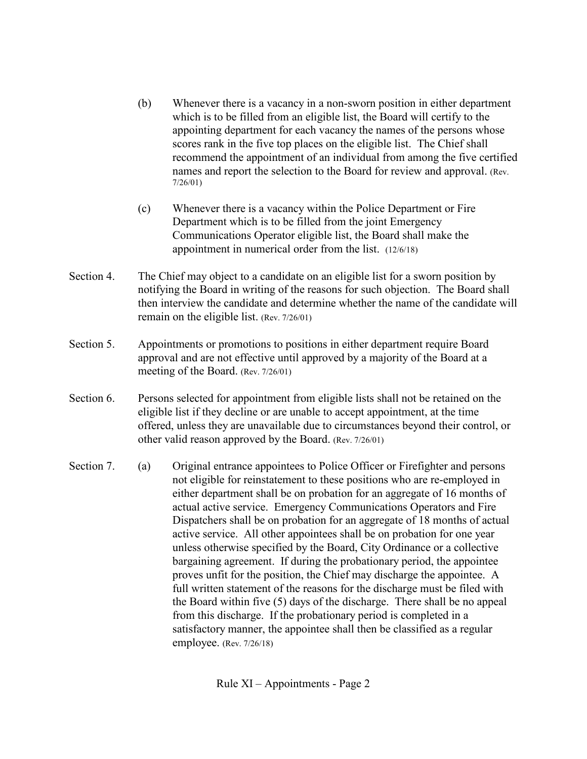(b) Whenever there is a vacancy in a non-sworn position in either department which is to be filled from an eligible list, the Board will certify to the appointing department for each vacancy the names of the persons whose scores rank in the five top places on the eligible list. The Chief shall recommend the appointment of an individual from among the five certified names and report the selection to the Board for review and approval. (Rev. 7/26/01)

(c) Whenever there is a vacancy within the Police Department or Fire Department which is to be filled from the joint Emergency Communications Operator eligible list, the Board shall make the appointment in numerical order from the list. (12/6/18)

Section 4. The Chief may object to a candidate on an eligible list for a sworn position by notifying the Board in writing of the reasons for such objection. The Board shall then interview the candidate and determine whether the name of the candidate will remain on the eligible list. (Rev. 7/26/01)

Section 5. Appointments or promotions to positions in either department require Board approval and are not effective until approved by a majority of the Board at a meeting of the Board. (Rev. 7/26/01)

Section 6. Persons selected for appointment from eligible lists shall not be retained on the eligible list if they decline or are unable to accept appointment, at the time offered, unless they are unavailable due to circumstances beyond their control, or other valid reason approved by the Board. (Rev. 7/26/01)

Section 7. (a) Original entrance appointees to Police Officer or Firefighter and persons not eligible for reinstatement to these positions who are re-employed in either department shall be on probation for an aggregate of 16 months of actual active service. Emergency Communications Operators and Fire Dispatchers shall be on probation for an aggregate of 18 months of actual active service. All other appointees shall be on probation for one year unless otherwise specified by the Board, City Ordinance or a collective bargaining agreement. If during the probationary period, the appointee proves unfit for the position, the Chief may discharge the appointee. A full written statement of the reasons for the discharge must be filed with the Board within five (5) days of the discharge. There shall be no appeal from this discharge. If the probationary period is completed in a satisfactory manner, the appointee shall then be classified as a regular employee. (Rev. 7/26/18)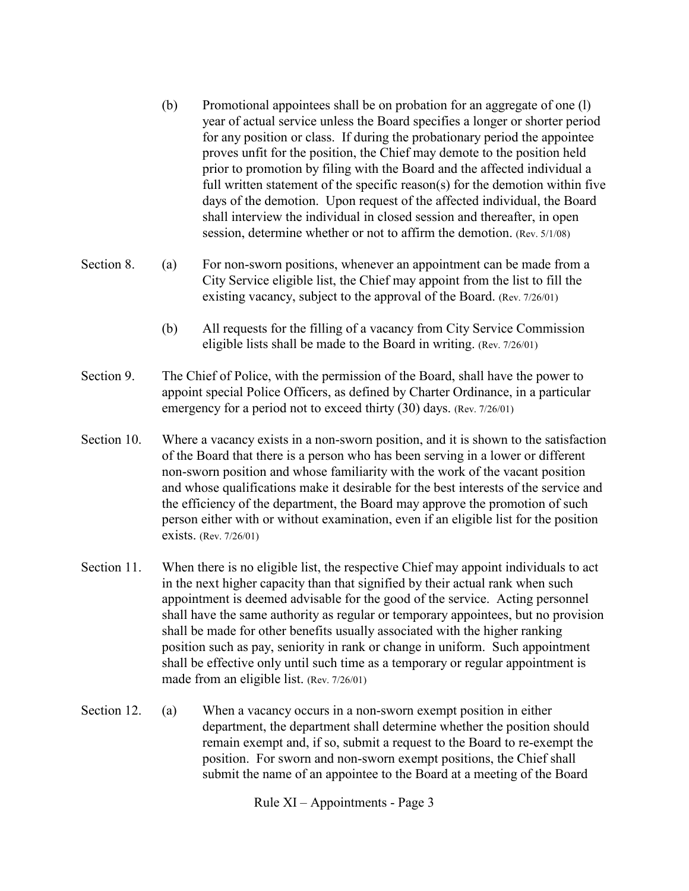(b) Promotional appointees shall be on probation for an aggregate of one (l) year of actual service unless the Board specifies a longer or shorter period for any position or class. If during the probationary period the appointee proves unfit for the position, the Chief may demote to the position held prior to promotion by filing with the Board and the affected individual a full written statement of the specific reason(s) for the demotion within five days of the demotion. Upon request of the affected individual, the Board shall interview the individual in closed session and thereafter, in open session, determine whether or not to affirm the demotion. (Rev. 5/1/08)

Section 8. (a) For non-sworn positions, whenever an appointment can be made from a City Service eligible list, the Chief may appoint from the list to fill the existing vacancy, subject to the approval of the Board. (Rev. 7/26/01)

(b) All requests for the filling of a vacancy from City Service Commission eligible lists shall be made to the Board in writing. (Rev. 7/26/01)

Section 9. The Chief of Police, with the permission of the Board, shall have the power to appoint special Police Officers, as defined by Charter Ordinance, in a particular emergency for a period not to exceed thirty (30) days. (Rev. 7/26/01)

Section 10. Where a vacancy exists in a non-sworn position, and it is shown to the satisfaction of the Board that there is a person who has been serving in a lower or different non-sworn position and whose familiarity with the work of the vacant position and whose qualifications make it desirable for the best interests of the service and the efficiency of the department, the Board may approve the promotion of such person either with or without examination, even if an eligible list for the position exists. (Rev. 7/26/01)

Section 11. When there is no eligible list, the respective Chief may appoint individuals to act in the next higher capacity than that signified by their actual rank when such appointment is deemed advisable for the good of the service. Acting personnel shall have the same authority as regular or temporary appointees, but no provision shall be made for other benefits usually associated with the higher ranking position such as pay, seniority in rank or change in uniform. Such appointment shall be effective only until such time as a temporary or regular appointment is made from an eligible list. (Rev. 7/26/01)

Section 12. (a) When a vacancy occurs in a non-sworn exempt position in either department, the department shall determine whether the position should remain exempt and, if so, submit a request to the Board to re-exempt the position. For sworn and non-sworn exempt positions, the Chief shall submit the name of an appointee to the Board at a meeting of the Board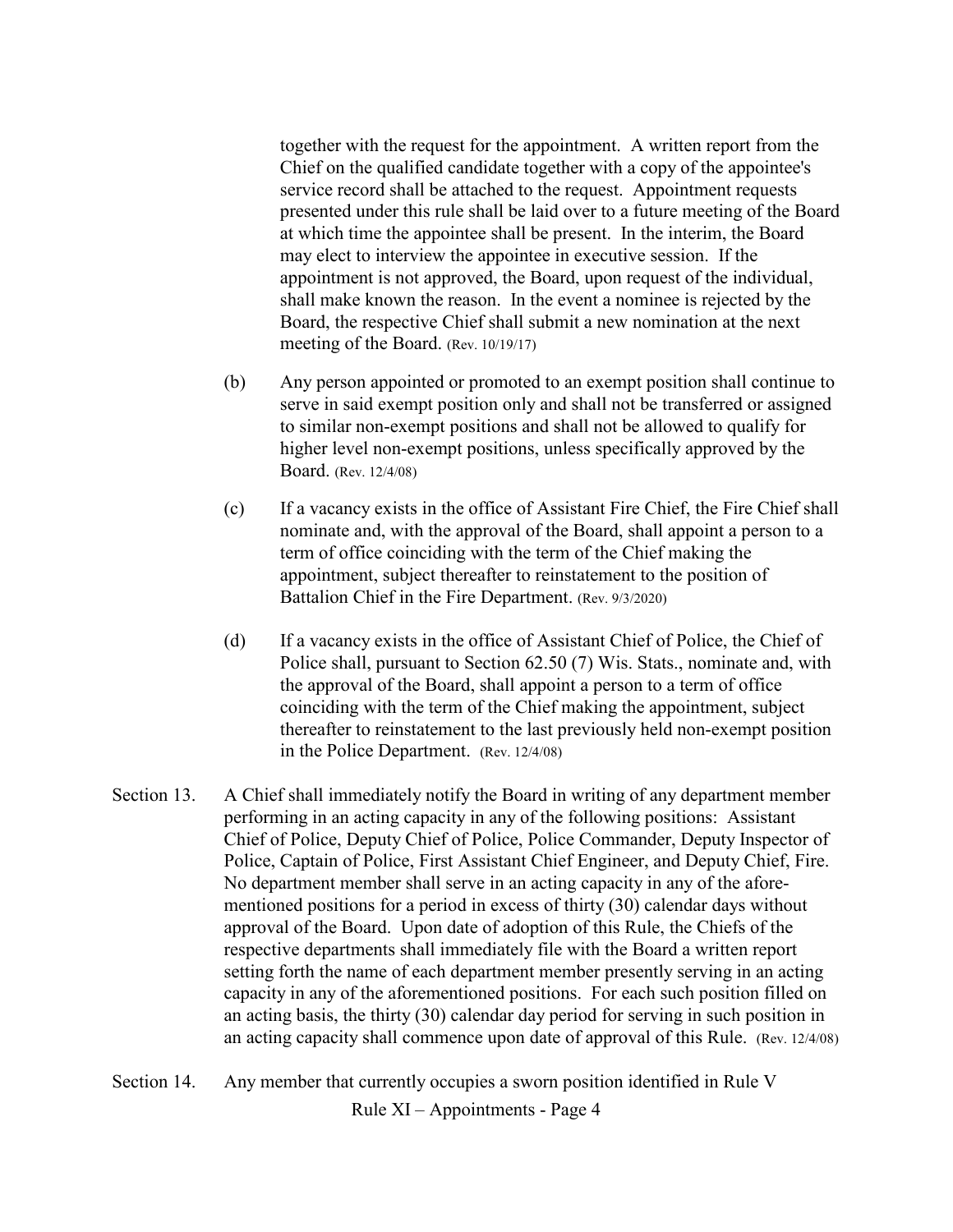together with the request for the appointment. A written report from the Chief on the qualified candidate together with a copy of the appointee's service record shall be attached to the request. Appointment requests presented under this rule shall be laid over to a future meeting of the Board at which time the appointee shall be present. In the interim, the Board may elect to interview the appointee in executive session. If the appointment is not approved, the Board, upon request of the individual, shall make known the reason. In the event a nominee is rejected by the Board, the respective Chief shall submit a new nomination at the next meeting of the Board. (Rev. 10/19/17)

(b) Any person appointed or promoted to an exempt position shall continue to serve in said exempt position only and shall not be transferred or assigned to similar non-exempt positions and shall not be allowed to qualify for higher level non-exempt positions, unless specifically approved by the Board. (Rev. 12/4/08)

(c) If a vacancy exists in the office of Assistant Fire Chief, the Fire Chief shall nominate and, with the approval of the Board, shall appoint a person to a term of office coinciding with the term of the Chief making the appointment, subject thereafter to reinstatement to the position of Battalion Chief in the Fire Department. (Rev. 9/3/2020)

(d) If a vacancy exists in the office of Assistant Chief of Police, the Chief of Police shall, pursuant to Section 62.50 (7) Wis. Stats., nominate and, with the approval of the Board, shall appoint a person to a term of office coinciding with the term of the Chief making the appointment, subject thereafter to reinstatement to the last previously held non-exempt position in the Police Department. (Rev. 12/4/08)

Section 13. A Chief shall immediately notify the Board in writing of any department member performing in an acting capacity in any of the following positions: Assistant Chief of Police, Deputy Chief of Police, Police Commander, Deputy Inspector of Police, Captain of Police, First Assistant Chief Engineer, and Deputy Chief, Fire. No department member shall serve in an acting capacity in any of the aforementioned positions for a period in excess of thirty (30) calendar days without approval of the Board. Upon date of adoption of this Rule, the Chiefs of the respective departments shall immediately file with the Board a written report setting forth the name of each department member presently serving in an acting capacity in any of the aforementioned positions. For each such position filled on an acting basis, the thirty (30) calendar day period for serving in such position in an acting capacity shall commence upon date of approval of this Rule. (Rev. 12/4/08)

Section 14. Any member that currently occupies a sworn position identified in Rule V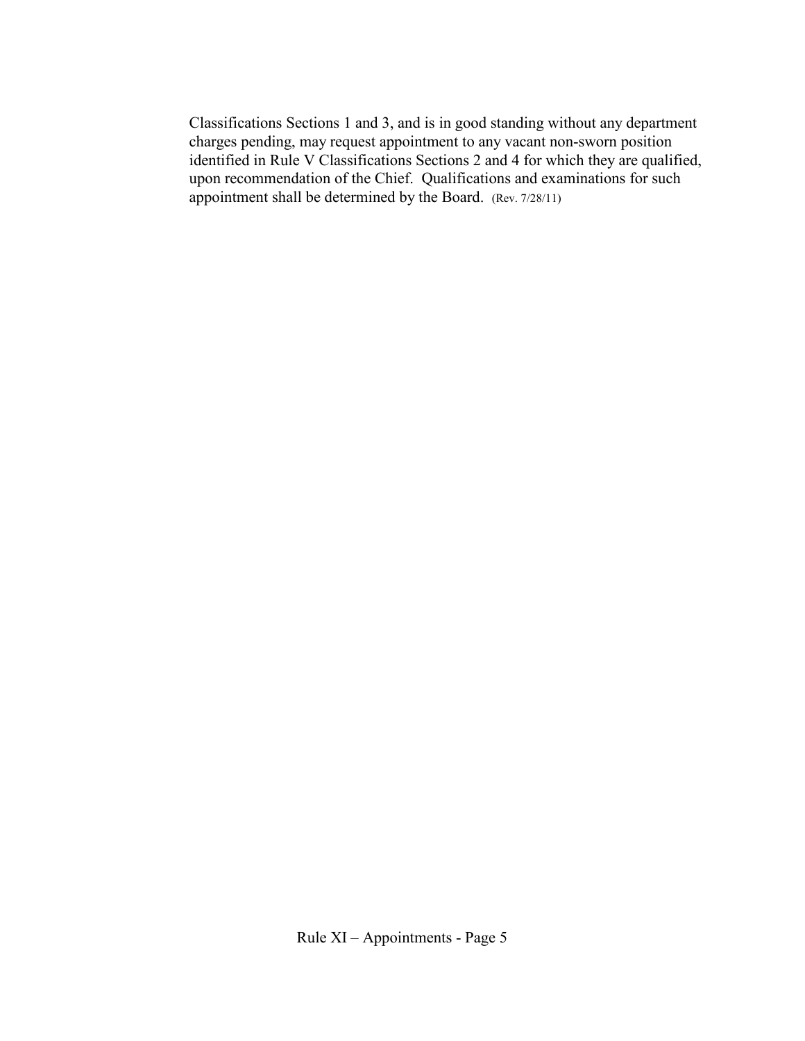Classifications Sections 1 and 3, and is in good standing without any department charges pending, may request appointment to any vacant non-sworn position identified in Rule V Classifications Sections 2 and 4 for which they are qualified, upon recommendation of the Chief. Qualifications and examinations for such appointment shall be determined by the Board. (Rev. 7/28/11)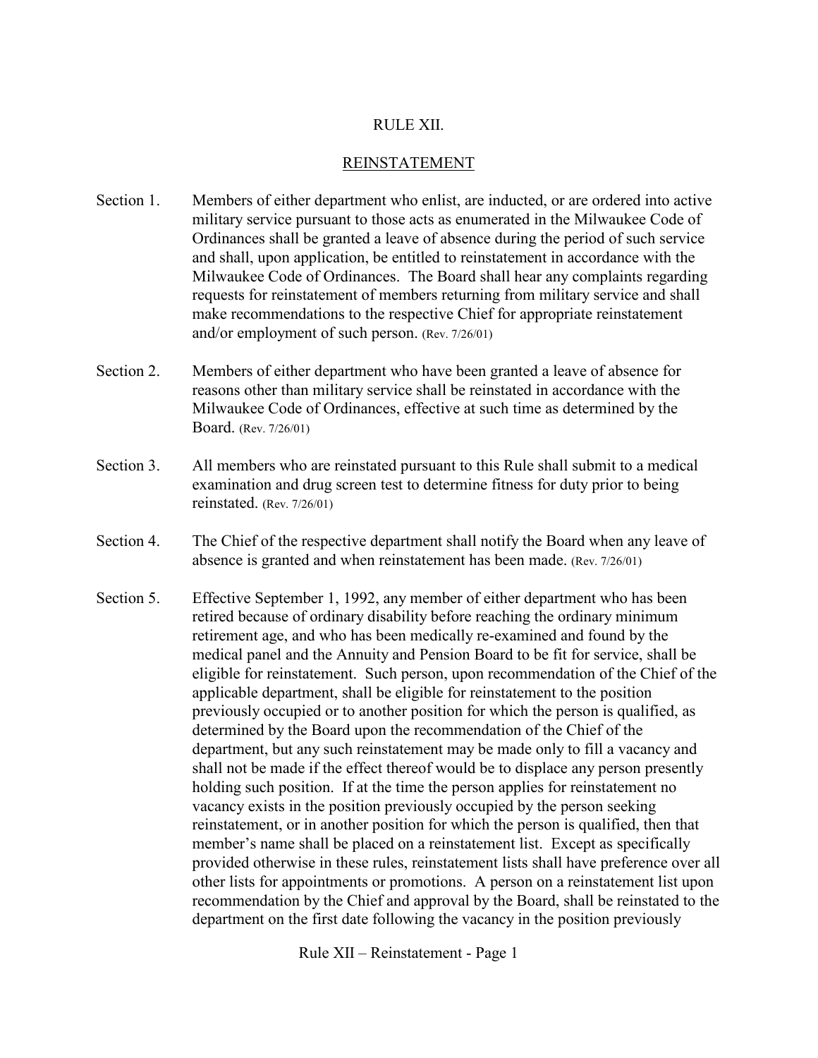# RULE XII.

## REINSTATEMENT

Section 1. Members of either department who enlist, are inducted, or are ordered into active military service pursuant to those acts as enumerated in the Milwaukee Code of Ordinances shall be granted a leave of absence during the period of such service and shall, upon application, be entitled to reinstatement in accordance with the Milwaukee Code of Ordinances. The Board shall hear any complaints regarding requests for reinstatement of members returning from military service and shall make recommendations to the respective Chief for appropriate reinstatement and/or employment of such person. (Rev. 7/26/01)

Section 2. Members of either department who have been granted a leave of absence for reasons other than military service shall be reinstated in accordance with the Milwaukee Code of Ordinances, effective at such time as determined by the Board. (Rev. 7/26/01)

Section 3. All members who are reinstated pursuant to this Rule shall submit to a medical examination and drug screen test to determine fitness for duty prior to being reinstated. (Rev. 7/26/01)

Section 4. The Chief of the respective department shall notify the Board when any leave of absence is granted and when reinstatement has been made. (Rev. 7/26/01)

Section 5. Effective September 1, 1992, any member of either department who has been retired because of ordinary disability before reaching the ordinary minimum retirement age, and who has been medically re-examined and found by the medical panel and the Annuity and Pension Board to be fit for service, shall be eligible for reinstatement. Such person, upon recommendation of the Chief of the applicable department, shall be eligible for reinstatement to the position previously occupied or to another position for which the person is qualified, as determined by the Board upon the recommendation of the Chief of the department, but any such reinstatement may be made only to fill a vacancy and shall not be made if the effect thereof would be to displace any person presently holding such position. If at the time the person applies for reinstatement no vacancy exists in the position previously occupied by the person seeking reinstatement, or in another position for which the person is qualified, then that member's name shall be placed on a reinstatement list. Except as specifically provided otherwise in these rules, reinstatement lists shall have preference over all other lists for appointments or promotions. A person on a reinstatement list upon recommendation by the Chief and approval by the Board, shall be reinstated to the department on the first date following the vacancy in the position previously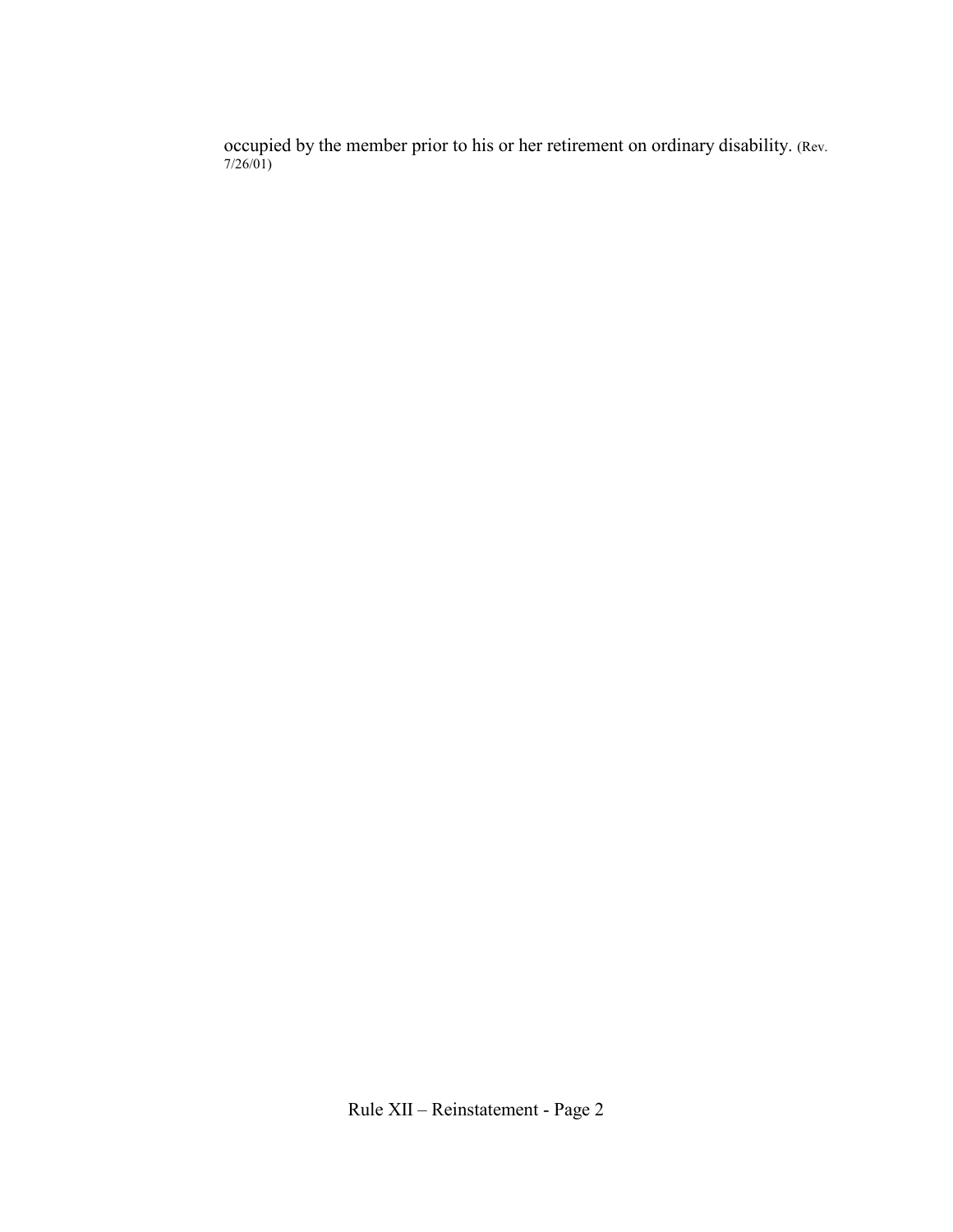occupied by the member prior to his or her retirement on ordinary disability. (Rev. 7/26/01)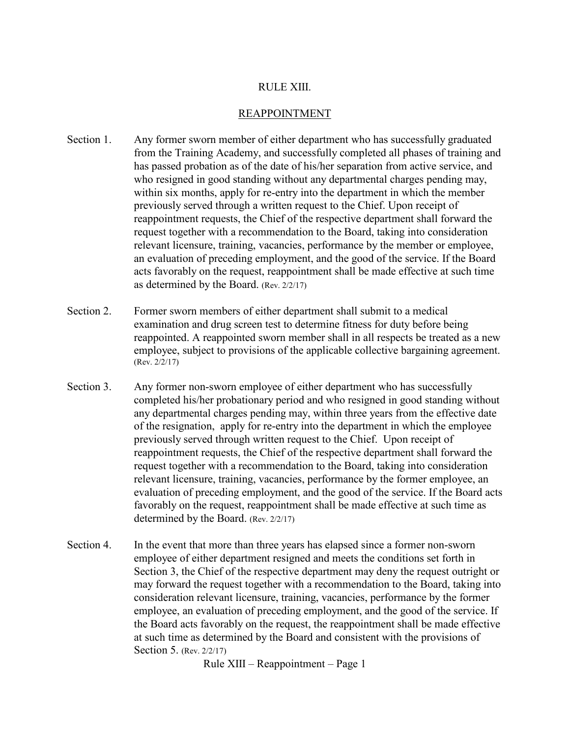# RULE XIII.

## REAPPOINTMENT

Section 1. Any former sworn member of either department who has successfully graduated from the Training Academy, and successfully completed all phases of training and has passed probation as of the date of his/her separation from active service, and who resigned in good standing without any departmental charges pending may, within six months, apply for re-entry into the department in which the member previously served through a written request to the Chief. Upon receipt of reappointment requests, the Chief of the respective department shall forward the request together with a recommendation to the Board, taking into consideration relevant licensure, training, vacancies, performance by the member or employee, an evaluation of preceding employment, and the good of the service. If the Board acts favorably on the request, reappointment shall be made effective at such time as determined by the Board. (Rev. 2/2/17)

Section 2. Former sworn members of either department shall submit to a medical examination and drug screen test to determine fitness for duty before being reappointed. A reappointed sworn member shall in all respects be treated as a new employee, subject to provisions of the applicable collective bargaining agreement. (Rev. 2/2/17)

Section 3. Any former non-sworn employee of either department who has successfully completed his/her probationary period and who resigned in good standing without any departmental charges pending may, within three years from the effective date of the resignation, apply for re-entry into the department in which the employee previously served through written request to the Chief. Upon receipt of reappointment requests, the Chief of the respective department shall forward the request together with a recommendation to the Board, taking into consideration relevant licensure, training, vacancies, performance by the former employee, an evaluation of preceding employment, and the good of the service. If the Board acts favorably on the request, reappointment shall be made effective at such time as determined by the Board. (Rev. 2/2/17)

Section 4. In the event that more than three years has elapsed since a former non-sworn employee of either department resigned and meets the conditions set forth in Section 3, the Chief of the respective department may deny the request outright or may forward the request together with a recommendation to the Board, taking into consideration relevant licensure, training, vacancies, performance by the former employee, an evaluation of preceding employment, and the good of the service. If the Board acts favorably on the request, the reappointment shall be made effective at such time as determined by the Board and consistent with the provisions of Section 5. (Rev. 2/2/17)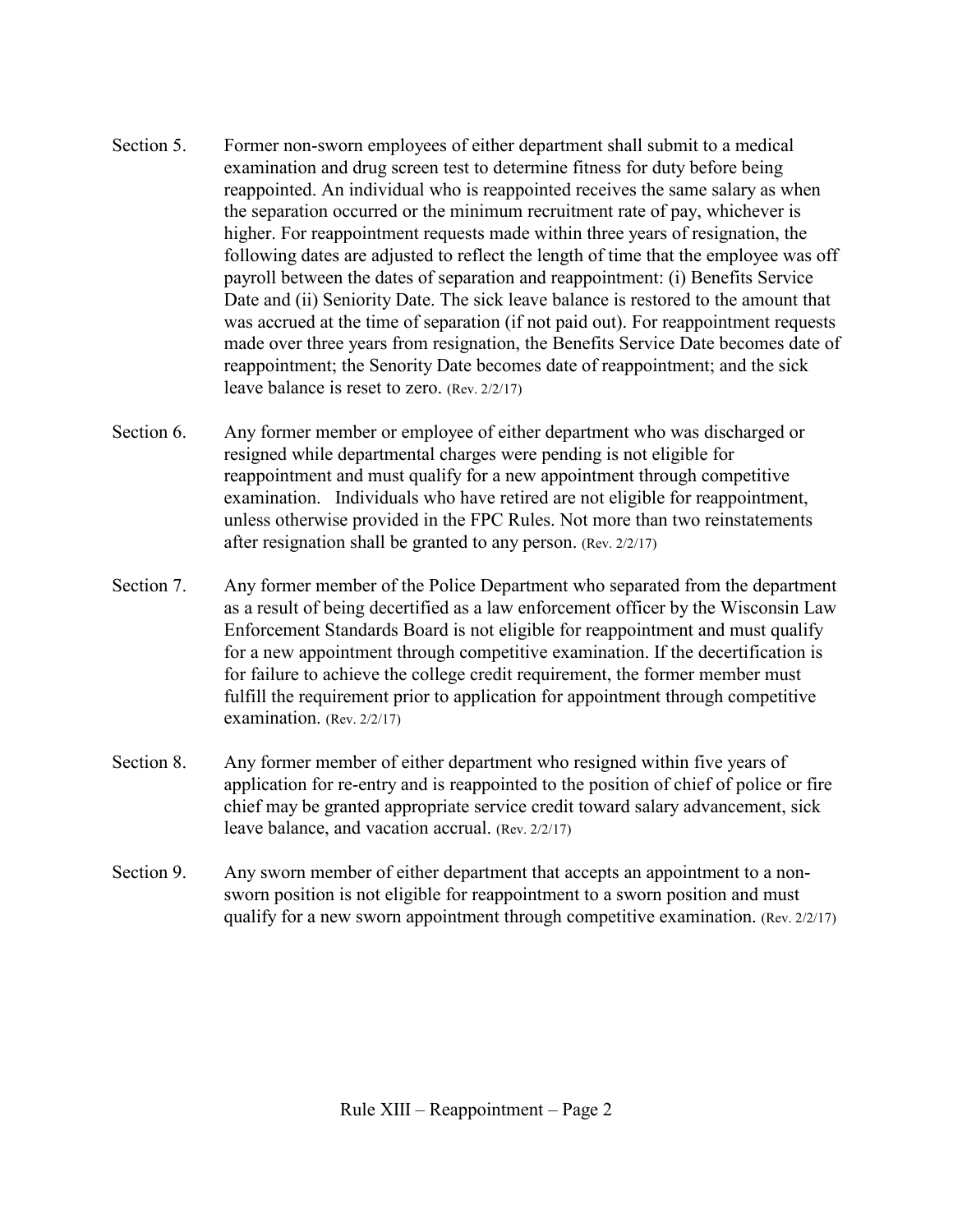Section 5. Former non-sworn employees of either department shall submit to a medical examination and drug screen test to determine fitness for duty before being reappointed. An individual who is reappointed receives the same salary as when the separation occurred or the minimum recruitment rate of pay, whichever is higher. For reappointment requests made within three years of resignation, the following dates are adjusted to reflect the length of time that the employee was off payroll between the dates of separation and reappointment: (i) Benefits Service Date and (ii) Seniority Date. The sick leave balance is restored to the amount that was accrued at the time of separation (if not paid out). For reappointment requests made over three years from resignation, the Benefits Service Date becomes date of reappointment; the Senority Date becomes date of reappointment; and the sick leave balance is reset to zero. (Rev. 2/2/17)

Section 6. Any former member or employee of either department who was discharged or resigned while departmental charges were pending is not eligible for reappointment and must qualify for a new appointment through competitive examination. Individuals who have retired are not eligible for reappointment, unless otherwise provided in the FPC Rules. Not more than two reinstatements after resignation shall be granted to any person. (Rev. 2/2/17)

Section 7. Any former member of the Police Department who separated from the department as a result of being decertified as a law enforcement officer by the Wisconsin Law Enforcement Standards Board is not eligible for reappointment and must qualify for a new appointment through competitive examination. If the decertification is for failure to achieve the college credit requirement, the former member must fulfill the requirement prior to application for appointment through competitive examination. (Rev. 2/2/17)

Section 8. Any former member of either department who resigned within five years of application for re-entry and is reappointed to the position of chief of police or fire chief may be granted appropriate service credit toward salary advancement, sick leave balance, and vacation accrual. (Rev. 2/2/17)

Section 9. Any sworn member of either department that accepts an appointment to a non-sworn position is not eligible for reappointment to a sworn position and must qualify for a new sworn appointment through competitive examination. (Rev. 2/2/17)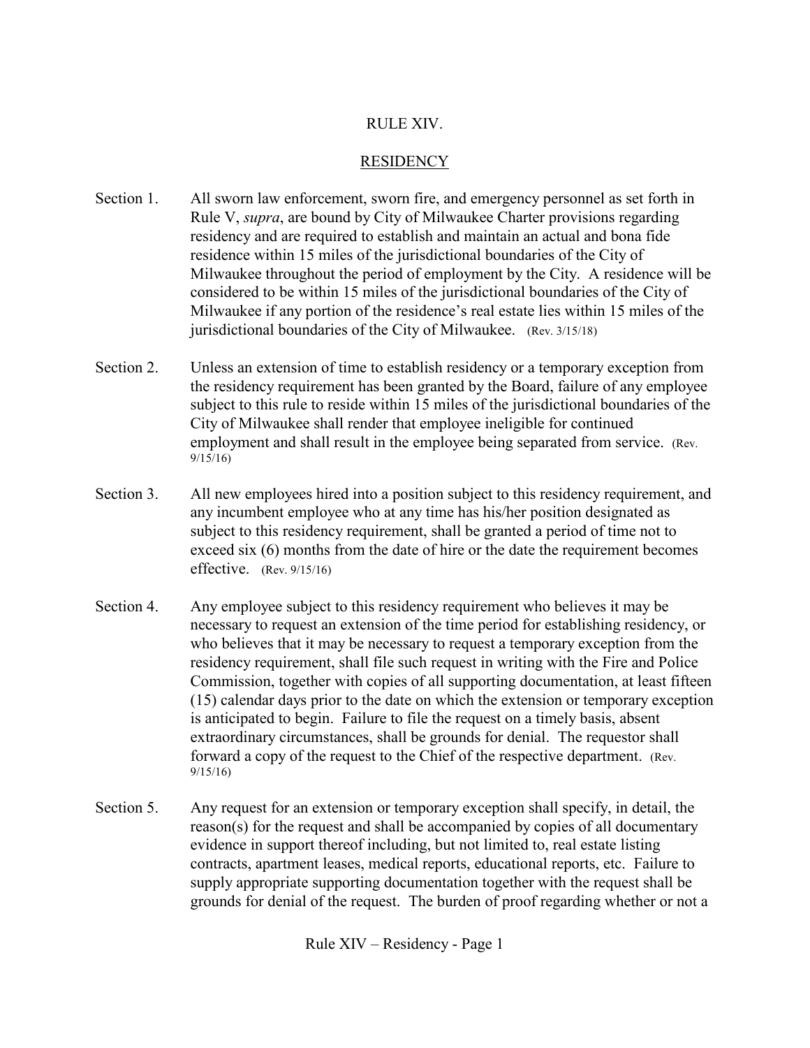# RULE XIV.

## RESIDENCY

Section 1. All sworn law enforcement, sworn fire, and emergency personnel as set forth in Rule V, *supra*, are bound by City of Milwaukee Charter provisions regarding residency and are required to establish and maintain an actual and bona fide residence within 15 miles of the jurisdictional boundaries of the City of Milwaukee throughout the period of employment by the City. A residence will be considered to be within 15 miles of the jurisdictional boundaries of the City of Milwaukee if any portion of the residence's real estate lies within 15 miles of the jurisdictional boundaries of the City of Milwaukee. (Rev. 3/15/18)

Section 2. Unless an extension of time to establish residency or a temporary exception from the residency requirement has been granted by the Board, failure of any employee subject to this rule to reside within 15 miles of the jurisdictional boundaries of the City of Milwaukee shall render that employee ineligible for continued employment and shall result in the employee being separated from service. (Rev. 9/15/16)

Section 3. All new employees hired into a position subject to this residency requirement, and any incumbent employee who at any time has his/her position designated as subject to this residency requirement, shall be granted a period of time not to exceed six (6) months from the date of hire or the date the requirement becomes effective. (Rev. 9/15/16)

Section 4. Any employee subject to this residency requirement who believes it may be necessary to request an extension of the time period for establishing residency, or who believes that it may be necessary to request a temporary exception from the residency requirement, shall file such request in writing with the Fire and Police Commission, together with copies of all supporting documentation, at least fifteen (15) calendar days prior to the date on which the extension or temporary exception is anticipated to begin. Failure to file the request on a timely basis, absent extraordinary circumstances, shall be grounds for denial. The requestor shall forward a copy of the request to the Chief of the respective department. (Rev. 9/15/16)

Section 5. Any request for an extension or temporary exception shall specify, in detail, the reason(s) for the request and shall be accompanied by copies of all documentary evidence in support thereof including, but not limited to, real estate listing contracts, apartment leases, medical reports, educational reports, etc. Failure to supply appropriate supporting documentation together with the request shall be grounds for denial of the request. The burden of proof regarding whether or not a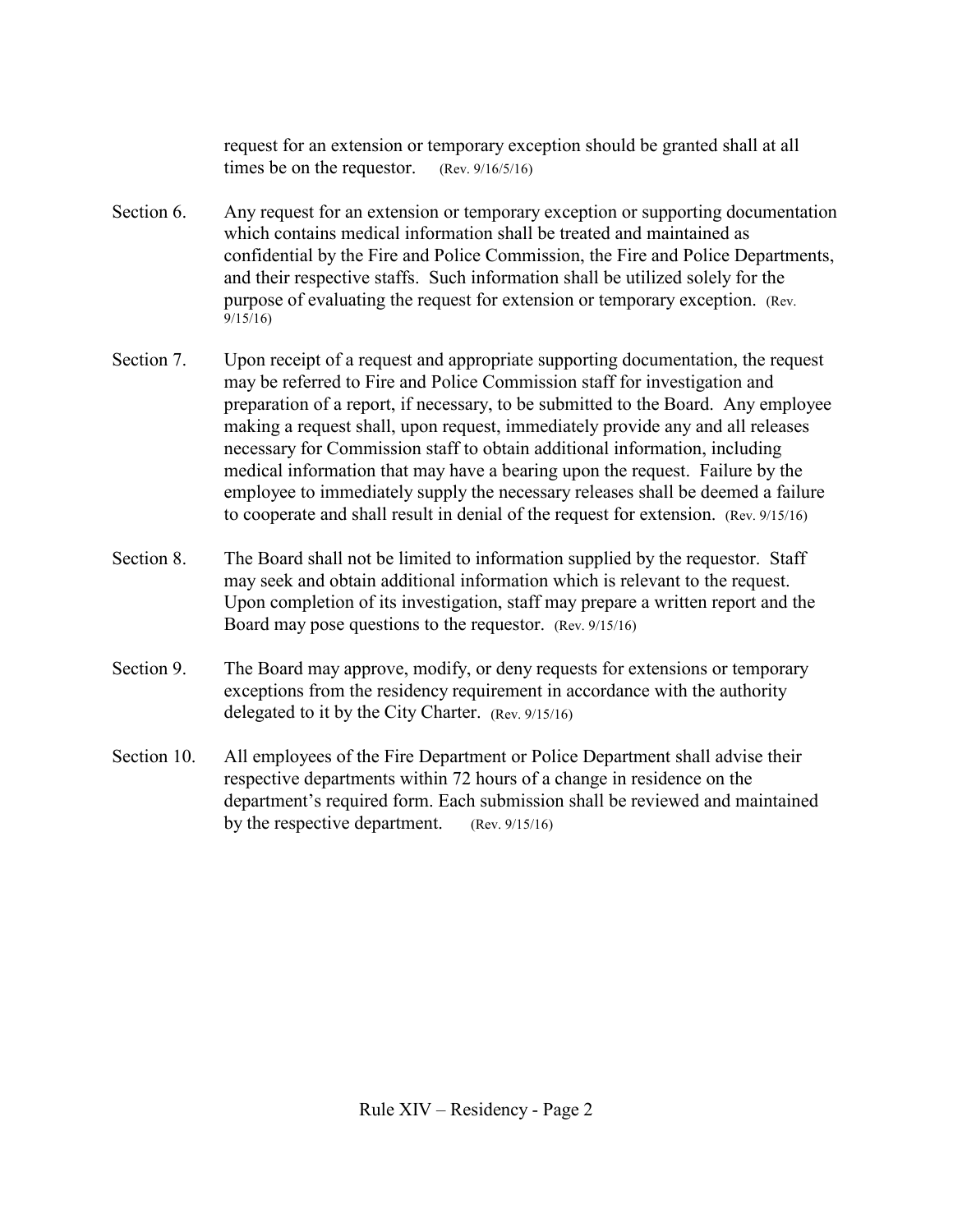request for an extension or temporary exception should be granted shall at all times be on the requestor. (Rev. 9/16/5/16)

Section 6. Any request for an extension or temporary exception or supporting documentation which contains medical information shall be treated and maintained as confidential by the Fire and Police Commission, the Fire and Police Departments, and their respective staffs. Such information shall be utilized solely for the purpose of evaluating the request for extension or temporary exception. (Rev. 9/15/16)

Section 7. Upon receipt of a request and appropriate supporting documentation, the request may be referred to Fire and Police Commission staff for investigation and preparation of a report, if necessary, to be submitted to the Board. Any employee making a request shall, upon request, immediately provide any and all releases necessary for Commission staff to obtain additional information, including medical information that may have a bearing upon the request. Failure by the employee to immediately supply the necessary releases shall be deemed a failure to cooperate and shall result in denial of the request for extension. (Rev. 9/15/16)

Section 8. The Board shall not be limited to information supplied by the requestor. Staff may seek and obtain additional information which is relevant to the request. Upon completion of its investigation, staff may prepare a written report and the Board may pose questions to the requestor. (Rev. 9/15/16)

Section 9. The Board may approve, modify, or deny requests for extensions or temporary exceptions from the residency requirement in accordance with the authority delegated to it by the City Charter. (Rev. 9/15/16)

Section 10. All employees of the Fire Department or Police Department shall advise their respective departments within 72 hours of a change in residence on the department's required form. Each submission shall be reviewed and maintained by the respective department. (Rev. 9/15/16)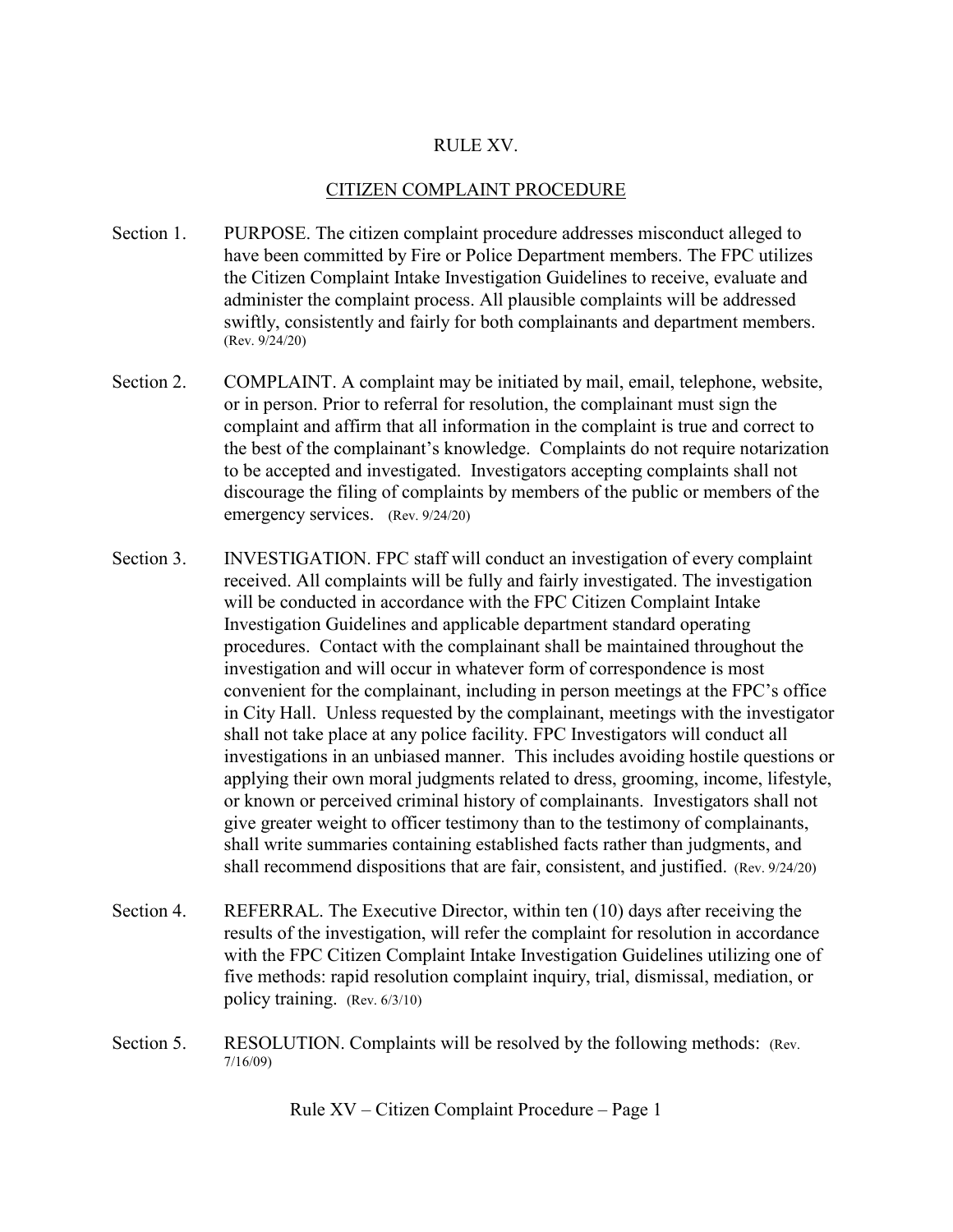# RULE XV.

## CITIZEN COMPLAINT PROCEDURE

Section 1. PURPOSE. The citizen complaint procedure addresses misconduct alleged to have been committed by Fire or Police Department members. The FPC utilizes the Citizen Complaint Intake Investigation Guidelines to receive, evaluate and administer the complaint process. All plausible complaints will be addressed swiftly, consistently and fairly for both complainants and department members. (Rev. 9/24/20)

Section 2. COMPLAINT. A complaint may be initiated by mail, email, telephone, website, or in person. Prior to referral for resolution, the complainant must sign the complaint and affirm that all information in the complaint is true and correct to the best of the complainant's knowledge. Complaints do not require notarization to be accepted and investigated. Investigators accepting complaints shall not discourage the filing of complaints by members of the public or members of the emergency services. (Rev. 9/24/20)

Section 3. INVESTIGATION. FPC staff will conduct an investigation of every complaint received. All complaints will be fully and fairly investigated. The investigation will be conducted in accordance with the FPC Citizen Complaint Intake Investigation Guidelines and applicable department standard operating procedures. Contact with the complainant shall be maintained throughout the investigation and will occur in whatever form of correspondence is most convenient for the complainant, including in person meetings at the FPC's office in City Hall. Unless requested by the complainant, meetings with the investigator shall not take place at any police facility. FPC Investigators will conduct all investigations in an unbiased manner. This includes avoiding hostile questions or applying their own moral judgments related to dress, grooming, income, lifestyle, or known or perceived criminal history of complainants. Investigators shall not give greater weight to officer testimony than to the testimony of complainants, shall write summaries containing established facts rather than judgments, and shall recommend dispositions that are fair, consistent, and justified. (Rev. 9/24/20)

Section 4. REFERRAL. The Executive Director, within ten (10) days after receiving the results of the investigation, will refer the complaint for resolution in accordance with the FPC Citizen Complaint Intake Investigation Guidelines utilizing one of five methods: rapid resolution complaint inquiry, trial, dismissal, mediation, or policy training. (Rev. 6/3/10)

Section 5. RESOLUTION. Complaints will be resolved by the following methods: (Rev. 7/16/09)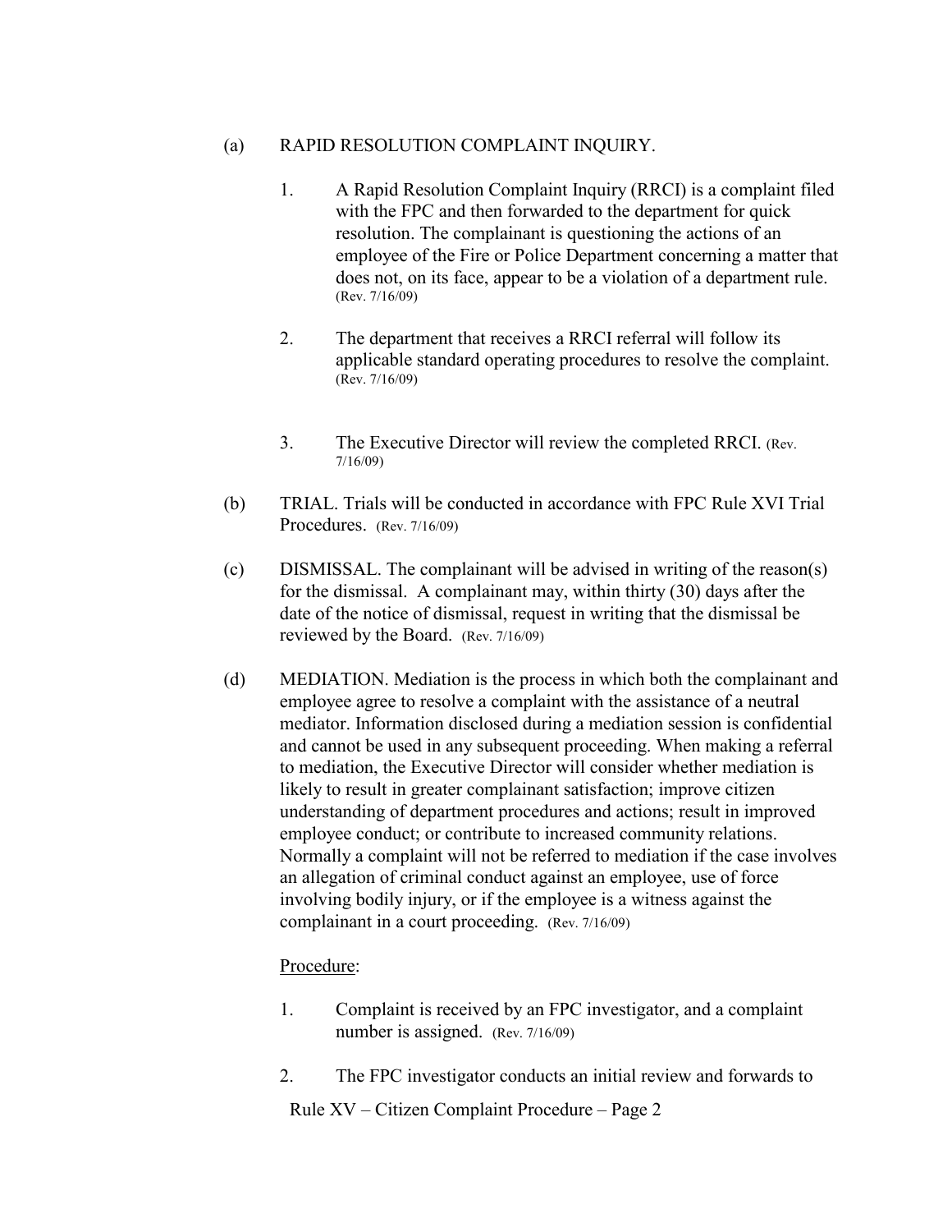(a) RAPID RESOLUTION COMPLAINT INQUIRY.

1. A Rapid Resolution Complaint Inquiry (RRCI) is a complaint filed with the FPC and then forwarded to the department for quick resolution. The complainant is questioning the actions of an employee of the Fire or Police Department concerning a matter that does not, on its face, appear to be a violation of a department rule. (Rev. 7/16/09)

2. The department that receives a RRCI referral will follow its applicable standard operating procedures to resolve the complaint. (Rev. 7/16/09)

3. The Executive Director will review the completed RRCI. (Rev. 7/16/09)

(b) TRIAL. Trials will be conducted in accordance with FPC Rule XVI Trial Procedures. (Rev. 7/16/09)

(c) DISMISSAL. The complainant will be advised in writing of the reason(s) for the dismissal. A complainant may, within thirty (30) days after the date of the notice of dismissal, request in writing that the dismissal be reviewed by the Board. (Rev. 7/16/09)

(d) MEDIATION. Mediation is the process in which both the complainant and employee agree to resolve a complaint with the assistance of a neutral mediator. Information disclosed during a mediation session is confidential and cannot be used in any subsequent proceeding. When making a referral to mediation, the Executive Director will consider whether mediation is likely to result in greater complainant satisfaction; improve citizen understanding of department procedures and actions; result in improved employee conduct; or contribute to increased community relations. Normally a complaint will not be referred to mediation if the case involves an allegation of criminal conduct against an employee, use of force involving bodily injury, or if the employee is a witness against the complainant in a court proceeding. (Rev. 7/16/09)

<u>Procedure</u>:

1. Complaint is received by an FPC investigator, and a complaint number is assigned. (Rev. 7/16/09)

2. The FPC investigator conducts an initial review and forwards to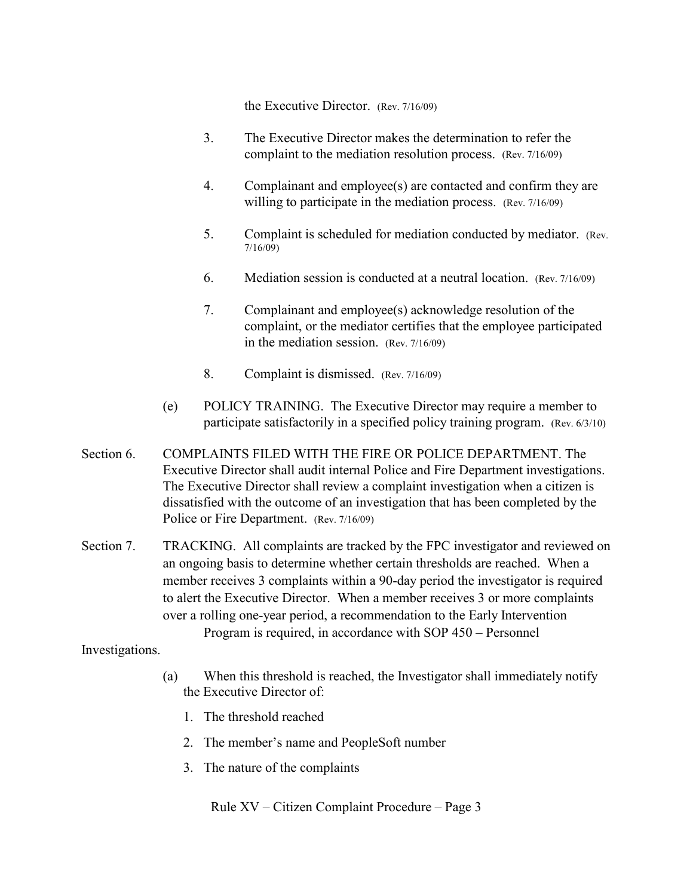the Executive Director. (Rev. 7/16/09)

3. The Executive Director makes the determination to refer the complaint to the mediation resolution process. (Rev. 7/16/09)

4. Complainant and employee(s) are contacted and confirm they are willing to participate in the mediation process. (Rev. 7/16/09)

5. Complaint is scheduled for mediation conducted by mediator. (Rev. 7/16/09)

6. Mediation session is conducted at a neutral location. (Rev. 7/16/09)

7. Complainant and employee(s) acknowledge resolution of the complaint, or the mediator certifies that the employee participated in the mediation session. (Rev. 7/16/09)

8. Complaint is dismissed. (Rev. 7/16/09)

(e) POLICY TRAINING. The Executive Director may require a member to participate satisfactorily in a specified policy training program. (Rev. 6/3/10)

Section 6. COMPLAINTS FILED WITH THE FIRE OR POLICE DEPARTMENT. The Executive Director shall audit internal Police and Fire Department investigations. The Executive Director shall review a complaint investigation when a citizen is dissatisfied with the outcome of an investigation that has been completed by the Police or Fire Department. (Rev. 7/16/09)

Section 7. TRACKING. All complaints are tracked by the FPC investigator and reviewed on an ongoing basis to determine whether certain thresholds are reached. When a member receives 3 complaints within a 90-day period the investigator is required to alert the Executive Director. When a member receives 3 or more complaints over a rolling one-year period, a recommendation to the Early Intervention Program is required, in accordance with SOP 450 – Personnel Investigations.

(a) When this threshold is reached, the Investigator shall immediately notify the Executive Director of:

1. The threshold reached
2. The member's name and PeopleSoft number
3. The nature of the complaints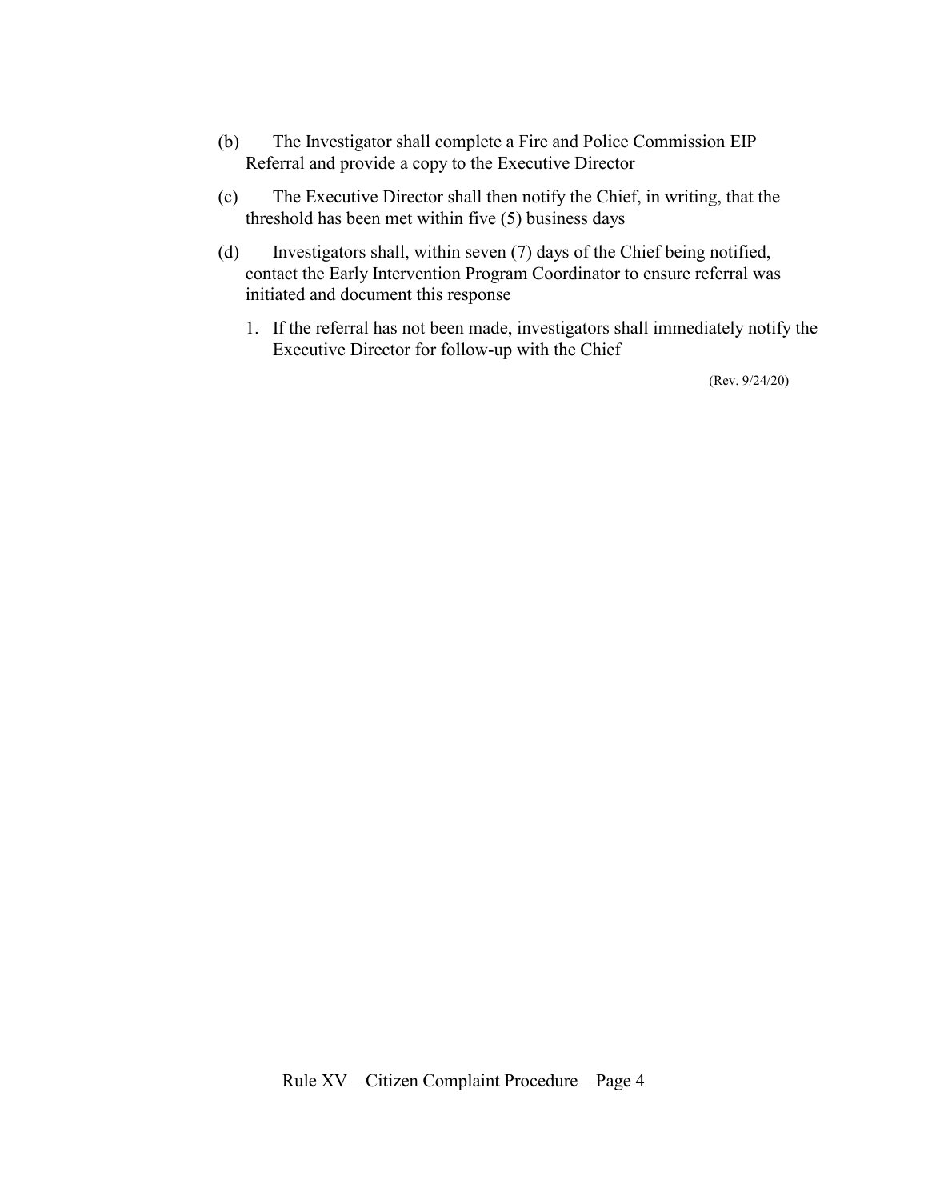(b) The Investigator shall complete a Fire and Police Commission EIP Referral and provide a copy to the Executive Director

(c) The Executive Director shall then notify the Chief, in writing, that the threshold has been met within five (5) business days

(d) Investigators shall, within seven (7) days of the Chief being notified, contact the Early Intervention Program Coordinator to ensure referral was initiated and document this response

1. If the referral has not been made, investigators shall immediately notify the Executive Director for follow-up with the Chief

(Rev. 9/24/20)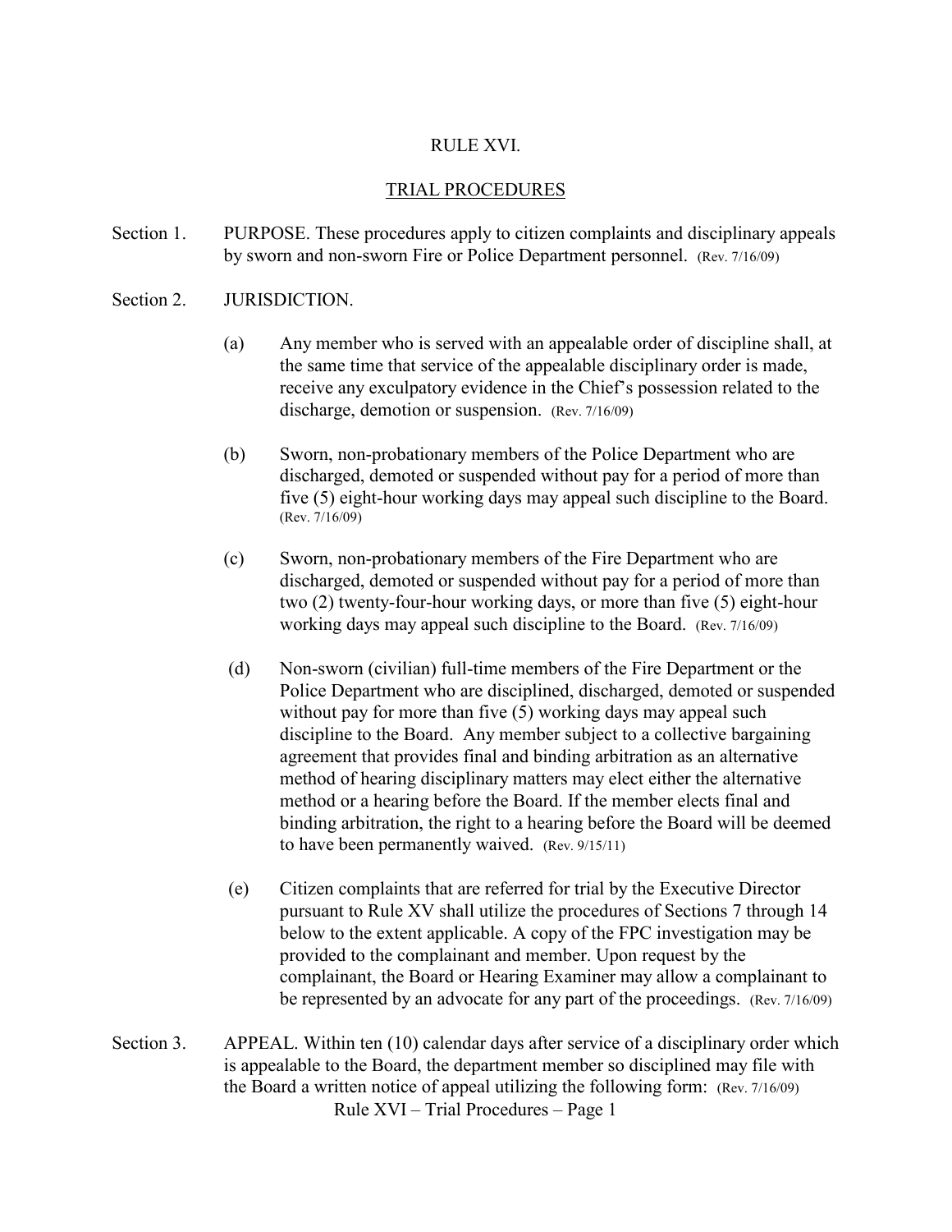# RULE XVI.

## TRIAL PROCEDURES

Section 1. PURPOSE. These procedures apply to citizen complaints and disciplinary appeals by sworn and non-sworn Fire or Police Department personnel. (Rev. 7/16/09)

Section 2. JURISDICTION.

(a) Any member who is served with an appealable order of discipline shall, at the same time that service of the appealable disciplinary order is made, receive any exculpatory evidence in the Chief's possession related to the discharge, demotion or suspension. (Rev. 7/16/09)

(b) Sworn, non-probationary members of the Police Department who are discharged, demoted or suspended without pay for a period of more than five (5) eight-hour working days may appeal such discipline to the Board. (Rev. 7/16/09)

(c) Sworn, non-probationary members of the Fire Department who are discharged, demoted or suspended without pay for a period of more than two (2) twenty-four-hour working days, or more than five (5) eight-hour working days may appeal such discipline to the Board. (Rev. 7/16/09)

(d) Non-sworn (civilian) full-time members of the Fire Department or the Police Department who are disciplined, discharged, demoted or suspended without pay for more than five (5) working days may appeal such discipline to the Board. Any member subject to a collective bargaining agreement that provides final and binding arbitration as an alternative method of hearing disciplinary matters may elect either the alternative method or a hearing before the Board. If the member elects final and binding arbitration, the right to a hearing before the Board will be deemed to have been permanently waived. (Rev. 9/15/11)

(e) Citizen complaints that are referred for trial by the Executive Director pursuant to Rule XV shall utilize the procedures of Sections 7 through 14 below to the extent applicable. A copy of the FPC investigation may be provided to the complainant and member. Upon request by the complainant, the Board or Hearing Examiner may allow a complainant to be represented by an advocate for any part of the proceedings. (Rev. 7/16/09)

Section 3. APPEAL. Within ten (10) calendar days after service of a disciplinary order which is appealable to the Board, the department member so disciplined may file with the Board a written notice of appeal utilizing the following form: (Rev. 7/16/09)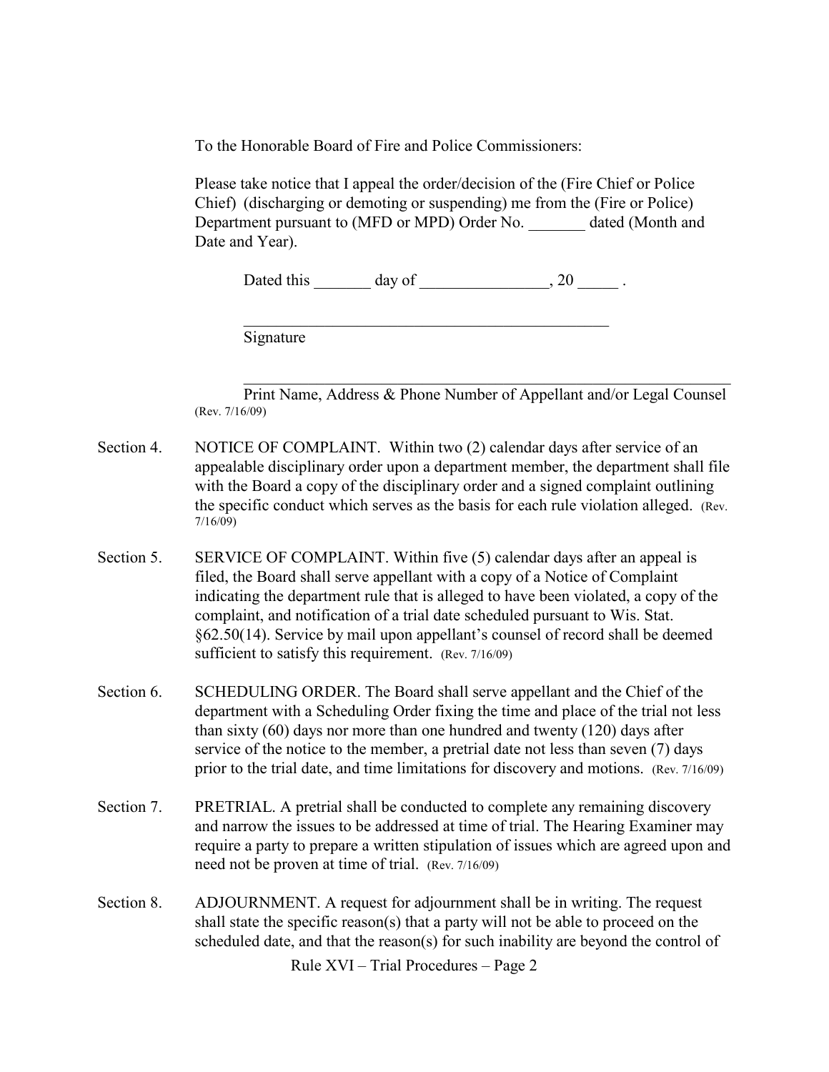To the Honorable Board of Fire and Police Commissioners:

Please take notice that I appeal the order/decision of the (Fire Chief or Police Chief) (discharging or demoting or suspending) me from the (Fire or Police) Department pursuant to (MFD or MPD) Order No. _______ dated (Month and Date and Year).

Dated this _______ day of ________________, 20 _____ .

_______________________________________________
Signature

___________________________________________________________
Print Name, Address & Phone Number of Appellant and/or Legal Counsel
(Rev. 7/16/09)

Section 4. NOTICE OF COMPLAINT. Within two (2) calendar days after service of an appealable disciplinary order upon a department member, the department shall file with the Board a copy of the disciplinary order and a signed complaint outlining the specific conduct which serves as the basis for each rule violation alleged. (Rev. 7/16/09)

Section 5. SERVICE OF COMPLAINT. Within five (5) calendar days after an appeal is filed, the Board shall serve appellant with a copy of a Notice of Complaint indicating the department rule that is alleged to have been violated, a copy of the complaint, and notification of a trial date scheduled pursuant to Wis. Stat. §62.50(14). Service by mail upon appellant's counsel of record shall be deemed sufficient to satisfy this requirement. (Rev. 7/16/09)

Section 6. SCHEDULING ORDER. The Board shall serve appellant and the Chief of the department with a Scheduling Order fixing the time and place of the trial not less than sixty (60) days nor more than one hundred and twenty (120) days after service of the notice to the member, a pretrial date not less than seven (7) days prior to the trial date, and time limitations for discovery and motions. (Rev. 7/16/09)

Section 7. PRETRIAL. A pretrial shall be conducted to complete any remaining discovery and narrow the issues to be addressed at time of trial. The Hearing Examiner may require a party to prepare a written stipulation of issues which are agreed upon and need not be proven at time of trial. (Rev. 7/16/09)

Section 8. ADJOURNMENT. A request for adjournment shall be in writing. The request shall state the specific reason(s) that a party will not be able to proceed on the scheduled date, and that the reason(s) for such inability are beyond the control of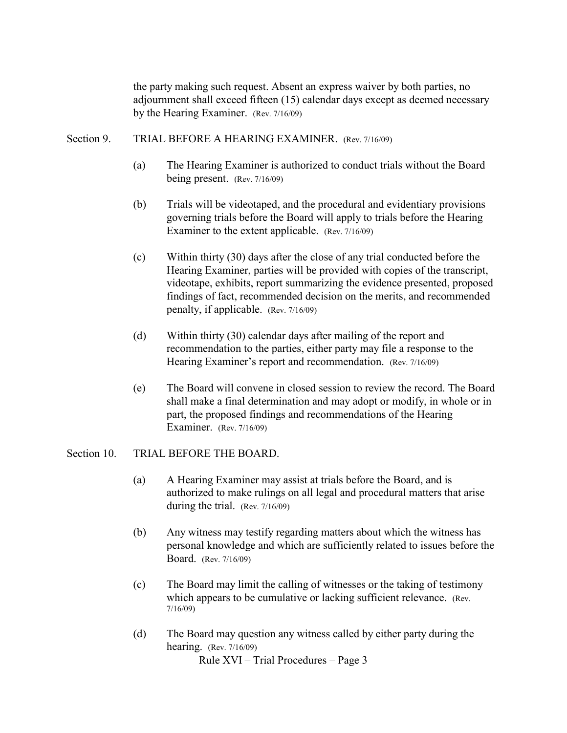the party making such request. Absent an express waiver by both parties, no adjournment shall exceed fifteen (15) calendar days except as deemed necessary by the Hearing Examiner. (Rev. 7/16/09)

Section 9. TRIAL BEFORE A HEARING EXAMINER. (Rev. 7/16/09)

(a) The Hearing Examiner is authorized to conduct trials without the Board being present. (Rev. 7/16/09)

(b) Trials will be videotaped, and the procedural and evidentiary provisions governing trials before the Board will apply to trials before the Hearing Examiner to the extent applicable. (Rev. 7/16/09)

(c) Within thirty (30) days after the close of any trial conducted before the Hearing Examiner, parties will be provided with copies of the transcript, videotape, exhibits, report summarizing the evidence presented, proposed findings of fact, recommended decision on the merits, and recommended penalty, if applicable. (Rev. 7/16/09)

(d) Within thirty (30) calendar days after mailing of the report and recommendation to the parties, either party may file a response to the Hearing Examiner's report and recommendation. (Rev. 7/16/09)

(e) The Board will convene in closed session to review the record. The Board shall make a final determination and may adopt or modify, in whole or in part, the proposed findings and recommendations of the Hearing Examiner. (Rev. 7/16/09)

Section 10. TRIAL BEFORE THE BOARD.

(a) A Hearing Examiner may assist at trials before the Board, and is authorized to make rulings on all legal and procedural matters that arise during the trial. (Rev. 7/16/09)

(b) Any witness may testify regarding matters about which the witness has personal knowledge and which are sufficiently related to issues before the Board. (Rev. 7/16/09)

(c) The Board may limit the calling of witnesses or the taking of testimony which appears to be cumulative or lacking sufficient relevance. (Rev. 7/16/09)

(d) The Board may question any witness called by either party during the hearing. (Rev. 7/16/09)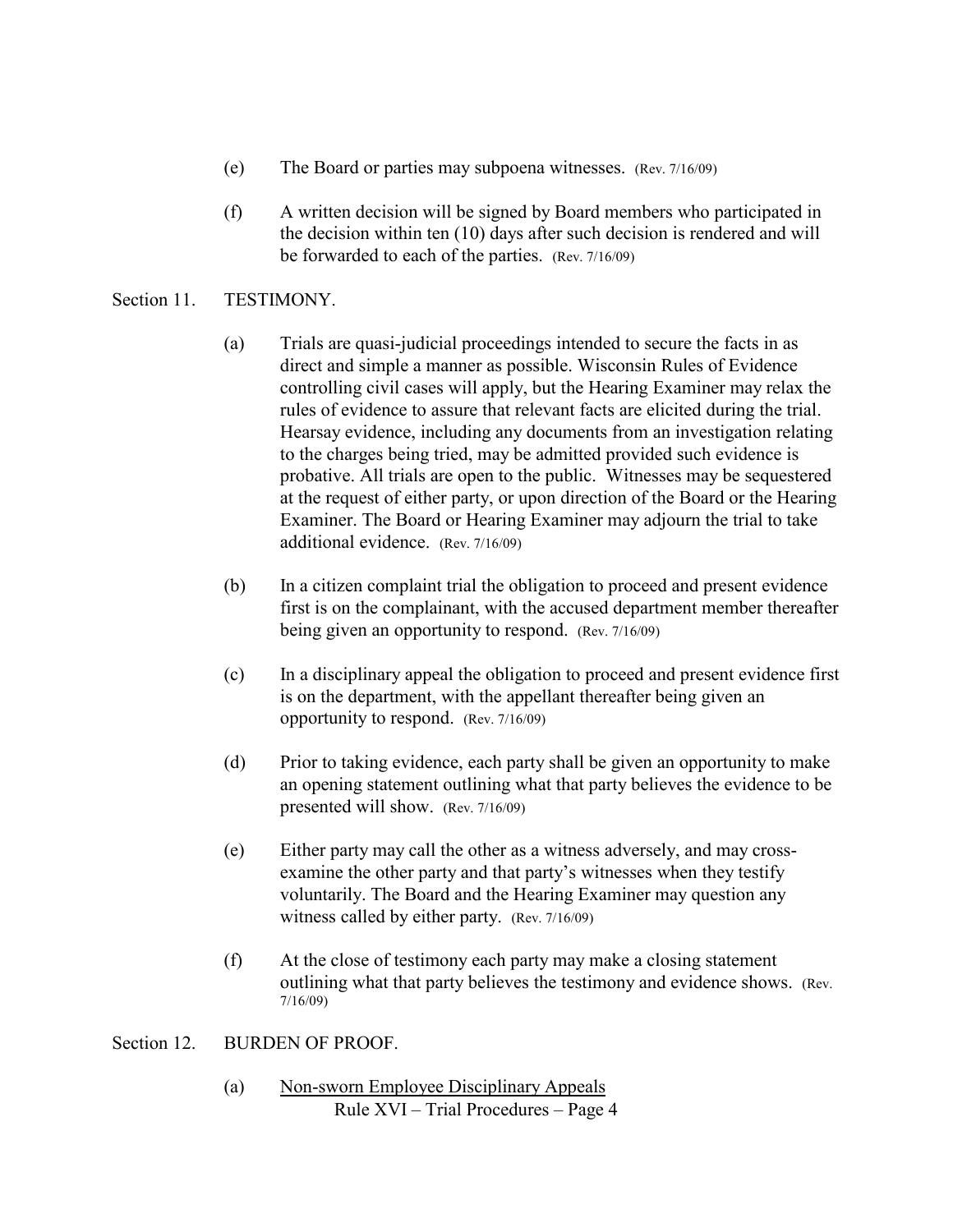(e) The Board or parties may subpoena witnesses. (Rev. 7/16/09)

(f) A written decision will be signed by Board members who participated in the decision within ten (10) days after such decision is rendered and will be forwarded to each of the parties. (Rev. 7/16/09)

Section 11. TESTIMONY.

(a) Trials are quasi-judicial proceedings intended to secure the facts in as direct and simple a manner as possible. Wisconsin Rules of Evidence controlling civil cases will apply, but the Hearing Examiner may relax the rules of evidence to assure that relevant facts are elicited during the trial. Hearsay evidence, including any documents from an investigation relating to the charges being tried, may be admitted provided such evidence is probative. All trials are open to the public. Witnesses may be sequestered at the request of either party, or upon direction of the Board or the Hearing Examiner. The Board or Hearing Examiner may adjourn the trial to take additional evidence. (Rev. 7/16/09)

(b) In a citizen complaint trial the obligation to proceed and present evidence first is on the complainant, with the accused department member thereafter being given an opportunity to respond. (Rev. 7/16/09)

(c) In a disciplinary appeal the obligation to proceed and present evidence first is on the department, with the appellant thereafter being given an opportunity to respond. (Rev. 7/16/09)

(d) Prior to taking evidence, each party shall be given an opportunity to make an opening statement outlining what that party believes the evidence to be presented will show. (Rev. 7/16/09)

(e) Either party may call the other as a witness adversely, and may cross-examine the other party and that party's witnesses when they testify voluntarily. The Board and the Hearing Examiner may question any witness called by either party. (Rev. 7/16/09)

(f) At the close of testimony each party may make a closing statement outlining what that party believes the testimony and evidence shows. (Rev. 7/16/09)

Section 12. BURDEN OF PROOF.

(a) Non-sworn Employee Disciplinary Appeals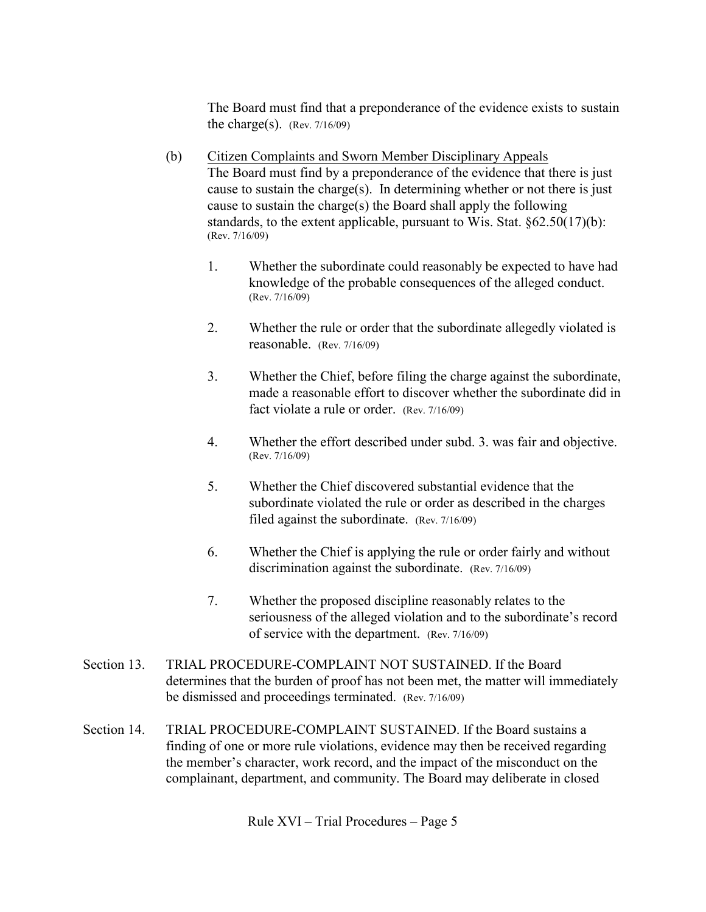The Board must find that a preponderance of the evidence exists to sustain the charge(s). (Rev. 7/16/09)

(b) Citizen Complaints and Sworn Member Disciplinary Appeals
The Board must find by a preponderance of the evidence that there is just cause to sustain the charge(s). In determining whether or not there is just cause to sustain the charge(s) the Board shall apply the following standards, to the extent applicable, pursuant to Wis. Stat. §62.50(17)(b): (Rev. 7/16/09)

1. Whether the subordinate could reasonably be expected to have had knowledge of the probable consequences of the alleged conduct. (Rev. 7/16/09)

2. Whether the rule or order that the subordinate allegedly violated is reasonable. (Rev. 7/16/09)

3. Whether the Chief, before filing the charge against the subordinate, made a reasonable effort to discover whether the subordinate did in fact violate a rule or order. (Rev. 7/16/09)

4. Whether the effort described under subd. 3. was fair and objective. (Rev. 7/16/09)

5. Whether the Chief discovered substantial evidence that the subordinate violated the rule or order as described in the charges filed against the subordinate. (Rev. 7/16/09)

6. Whether the Chief is applying the rule or order fairly and without discrimination against the subordinate. (Rev. 7/16/09)

7. Whether the proposed discipline reasonably relates to the seriousness of the alleged violation and to the subordinate's record of service with the department. (Rev. 7/16/09)

Section 13. TRIAL PROCEDURE-COMPLAINT NOT SUSTAINED. If the Board determines that the burden of proof has not been met, the matter will immediately be dismissed and proceedings terminated. (Rev. 7/16/09)

Section 14. TRIAL PROCEDURE-COMPLAINT SUSTAINED. If the Board sustains a finding of one or more rule violations, evidence may then be received regarding the member's character, work record, and the impact of the misconduct on the complainant, department, and community. The Board may deliberate in closed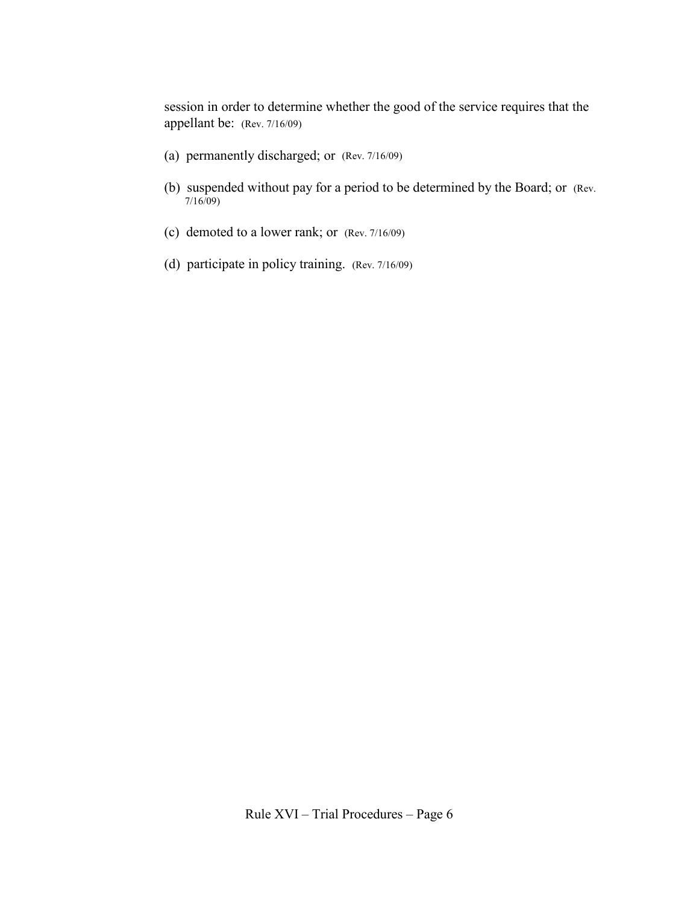session in order to determine whether the good of the service requires that the appellant be: (Rev. 7/16/09)

(a) permanently discharged; or (Rev. 7/16/09)

(b) suspended without pay for a period to be determined by the Board; or (Rev. 7/16/09)

(c) demoted to a lower rank; or (Rev. 7/16/09)

(d) participate in policy training. (Rev. 7/16/09)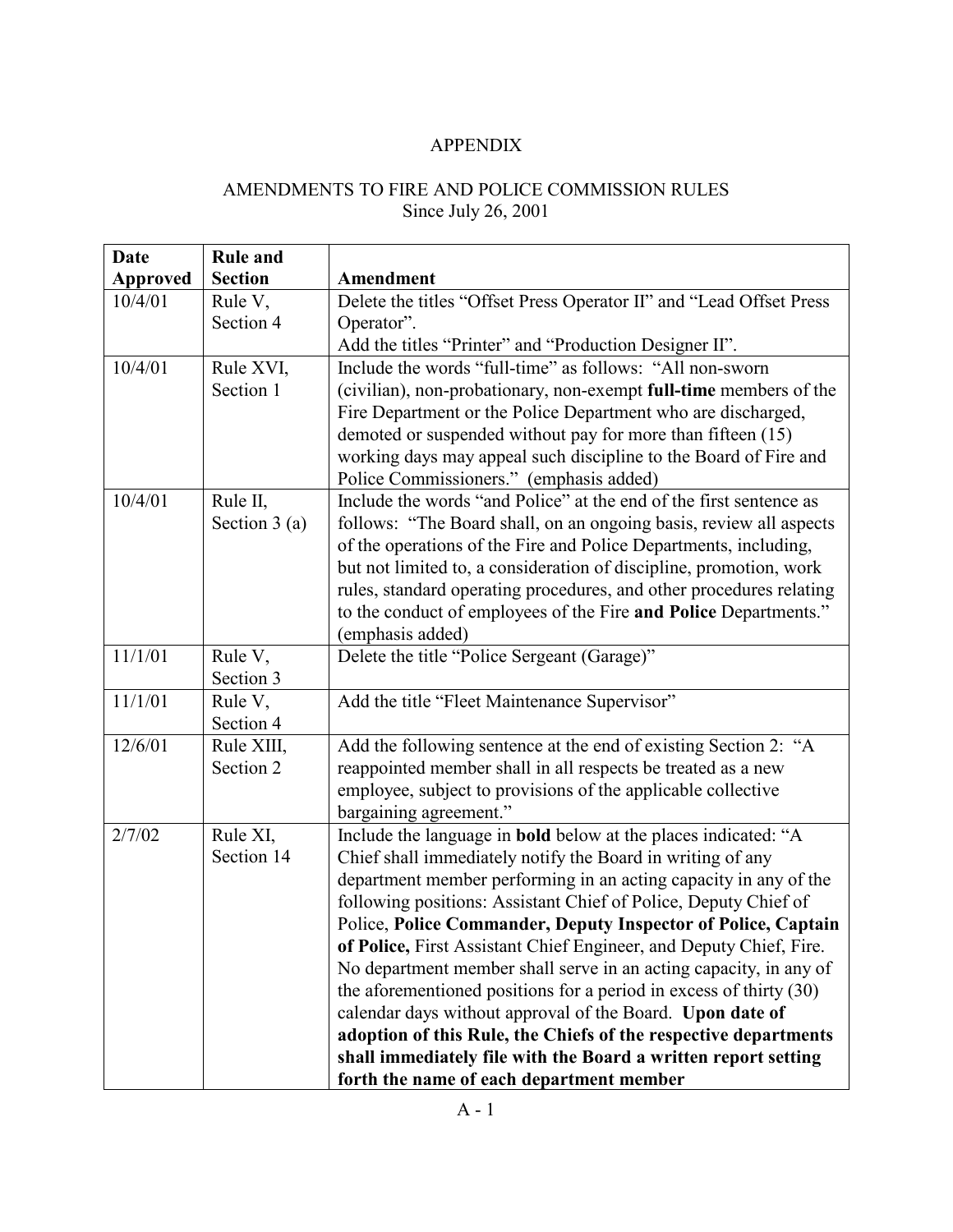# APPENDIX

## AMENDMENTS TO FIRE AND POLICE COMMISSION RULES
Since July 26, 2001

| Date Approved | Rule and Section | Amendment |
|---|---|---|
| 10/4/01 | Rule V, Section 4 | Delete the titles “Offset Press Operator II” and “Lead Offset Press Operator”. Add the titles “Printer” and “Production Designer II”. |
| 10/4/01 | Rule XVI, Section 1 | Include the words “full-time” as follows: “All non-sworn (civilian), non-probationary, non-exempt **full-time** members of the Fire Department or the Police Department who are discharged, demoted or suspended without pay for more than fifteen (15) working days may appeal such discipline to the Board of Fire and Police Commissioners.” (emphasis added) |
| 10/4/01 | Rule II, Section 3 (a) | Include the words “and Police” at the end of the first sentence as follows: “The Board shall, on an ongoing basis, review all aspects of the operations of the Fire and Police Departments, including, but not limited to, a consideration of discipline, promotion, work rules, standard operating procedures, and other procedures relating to the conduct of employees of the Fire **and Police** Departments.” (emphasis added) |
| 11/1/01 | Rule V, Section 3 | Delete the title “Police Sergeant (Garage)” |
| 11/1/01 | Rule V, Section 4 | Add the title “Fleet Maintenance Supervisor” |
| 12/6/01 | Rule XIII, Section 2 | Add the following sentence at the end of existing Section 2: “A reappointed member shall in all respects be treated as a new employee, subject to provisions of the applicable collective bargaining agreement.” |
| 2/7/02 | Rule XI, Section 14 | Include the language in **bold** below at the places indicated: “A Chief shall immediately notify the Board in writing of any department member performing in an acting capacity in any of the following positions: Assistant Chief of Police, Deputy Chief of Police, **Police Commander, Deputy Inspector of Police, Captain of Police,** First Assistant Chief Engineer, and Deputy Chief, Fire. No department member shall serve in an acting capacity, in any of the aforementioned positions for a period in excess of thirty (30) calendar days without approval of the Board. **Upon date of adoption of this Rule, the Chiefs of the respective departments shall immediately file with the Board a written report setting forth the name of each department member** |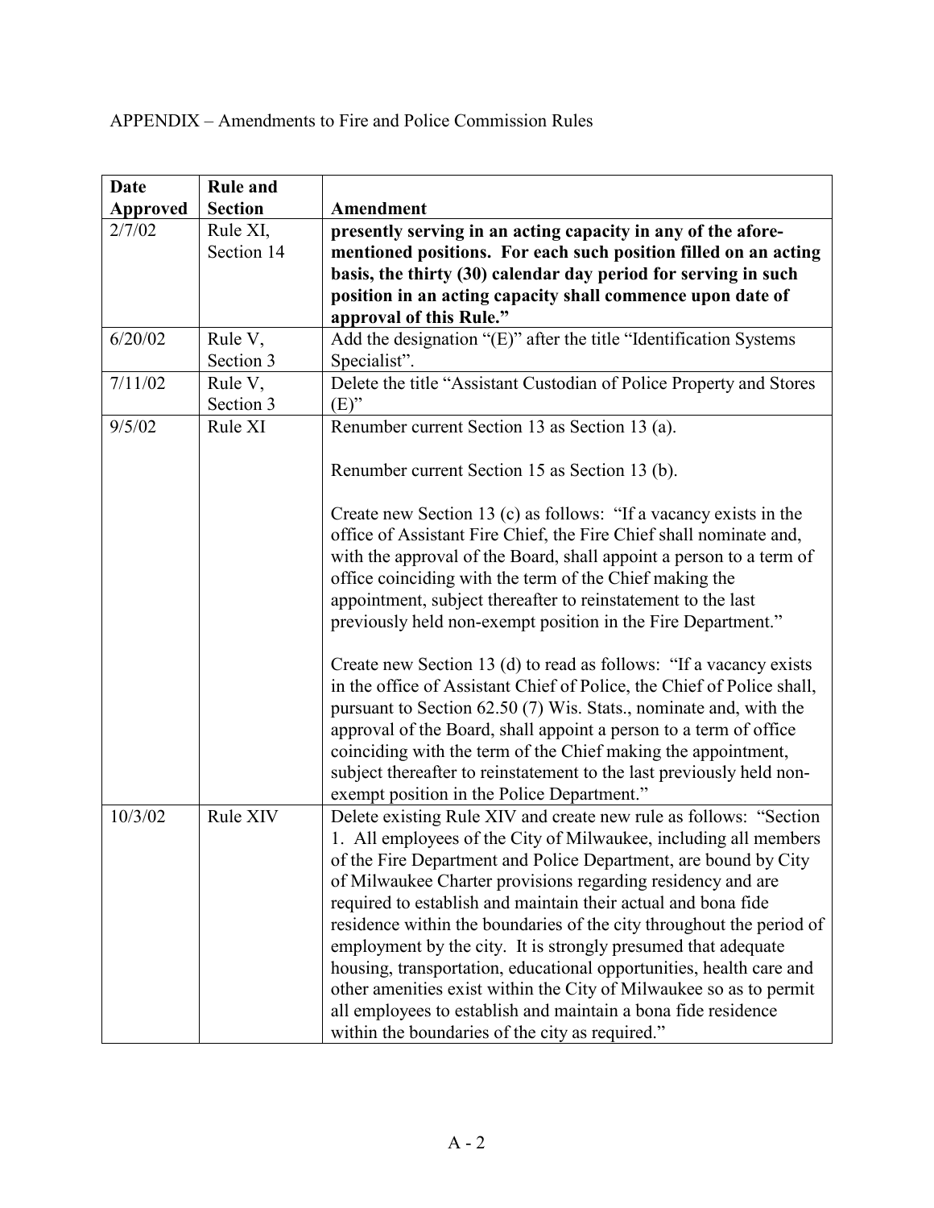APPENDIX – Amendments to Fire and Police Commission Rules

| Date Approved | Rule and Section | Amendment |
|---|---|---|
| 2/7/02 | Rule XI, Section 14 | **presently serving in an acting capacity in any of the afore-mentioned positions. For each such position filled on an acting basis, the thirty (30) calendar day period for serving in such position in an acting capacity shall commence upon date of approval of this Rule."** |
| 6/20/02 | Rule V, Section 3 | Add the designation "(E)" after the title "Identification Systems Specialist". |
| 7/11/02 | Rule V, Section 3 | Delete the title "Assistant Custodian of Police Property and Stores (E)" |
| 9/5/02 | Rule XI | Renumber current Section 13 as Section 13 (a).<br><br>Renumber current Section 15 as Section 13 (b).<br><br>Create new Section 13 (c) as follows: "If a vacancy exists in the office of Assistant Fire Chief, the Fire Chief shall nominate and, with the approval of the Board, shall appoint a person to a term of office coinciding with the term of the Chief making the appointment, subject thereafter to reinstatement to the last previously held non-exempt position in the Fire Department."<br><br>Create new Section 13 (d) to read as follows: "If a vacancy exists in the office of Assistant Chief of Police, the Chief of Police shall, pursuant to Section 62.50 (7) Wis. Stats., nominate and, with the approval of the Board, shall appoint a person to a term of office coinciding with the term of the Chief making the appointment, subject thereafter to reinstatement to the last previously held non-exempt position in the Police Department." |
| 10/3/02 | Rule XIV | Delete existing Rule XIV and create new rule as follows: "Section 1. All employees of the City of Milwaukee, including all members of the Fire Department and Police Department, are bound by City of Milwaukee Charter provisions regarding residency and are required to establish and maintain their actual and bona fide residence within the boundaries of the city throughout the period of employment by the city. It is strongly presumed that adequate housing, transportation, educational opportunities, health care and other amenities exist within the City of Milwaukee so as to permit all employees to establish and maintain a bona fide residence within the boundaries of the city as required." |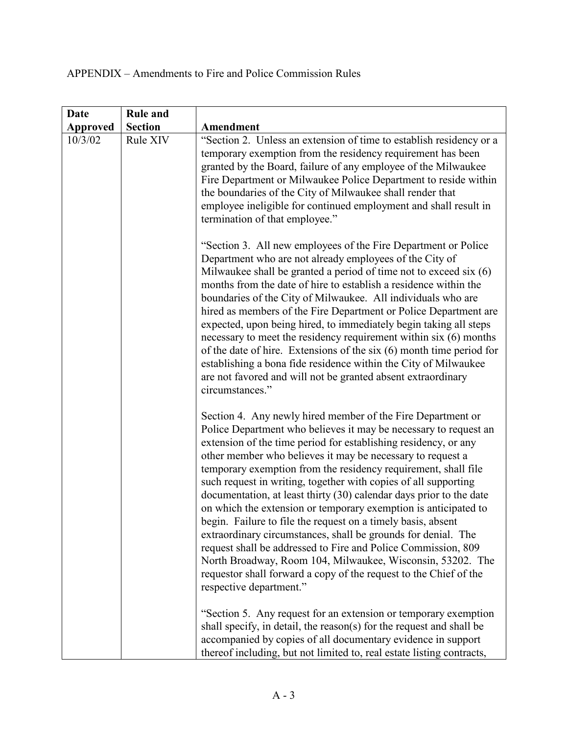APPENDIX – Amendments to Fire and Police Commission Rules

| Date Approved | Rule and Section | Amendment |
|---|---|---|
| 10/3/02 | Rule XIV | "Section 2. Unless an extension of time to establish residency or a temporary exemption from the residency requirement has been granted by the Board, failure of any employee of the Milwaukee Fire Department or Milwaukee Police Department to reside within the boundaries of the City of Milwaukee shall render that employee ineligible for continued employment and shall result in termination of that employee."<br><br>"Section 3. All new employees of the Fire Department or Police Department who are not already employees of the City of Milwaukee shall be granted a period of time not to exceed six (6) months from the date of hire to establish a residence within the boundaries of the City of Milwaukee. All individuals who are hired as members of the Fire Department or Police Department are expected, upon being hired, to immediately begin taking all steps necessary to meet the residency requirement within six (6) months of the date of hire. Extensions of the six (6) month time period for establishing a bona fide residence within the City of Milwaukee are not favored and will not be granted absent extraordinary circumstances."<br><br>Section 4. Any newly hired member of the Fire Department or Police Department who believes it may be necessary to request an extension of the time period for establishing residency, or any other member who believes it may be necessary to request a temporary exemption from the residency requirement, shall file such request in writing, together with copies of all supporting documentation, at least thirty (30) calendar days prior to the date on which the extension or temporary exemption is anticipated to begin. Failure to file the request on a timely basis, absent extraordinary circumstances, shall be grounds for denial. The request shall be addressed to Fire and Police Commission, 809 North Broadway, Room 104, Milwaukee, Wisconsin, 53202. The requestor shall forward a copy of the request to the Chief of the respective department."<br><br>"Section 5. Any request for an extension or temporary exemption shall specify, in detail, the reason(s) for the request and shall be accompanied by copies of all documentary evidence in support thereof including, but not limited to, real estate listing contracts, |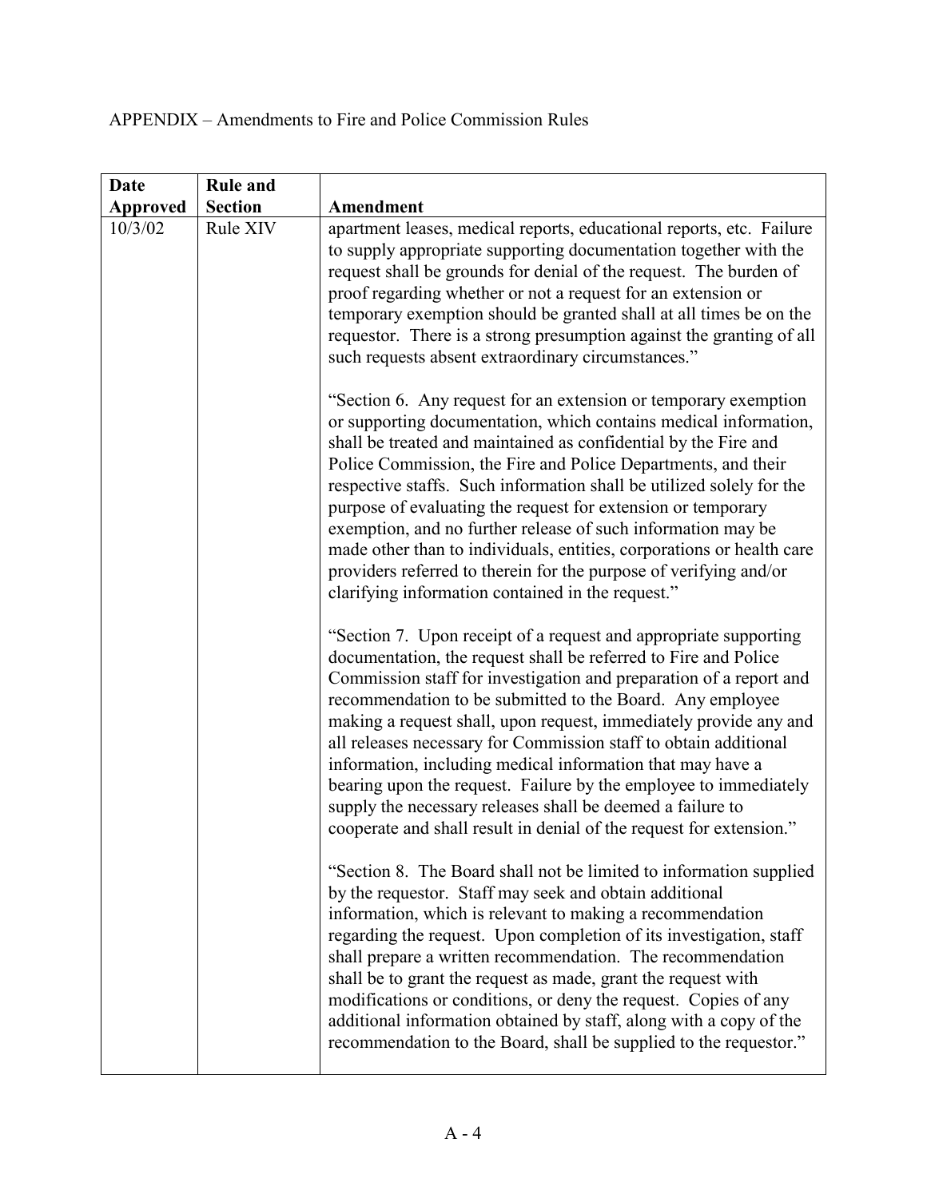APPENDIX – Amendments to Fire and Police Commission Rules

| Date Approved | Rule and Section | Amendment |
|---|---|---|
| 10/3/02 | Rule XIV | apartment leases, medical reports, educational reports, etc. Failure to supply appropriate supporting documentation together with the request shall be grounds for denial of the request. The burden of proof regarding whether or not a request for an extension or temporary exemption should be granted shall at all times be on the requestor. There is a strong presumption against the granting of all such requests absent extraordinary circumstances."<br><br>"Section 6. Any request for an extension or temporary exemption or supporting documentation, which contains medical information, shall be treated and maintained as confidential by the Fire and Police Commission, the Fire and Police Departments, and their respective staffs. Such information shall be utilized solely for the purpose of evaluating the request for extension or temporary exemption, and no further release of such information may be made other than to individuals, entities, corporations or health care providers referred to therein for the purpose of verifying and/or clarifying information contained in the request."<br><br>"Section 7. Upon receipt of a request and appropriate supporting documentation, the request shall be referred to Fire and Police Commission staff for investigation and preparation of a report and recommendation to be submitted to the Board. Any employee making a request shall, upon request, immediately provide any and all releases necessary for Commission staff to obtain additional information, including medical information that may have a bearing upon the request. Failure by the employee to immediately supply the necessary releases shall be deemed a failure to cooperate and shall result in denial of the request for extension."<br><br>"Section 8. The Board shall not be limited to information supplied by the requestor. Staff may seek and obtain additional information, which is relevant to making a recommendation regarding the request. Upon completion of its investigation, staff shall prepare a written recommendation. The recommendation shall be to grant the request as made, grant the request with modifications or conditions, or deny the request. Copies of any additional information obtained by staff, along with a copy of the recommendation to the Board, shall be supplied to the requestor." |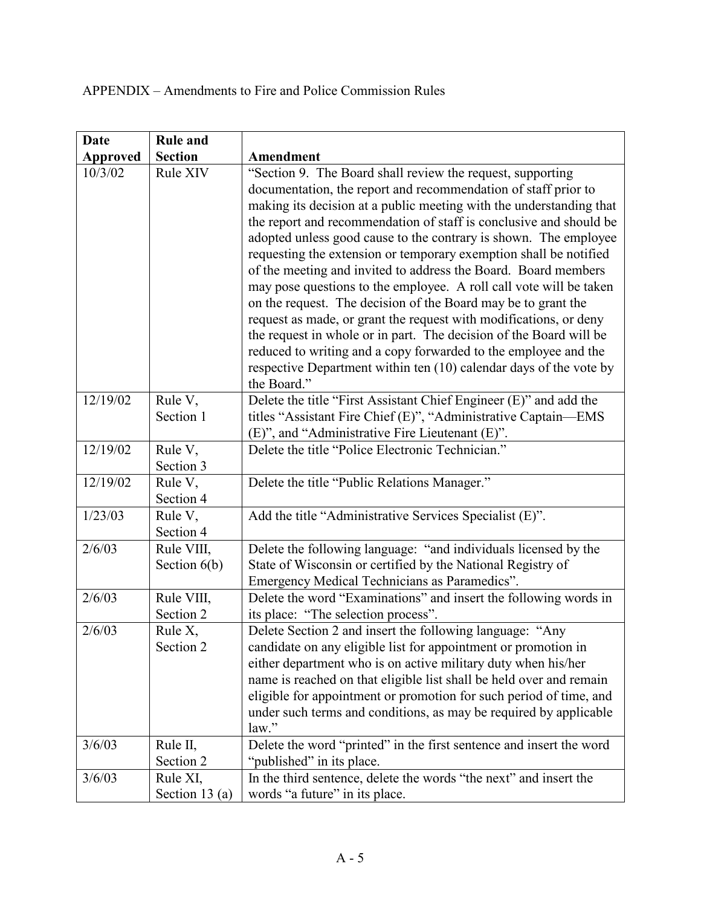APPENDIX – Amendments to Fire and Police Commission Rules

| Date Approved | Rule and Section | Amendment |
|---|---|---|
| 10/3/02 | Rule XIV | "Section 9. The Board shall review the request, supporting documentation, the report and recommendation of staff prior to making its decision at a public meeting with the understanding that the report and recommendation of staff is conclusive and should be adopted unless good cause to the contrary is shown. The employee requesting the extension or temporary exemption shall be notified of the meeting and invited to address the Board. Board members may pose questions to the employee. A roll call vote will be taken on the request. The decision of the Board may be to grant the request as made, or grant the request with modifications, or deny the request in whole or in part. The decision of the Board will be reduced to writing and a copy forwarded to the employee and the respective Department within ten (10) calendar days of the vote by the Board." |
| 12/19/02 | Rule V, Section 1 | Delete the title "First Assistant Chief Engineer (E)" and add the titles "Assistant Fire Chief (E)", "Administrative Captain—EMS (E)", and "Administrative Fire Lieutenant (E)". |
| 12/19/02 | Rule V, Section 3 | Delete the title "Police Electronic Technician." |
| 12/19/02 | Rule V, Section 4 | Delete the title "Public Relations Manager." |
| 1/23/03 | Rule V, Section 4 | Add the title "Administrative Services Specialist (E)". |
| 2/6/03 | Rule VIII, Section 6(b) | Delete the following language: "and individuals licensed by the State of Wisconsin or certified by the National Registry of Emergency Medical Technicians as Paramedics". |
| 2/6/03 | Rule VIII, Section 2 | Delete the word "Examinations" and insert the following words in its place: "The selection process". |
| 2/6/03 | Rule X, Section 2 | Delete Section 2 and insert the following language: "Any candidate on any eligible list for appointment or promotion in either department who is on active military duty when his/her name is reached on that eligible list shall be held over and remain eligible for appointment or promotion for such period of time, and under such terms and conditions, as may be required by applicable law." |
| 3/6/03 | Rule II, Section 2 | Delete the word "printed" in the first sentence and insert the word "published" in its place. |
| 3/6/03 | Rule XI, Section 13 (a) | In the third sentence, delete the words "the next" and insert the words "a future" in its place. |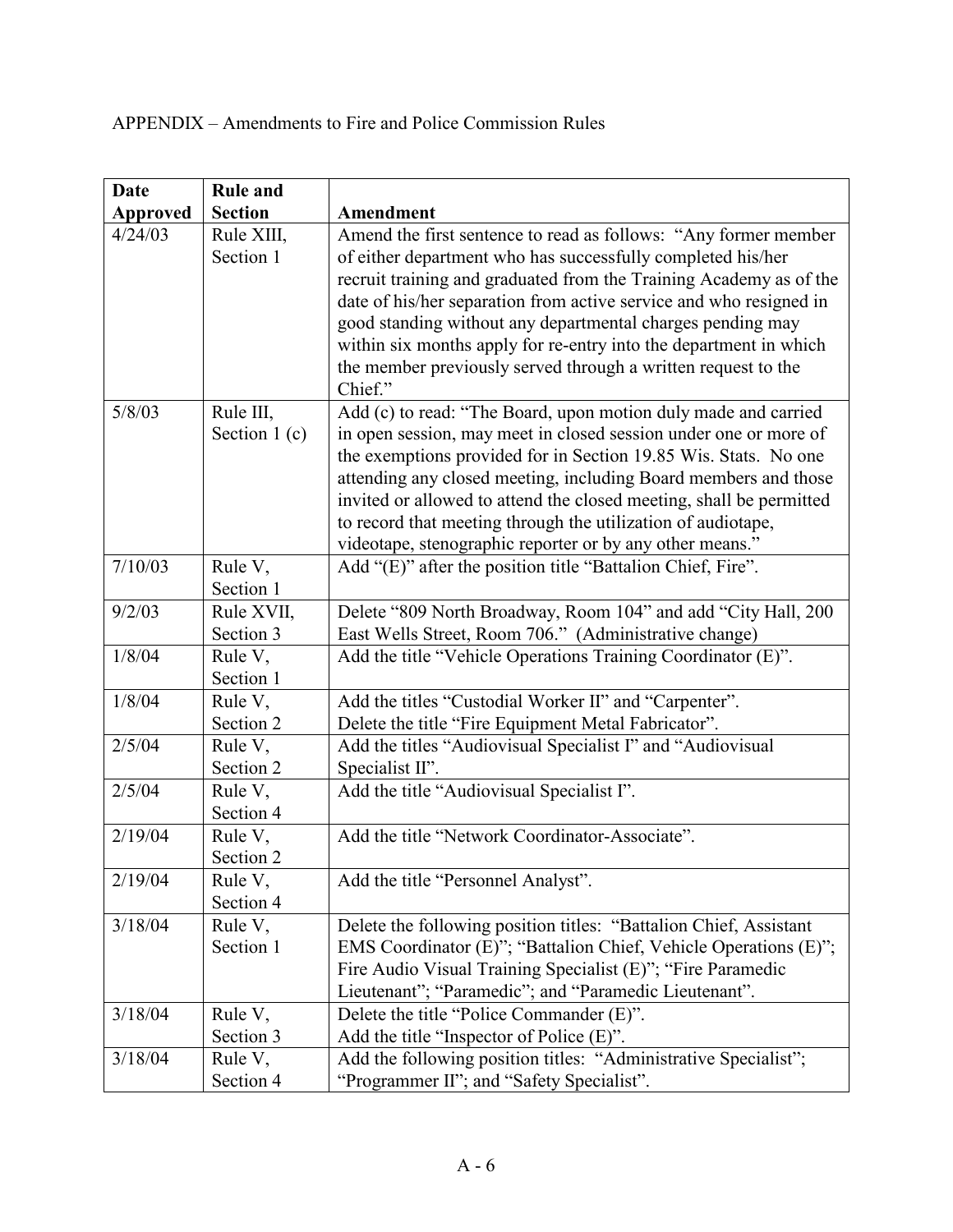APPENDIX – Amendments to Fire and Police Commission Rules

| Date Approved | Rule and Section | Amendment |
|---|---|---|
| 4/24/03 | Rule XIII, Section 1 | Amend the first sentence to read as follows: "Any former member of either department who has successfully completed his/her recruit training and graduated from the Training Academy as of the date of his/her separation from active service and who resigned in good standing without any departmental charges pending may within six months apply for re-entry into the department in which the member previously served through a written request to the Chief." |
| 5/8/03 | Rule III, Section 1 (c) | Add (c) to read: "The Board, upon motion duly made and carried in open session, may meet in closed session under one or more of the exemptions provided for in Section 19.85 Wis. Stats. No one attending any closed meeting, including Board members and those invited or allowed to attend the closed meeting, shall be permitted to record that meeting through the utilization of audiotape, videotape, stenographic reporter or by any other means." |
| 7/10/03 | Rule V, Section 1 | Add "(E)" after the position title "Battalion Chief, Fire". |
| 9/2/03 | Rule XVII, Section 3 | Delete "809 North Broadway, Room 104" and add "City Hall, 200 East Wells Street, Room 706." (Administrative change) |
| 1/8/04 | Rule V, Section 1 | Add the title "Vehicle Operations Training Coordinator (E)". |
| 1/8/04 | Rule V, Section 2 | Add the titles "Custodial Worker II" and "Carpenter". Delete the title "Fire Equipment Metal Fabricator". |
| 2/5/04 | Rule V, Section 2 | Add the titles "Audiovisual Specialist I" and "Audiovisual Specialist II". |
| 2/5/04 | Rule V, Section 4 | Add the title "Audiovisual Specialist I". |
| 2/19/04 | Rule V, Section 2 | Add the title "Network Coordinator-Associate". |
| 2/19/04 | Rule V, Section 4 | Add the title "Personnel Analyst". |
| 3/18/04 | Rule V, Section 1 | Delete the following position titles: "Battalion Chief, Assistant EMS Coordinator (E)"; "Battalion Chief, Vehicle Operations (E)"; Fire Audio Visual Training Specialist (E)"; "Fire Paramedic Lieutenant"; "Paramedic"; and "Paramedic Lieutenant". |
| 3/18/04 | Rule V, Section 3 | Delete the title "Police Commander (E)". Add the title "Inspector of Police (E)". |
| 3/18/04 | Rule V, Section 4 | Add the following position titles: "Administrative Specialist"; "Programmer II"; and "Safety Specialist". |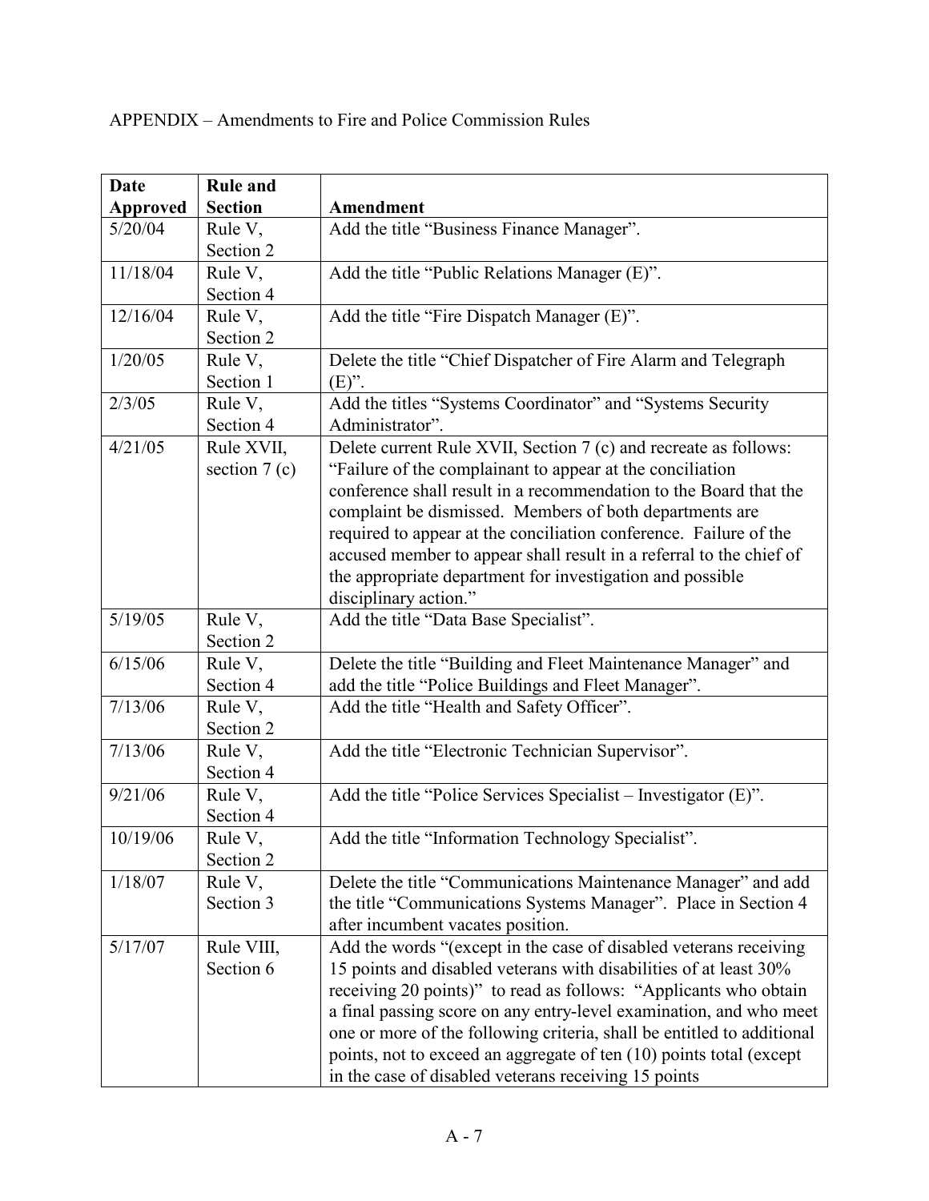APPENDIX – Amendments to Fire and Police Commission Rules

| Date Approved | Rule and Section | Amendment |
|---|---|---|
| 5/20/04 | Rule V, Section 2 | Add the title “Business Finance Manager”. |
| 11/18/04 | Rule V, Section 4 | Add the title “Public Relations Manager (E)”. |
| 12/16/04 | Rule V, Section 2 | Add the title “Fire Dispatch Manager (E)”. |
| 1/20/05 | Rule V, Section 1 | Delete the title “Chief Dispatcher of Fire Alarm and Telegraph (E)”. |
| 2/3/05 | Rule V, Section 4 | Add the titles “Systems Coordinator” and “Systems Security Administrator”. |
| 4/21/05 | Rule XVII, section 7 (c) | Delete current Rule XVII, Section 7 (c) and recreate as follows: “Failure of the complainant to appear at the conciliation conference shall result in a recommendation to the Board that the complaint be dismissed. Members of both departments are required to appear at the conciliation conference. Failure of the accused member to appear shall result in a referral to the chief of the appropriate department for investigation and possible disciplinary action.” |
| 5/19/05 | Rule V, Section 2 | Add the title “Data Base Specialist”. |
| 6/15/06 | Rule V, Section 4 | Delete the title “Building and Fleet Maintenance Manager” and add the title “Police Buildings and Fleet Manager”. |
| 7/13/06 | Rule V, Section 2 | Add the title “Health and Safety Officer”. |
| 7/13/06 | Rule V, Section 4 | Add the title “Electronic Technician Supervisor”. |
| 9/21/06 | Rule V, Section 4 | Add the title “Police Services Specialist – Investigator (E)”. |
| 10/19/06 | Rule V, Section 2 | Add the title “Information Technology Specialist”. |
| 1/18/07 | Rule V, Section 3 | Delete the title “Communications Maintenance Manager” and add the title “Communications Systems Manager”. Place in Section 4 after incumbent vacates position. |
| 5/17/07 | Rule VIII, Section 6 | Add the words “(except in the case of disabled veterans receiving 15 points and disabled veterans with disabilities of at least 30% receiving 20 points)” to read as follows: “Applicants who obtain a final passing score on any entry-level examination, and who meet one or more of the following criteria, shall be entitled to additional points, not to exceed an aggregate of ten (10) points total (except in the case of disabled veterans receiving 15 points |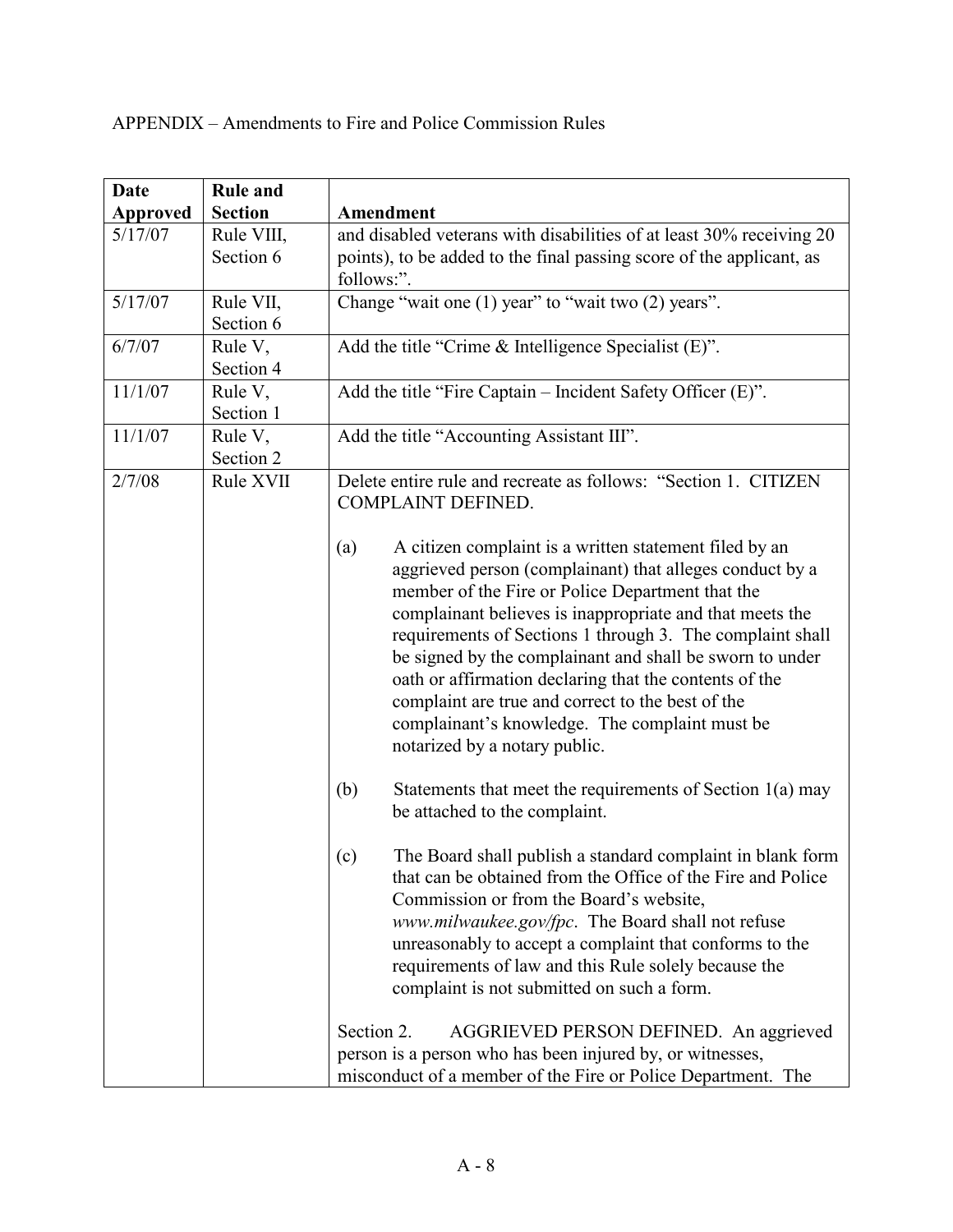APPENDIX – Amendments to Fire and Police Commission Rules

| Date Approved | Rule and Section | Amendment |
|---|---|---|
| 5/17/07 | Rule VIII, Section 6 | and disabled veterans with disabilities of at least 30% receiving 20 points), to be added to the final passing score of the applicant, as follows:". |
| 5/17/07 | Rule VII, Section 6 | Change "wait one (1) year" to "wait two (2) years". |
| 6/7/07 | Rule V, Section 4 | Add the title "Crime & Intelligence Specialist (E)". |
| 11/1/07 | Rule V, Section 1 | Add the title "Fire Captain – Incident Safety Officer (E)". |
| 11/1/07 | Rule V, Section 2 | Add the title "Accounting Assistant III". |
| 2/7/08 | Rule XVII | Delete entire rule and recreate as follows: "Section 1. CITIZEN COMPLAINT DEFINED.<br><br>(a) A citizen complaint is a written statement filed by an aggrieved person (complainant) that alleges conduct by a member of the Fire or Police Department that the complainant believes is inappropriate and that meets the requirements of Sections 1 through 3. The complaint shall be signed by the complainant and shall be sworn to under oath or affirmation declaring that the contents of the complaint are true and correct to the best of the complainant's knowledge. The complaint must be notarized by a notary public.<br><br>(b) Statements that meet the requirements of Section 1(a) may be attached to the complaint.<br><br>(c) The Board shall publish a standard complaint in blank form that can be obtained from the Office of the Fire and Police Commission or from the Board's website, *www.milwaukee.gov/fpc*. The Board shall not refuse unreasonably to accept a complaint that conforms to the requirements of law and this Rule solely because the complaint is not submitted on such a form.<br><br>Section 2. AGGRIEVED PERSON DEFINED. An aggrieved person is a person who has been injured by, or witnesses, misconduct of a member of the Fire or Police Department. The |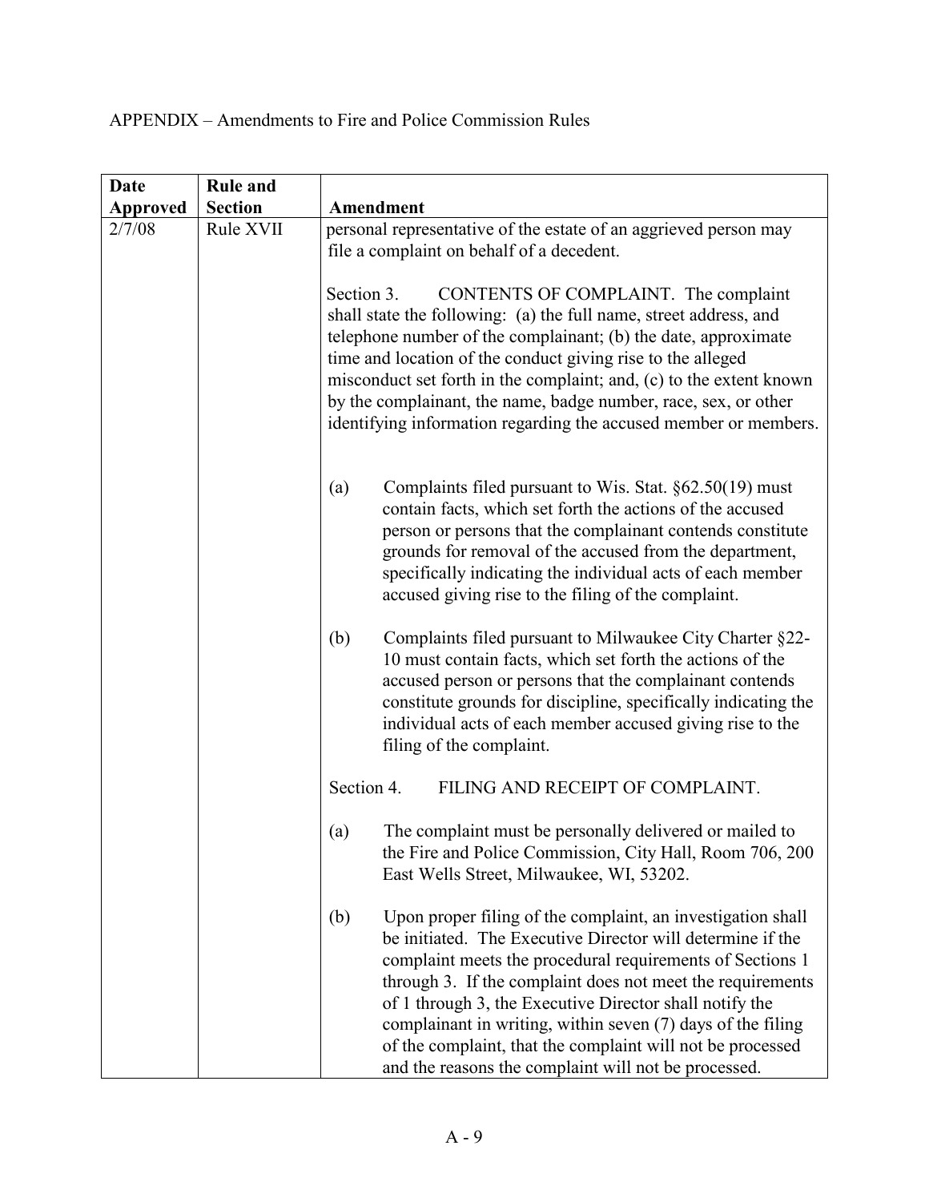APPENDIX – Amendments to Fire and Police Commission Rules

| Date Approved | Rule and Section | Amendment |
|---|---|---|
| 2/7/08 | Rule XVII | personal representative of the estate of an aggrieved person may file a complaint on behalf of a decedent.<br><br>Section 3. CONTENTS OF COMPLAINT. The complaint shall state the following: (a) the full name, street address, and telephone number of the complainant; (b) the date, approximate time and location of the conduct giving rise to the alleged misconduct set forth in the complaint; and, (c) to the extent known by the complainant, the name, badge number, race, sex, or other identifying information regarding the accused member or members.<br><br>(a) Complaints filed pursuant to Wis. Stat. §62.50(19) must contain facts, which set forth the actions of the accused person or persons that the complainant contends constitute grounds for removal of the accused from the department, specifically indicating the individual acts of each member accused giving rise to the filing of the complaint.<br><br>(b) Complaints filed pursuant to Milwaukee City Charter §22-10 must contain facts, which set forth the actions of the accused person or persons that the complainant contends constitute grounds for discipline, specifically indicating the individual acts of each member accused giving rise to the filing of the complaint.<br><br>Section 4. FILING AND RECEIPT OF COMPLAINT.<br><br>(a) The complaint must be personally delivered or mailed to the Fire and Police Commission, City Hall, Room 706, 200 East Wells Street, Milwaukee, WI, 53202.<br><br>(b) Upon proper filing of the complaint, an investigation shall be initiated. The Executive Director will determine if the complaint meets the procedural requirements of Sections 1 through 3. If the complaint does not meet the requirements of 1 through 3, the Executive Director shall notify the complainant in writing, within seven (7) days of the filing of the complaint, that the complaint will not be processed and the reasons the complaint will not be processed. |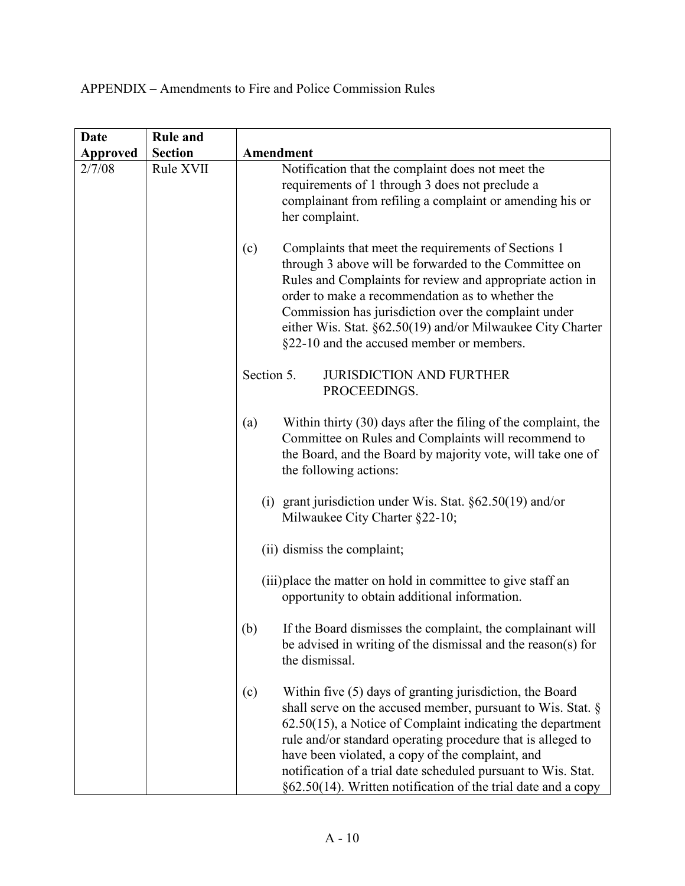APPENDIX – Amendments to Fire and Police Commission Rules

| Date Approved | Rule and Section | Amendment |
|---|---|---|
| 2/7/08 | Rule XVII | Notification that the complaint does not meet the requirements of 1 through 3 does not preclude a complainant from refiling a complaint or amending his or her complaint.<br><br>(c) Complaints that meet the requirements of Sections 1 through 3 above will be forwarded to the Committee on Rules and Complaints for review and appropriate action in order to make a recommendation as to whether the Commission has jurisdiction over the complaint under either Wis. Stat. §62.50(19) and/or Milwaukee City Charter §22-10 and the accused member or members.<br><br>Section 5. JURISDICTION AND FURTHER PROCEEDINGS.<br><br>(a) Within thirty (30) days after the filing of the complaint, the Committee on Rules and Complaints will recommend to the Board, and the Board by majority vote, will take one of the following actions:<br><br>(i) grant jurisdiction under Wis. Stat. §62.50(19) and/or Milwaukee City Charter §22-10;<br><br>(ii) dismiss the complaint;<br><br>(iii) place the matter on hold in committee to give staff an opportunity to obtain additional information.<br><br>(b) If the Board dismisses the complaint, the complainant will be advised in writing of the dismissal and the reason(s) for the dismissal.<br><br>(c) Within five (5) days of granting jurisdiction, the Board shall serve on the accused member, pursuant to Wis. Stat. § 62.50(15), a Notice of Complaint indicating the department rule and/or standard operating procedure that is alleged to have been violated, a copy of the complaint, and notification of a trial date scheduled pursuant to Wis. Stat. §62.50(14). Written notification of the trial date and a copy |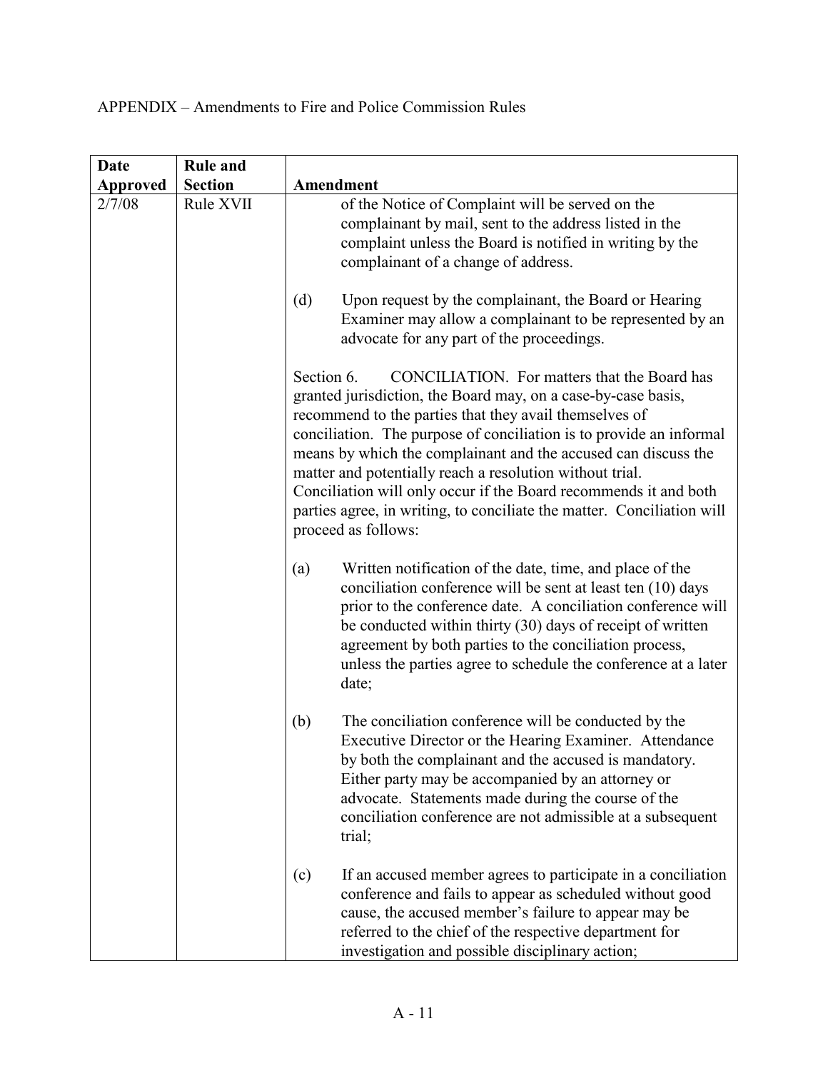APPENDIX – Amendments to Fire and Police Commission Rules

| Date Approved | Rule and Section | Amendment |
|---|---|---|
| 2/7/08 | Rule XVII | of the Notice of Complaint will be served on the complainant by mail, sent to the address listed in the complaint unless the Board is notified in writing by the complainant of a change of address.<br><br>(d) Upon request by the complainant, the Board or Hearing Examiner may allow a complainant to be represented by an advocate for any part of the proceedings.<br><br>Section 6. CONCILIATION. For matters that the Board has granted jurisdiction, the Board may, on a case-by-case basis, recommend to the parties that they avail themselves of conciliation. The purpose of conciliation is to provide an informal means by which the complainant and the accused can discuss the matter and potentially reach a resolution without trial. Conciliation will only occur if the Board recommends it and both parties agree, in writing, to conciliate the matter. Conciliation will proceed as follows:<br><br>(a) Written notification of the date, time, and place of the conciliation conference will be sent at least ten (10) days prior to the conference date. A conciliation conference will be conducted within thirty (30) days of receipt of written agreement by both parties to the conciliation process, unless the parties agree to schedule the conference at a later date;<br><br>(b) The conciliation conference will be conducted by the Executive Director or the Hearing Examiner. Attendance by both the complainant and the accused is mandatory. Either party may be accompanied by an attorney or advocate. Statements made during the course of the conciliation conference are not admissible at a subsequent trial;<br><br>(c) If an accused member agrees to participate in a conciliation conference and fails to appear as scheduled without good cause, the accused member's failure to appear may be referred to the chief of the respective department for investigation and possible disciplinary action; |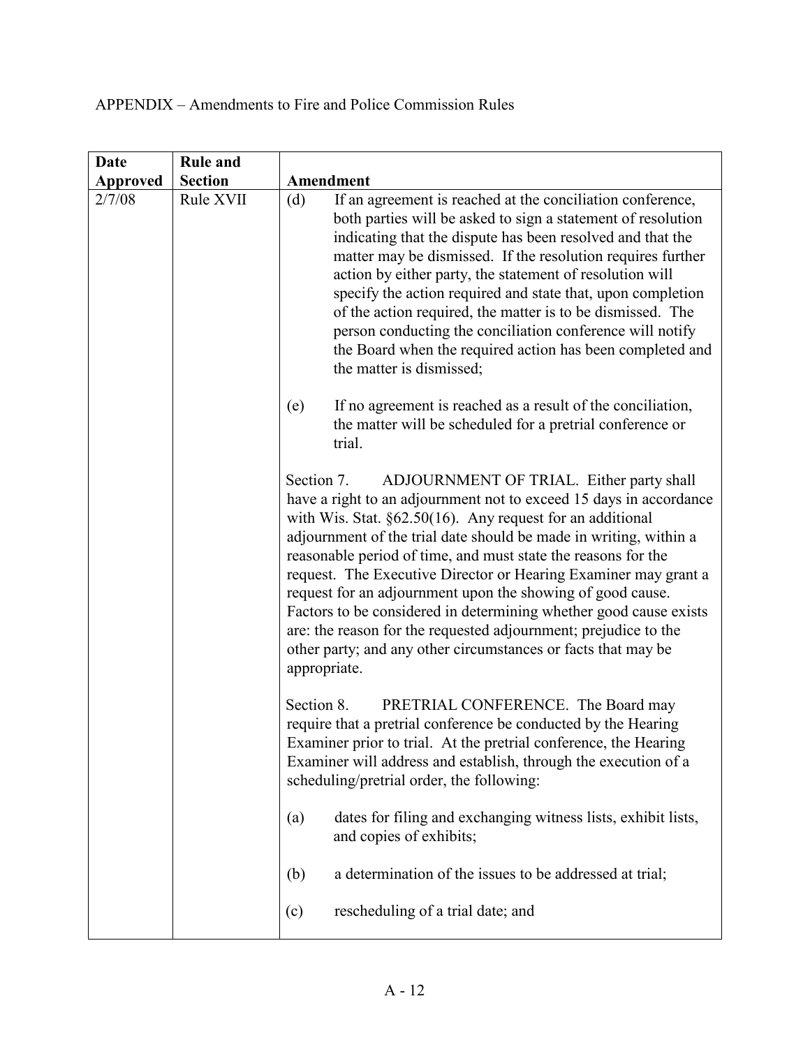APPENDIX – Amendments to Fire and Police Commission Rules

| Date Approved | Rule and Section | Amendment |
|---|---|---|
| 2/7/08 | Rule XVII | (d) If an agreement is reached at the conciliation conference, both parties will be asked to sign a statement of resolution indicating that the dispute has been resolved and that the matter may be dismissed. If the resolution requires further action by either party, the statement of resolution will specify the action required and state that, upon completion of the action required, the matter is to be dismissed. The person conducting the conciliation conference will notify the Board when the required action has been completed and the matter is dismissed;<br><br>(e) If no agreement is reached as a result of the conciliation, the matter will be scheduled for a pretrial conference or trial.<br><br>Section 7. ADJOURNMENT OF TRIAL. Either party shall have a right to an adjournment not to exceed 15 days in accordance with Wis. Stat. §62.50(16). Any request for an additional adjournment of the trial date should be made in writing, within a reasonable period of time, and must state the reasons for the request. The Executive Director or Hearing Examiner may grant a request for an adjournment upon the showing of good cause. Factors to be considered in determining whether good cause exists are: the reason for the requested adjournment; prejudice to the other party; and any other circumstances or facts that may be appropriate.<br><br>Section 8. PRETRIAL CONFERENCE. The Board may require that a pretrial conference be conducted by the Hearing Examiner prior to trial. At the pretrial conference, the Hearing Examiner will address and establish, through the execution of a scheduling/pretrial order, the following:<br><br>(a) dates for filing and exchanging witness lists, exhibit lists, and copies of exhibits;<br><br>(b) a determination of the issues to be addressed at trial;<br><br>(c) rescheduling of a trial date; and |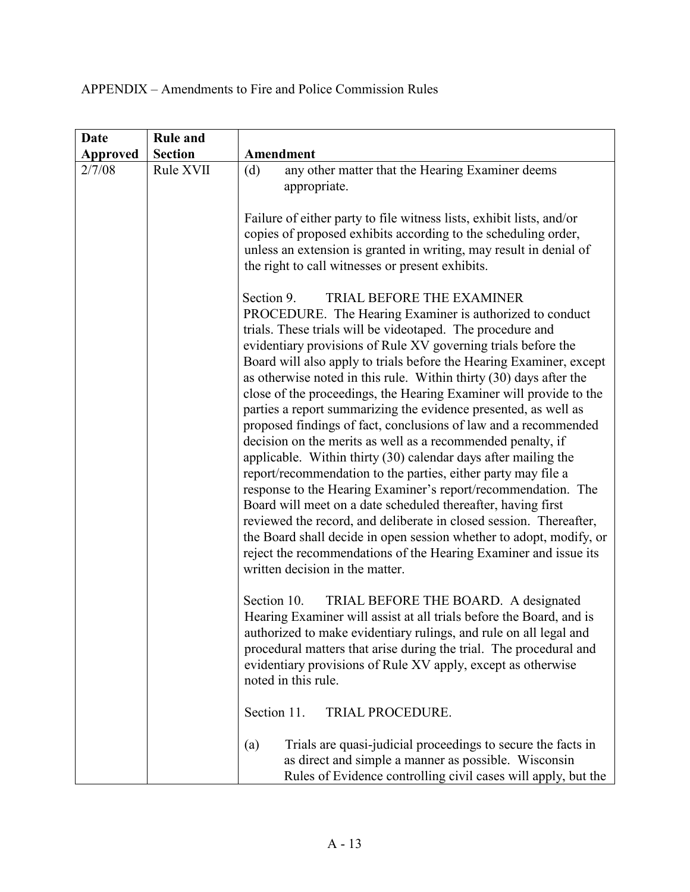APPENDIX – Amendments to Fire and Police Commission Rules

| Date Approved | Rule and Section | Amendment |
|---|---|---|
| 2/7/08 | Rule XVII | (d) any other matter that the Hearing Examiner deems appropriate.<br><br>Failure of either party to file witness lists, exhibit lists, and/or copies of proposed exhibits according to the scheduling order, unless an extension is granted in writing, may result in denial of the right to call witnesses or present exhibits.<br><br>Section 9. TRIAL BEFORE THE EXAMINER PROCEDURE. The Hearing Examiner is authorized to conduct trials. These trials will be videotaped. The procedure and evidentiary provisions of Rule XV governing trials before the Board will also apply to trials before the Hearing Examiner, except as otherwise noted in this rule. Within thirty (30) days after the close of the proceedings, the Hearing Examiner will provide to the parties a report summarizing the evidence presented, as well as proposed findings of fact, conclusions of law and a recommended decision on the merits as well as a recommended penalty, if applicable. Within thirty (30) calendar days after mailing the report/recommendation to the parties, either party may file a response to the Hearing Examiner's report/recommendation. The Board will meet on a date scheduled thereafter, having first reviewed the record, and deliberate in closed session. Thereafter, the Board shall decide in open session whether to adopt, modify, or reject the recommendations of the Hearing Examiner and issue its written decision in the matter.<br><br>Section 10. TRIAL BEFORE THE BOARD. A designated Hearing Examiner will assist at all trials before the Board, and is authorized to make evidentiary rulings, and rule on all legal and procedural matters that arise during the trial. The procedural and evidentiary provisions of Rule XV apply, except as otherwise noted in this rule.<br><br>Section 11. TRIAL PROCEDURE.<br><br>(a) Trials are quasi-judicial proceedings to secure the facts in as direct and simple a manner as possible. Wisconsin Rules of Evidence controlling civil cases will apply, but the |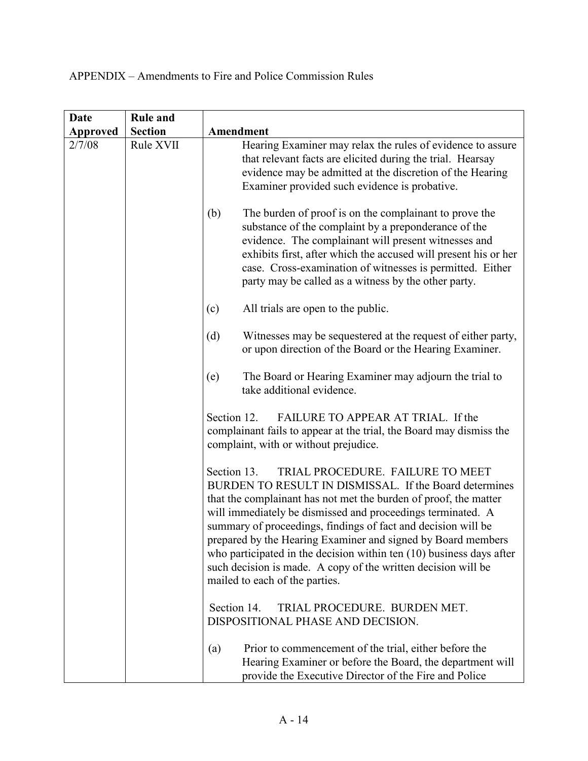APPENDIX – Amendments to Fire and Police Commission Rules

| Date Approved | Rule and Section | Amendment |
|---|---|---|
| 2/7/08 | Rule XVII | Hearing Examiner may relax the rules of evidence to assure that relevant facts are elicited during the trial. Hearsay evidence may be admitted at the discretion of the Hearing Examiner provided such evidence is probative.<br><br>(b) The burden of proof is on the complainant to prove the substance of the complaint by a preponderance of the evidence. The complainant will present witnesses and exhibits first, after which the accused will present his or her case. Cross-examination of witnesses is permitted. Either party may be called as a witness by the other party.<br><br>(c) All trials are open to the public.<br><br>(d) Witnesses may be sequestered at the request of either party, or upon direction of the Board or the Hearing Examiner.<br><br>(e) The Board or Hearing Examiner may adjourn the trial to take additional evidence.<br><br>Section 12. FAILURE TO APPEAR AT TRIAL. If the complainant fails to appear at the trial, the Board may dismiss the complaint, with or without prejudice.<br><br>Section 13. TRIAL PROCEDURE. FAILURE TO MEET BURDEN TO RESULT IN DISMISSAL. If the Board determines that the complainant has not met the burden of proof, the matter will immediately be dismissed and proceedings terminated. A summary of proceedings, findings of fact and decision will be prepared by the Hearing Examiner and signed by Board members who participated in the decision within ten (10) business days after such decision is made. A copy of the written decision will be mailed to each of the parties.<br><br>Section 14. TRIAL PROCEDURE. BURDEN MET. DISPOSITIONAL PHASE AND DECISION.<br><br>(a) Prior to commencement of the trial, either before the Hearing Examiner or before the Board, the department will provide the Executive Director of the Fire and Police |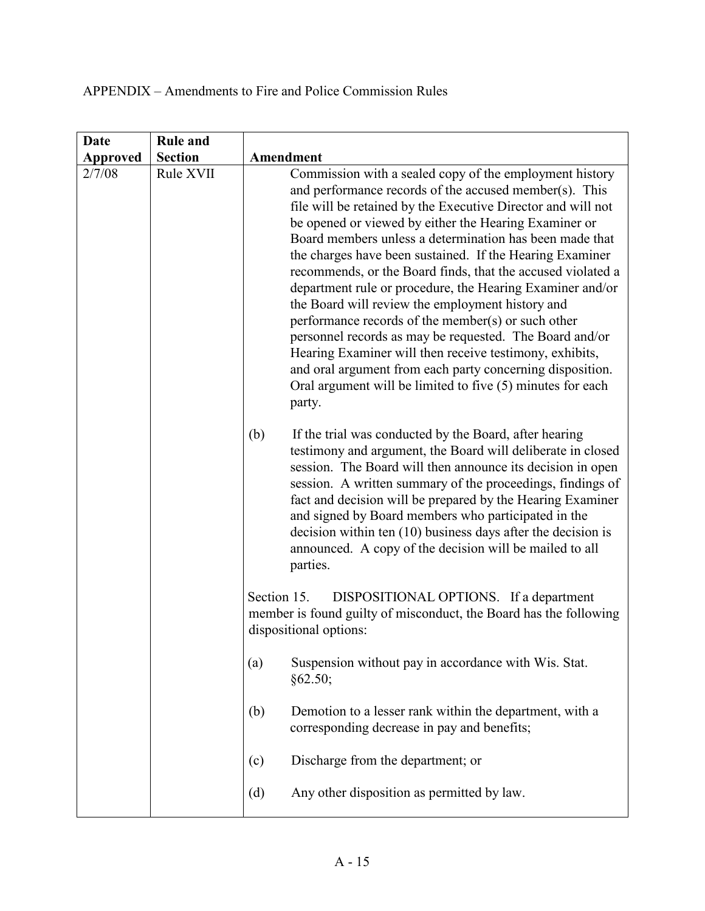APPENDIX – Amendments to Fire and Police Commission Rules

| Date Approved | Rule and Section | Amendment |
|---|---|---|
| 2/7/08 | Rule XVII | Commission with a sealed copy of the employment history and performance records of the accused member(s). This file will be retained by the Executive Director and will not be opened or viewed by either the Hearing Examiner or Board members unless a determination has been made that the charges have been sustained. If the Hearing Examiner recommends, or the Board finds, that the accused violated a department rule or procedure, the Hearing Examiner and/or the Board will review the employment history and performance records of the member(s) or such other personnel records as may be requested. The Board and/or Hearing Examiner will then receive testimony, exhibits, and oral argument from each party concerning disposition. Oral argument will be limited to five (5) minutes for each party.<br><br>(b) If the trial was conducted by the Board, after hearing testimony and argument, the Board will deliberate in closed session. The Board will then announce its decision in open session. A written summary of the proceedings, findings of fact and decision will be prepared by the Hearing Examiner and signed by Board members who participated in the decision within ten (10) business days after the decision is announced. A copy of the decision will be mailed to all parties.<br><br>Section 15. DISPOSITIONAL OPTIONS. If a department member is found guilty of misconduct, the Board has the following dispositional options:<br><br>(a) Suspension without pay in accordance with Wis. Stat. §62.50;<br><br>(b) Demotion to a lesser rank within the department, with a corresponding decrease in pay and benefits;<br><br>(c) Discharge from the department; or<br><br>(d) Any other disposition as permitted by law. |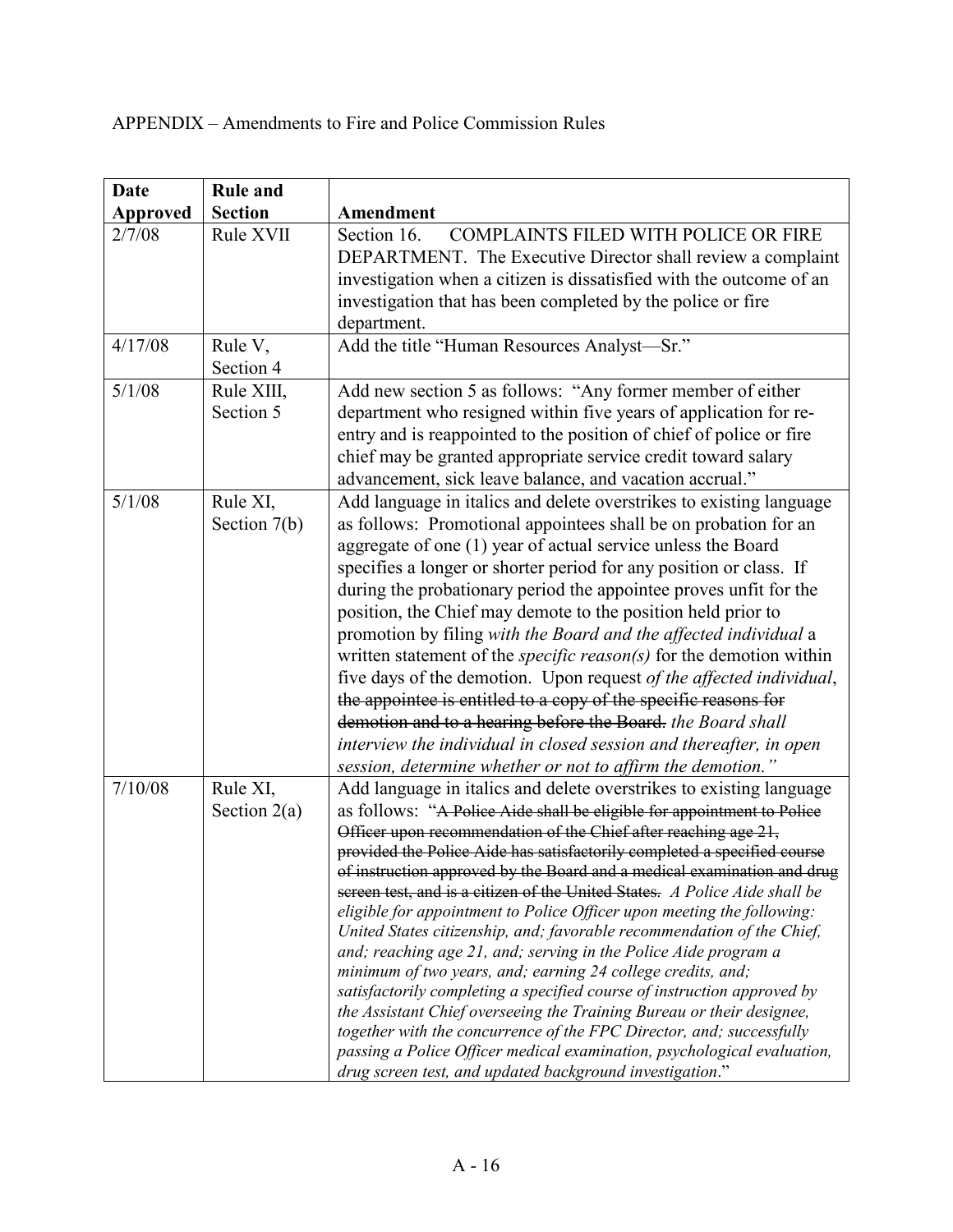APPENDIX – Amendments to Fire and Police Commission Rules

| Date Approved | Rule and Section | Amendment |
|---|---|---|
| 2/7/08 | Rule XVII | Section 16. COMPLAINTS FILED WITH POLICE OR FIRE DEPARTMENT. The Executive Director shall review a complaint investigation when a citizen is dissatisfied with the outcome of an investigation that has been completed by the police or fire department. |
| 4/17/08 | Rule V, Section 4 | Add the title "Human Resources Analyst—Sr." |
| 5/1/08 | Rule XIII, Section 5 | Add new section 5 as follows: "Any former member of either department who resigned within five years of application for re-entry and is reappointed to the position of chief of police or fire chief may be granted appropriate service credit toward salary advancement, sick leave balance, and vacation accrual." |
| 5/1/08 | Rule XI, Section 7(b) | Add language in italics and delete overstrikes to existing language as follows: Promotional appointees shall be on probation for an aggregate of one (1) year of actual service unless the Board specifies a longer or shorter period for any position or class. If during the probationary period the appointee proves unfit for the position, the Chief may demote to the position held prior to promotion by filing *with the Board and the affected individual* a written statement of the *specific reason(s)* for the demotion within five days of the demotion. Upon request *of the affected individual*, ~~the appointee is entitled to a copy of the specific reasons for demotion and to a hearing before the Board.~~ *the Board shall interview the individual in closed session and thereafter, in open session, determine whether or not to affirm the demotion."* |
| 7/10/08 | Rule XI, Section 2(a) | Add language in italics and delete overstrikes to existing language as follows: "~~A Police Aide shall be eligible for appointment to Police Officer upon recommendation of the Chief after reaching age 21, provided the Police Aide has satisfactorily completed a specified course of instruction approved by the Board and a medical examination and drug screen test, and is a citizen of the United States.~~ *A Police Aide shall be eligible for appointment to Police Officer upon meeting the following: United States citizenship, and; favorable recommendation of the Chief, and; reaching age 21, and; serving in the Police Aide program a minimum of two years, and; earning 24 college credits, and; satisfactorily completing a specified course of instruction approved by the Assistant Chief overseeing the Training Bureau or their designee, together with the concurrence of the FPC Director, and; successfully passing a Police Officer medical examination, psychological evaluation, drug screen test, and updated background investigation*." |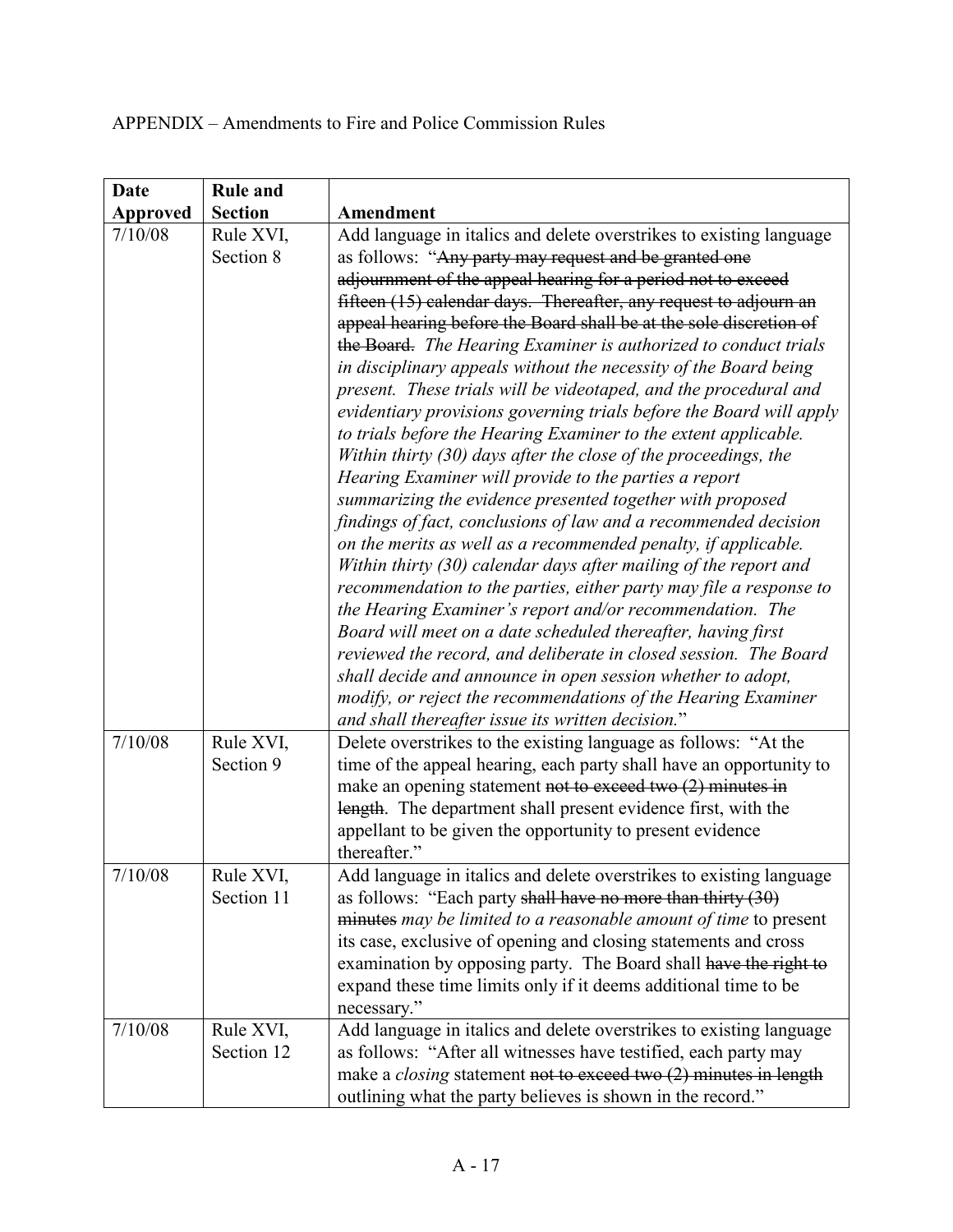APPENDIX – Amendments to Fire and Police Commission Rules

| Date Approved | Rule and Section | Amendment |
|---|---|---|
| 7/10/08 | Rule XVI, Section 8 | Add language in italics and delete overstrikes to existing language as follows: "~~Any party may request and be granted one adjournment of the appeal hearing for a period not to exceed fifteen (15) calendar days. Thereafter, any request to adjourn an appeal hearing before the Board shall be at the sole discretion of the Board.~~ *The Hearing Examiner is authorized to conduct trials in disciplinary appeals without the necessity of the Board being present. These trials will be videotaped, and the procedural and evidentiary provisions governing trials before the Board will apply to trials before the Hearing Examiner to the extent applicable. Within thirty (30) days after the close of the proceedings, the Hearing Examiner will provide to the parties a report summarizing the evidence presented together with proposed findings of fact, conclusions of law and a recommended decision on the merits as well as a recommended penalty, if applicable. Within thirty (30) calendar days after mailing of the report and recommendation to the parties, either party may file a response to the Hearing Examiner's report and/or recommendation. The Board will meet on a date scheduled thereafter, having first reviewed the record, and deliberate in closed session. The Board shall decide and announce in open session whether to adopt, modify, or reject the recommendations of the Hearing Examiner and shall thereafter issue its written decision.*" |
| 7/10/08 | Rule XVI, Section 9 | Delete overstrikes to the existing language as follows: "At the time of the appeal hearing, each party shall have an opportunity to make an opening statement ~~not to exceed two (2) minutes in length~~. The department shall present evidence first, with the appellant to be given the opportunity to present evidence thereafter." |
| 7/10/08 | Rule XVI, Section 11 | Add language in italics and delete overstrikes to existing language as follows: "Each party ~~shall have no more than thirty (30) minutes~~ *may be limited to a reasonable amount of time* to present its case, exclusive of opening and closing statements and cross examination by opposing party. The Board shall ~~have the right to~~ expand these time limits only if it deems additional time to be necessary." |
| 7/10/08 | Rule XVI, Section 12 | Add language in italics and delete overstrikes to existing language as follows: "After all witnesses have testified, each party may make a *closing* statement ~~not to exceed two (2) minutes in length~~ outlining what the party believes is shown in the record." |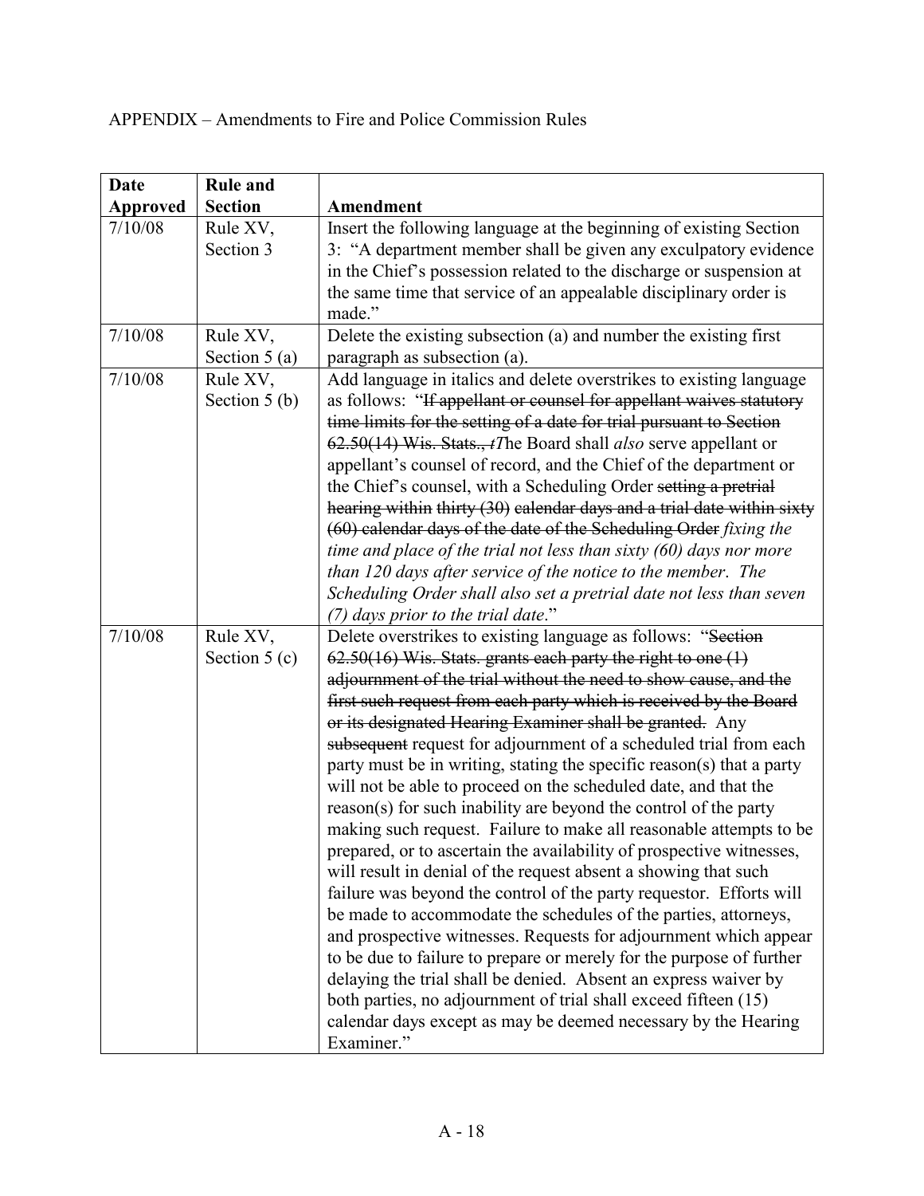APPENDIX – Amendments to Fire and Police Commission Rules

| Date Approved | Rule and Section | Amendment |
|---|---|---|
| 7/10/08 | Rule XV, Section 3 | Insert the following language at the beginning of existing Section 3: "A department member shall be given any exculpatory evidence in the Chief's possession related to the discharge or suspension at the same time that service of an appealable disciplinary order is made." |
| 7/10/08 | Rule XV, Section 5 (a) | Delete the existing subsection (a) and number the existing first paragraph as subsection (a). |
| 7/10/08 | Rule XV, Section 5 (b) | Add language in italics and delete overstrikes to existing language as follows: "~~If appellant or counsel for appellant waives statutory time limits for the setting of a date for trial pursuant to Section 62.50(14) Wis. Stats., t~~*T*he Board shall *also* serve appellant or appellant's counsel of record, and the Chief of the department or the Chief's counsel, with a Scheduling Order ~~setting a pretrial hearing within thirty (30) calendar days and a trial date within sixty (60) calendar days of the date of the Scheduling Order~~ *fixing the time and place of the trial not less than sixty (60) days nor more than 120 days after service of the notice to the member. The Scheduling Order shall also set a pretrial date not less than seven (7) days prior to the trial date*." |
| 7/10/08 | Rule XV, Section 5 (c) | Delete overstrikes to existing language as follows: "~~Section 62.50(16) Wis. Stats. grants each party the right to one (1) adjournment of the trial without the need to show cause, and the first such request from each party which is received by the Board or its designated Hearing Examiner shall be granted.~~ Any ~~subsequent~~ request for adjournment of a scheduled trial from each party must be in writing, stating the specific reason(s) that a party will not be able to proceed on the scheduled date, and that the reason(s) for such inability are beyond the control of the party making such request. Failure to make all reasonable attempts to be prepared, or to ascertain the availability of prospective witnesses, will result in denial of the request absent a showing that such failure was beyond the control of the party requestor. Efforts will be made to accommodate the schedules of the parties, attorneys, and prospective witnesses. Requests for adjournment which appear to be due to failure to prepare or merely for the purpose of further delaying the trial shall be denied. Absent an express waiver by both parties, no adjournment of trial shall exceed fifteen (15) calendar days except as may be deemed necessary by the Hearing Examiner." |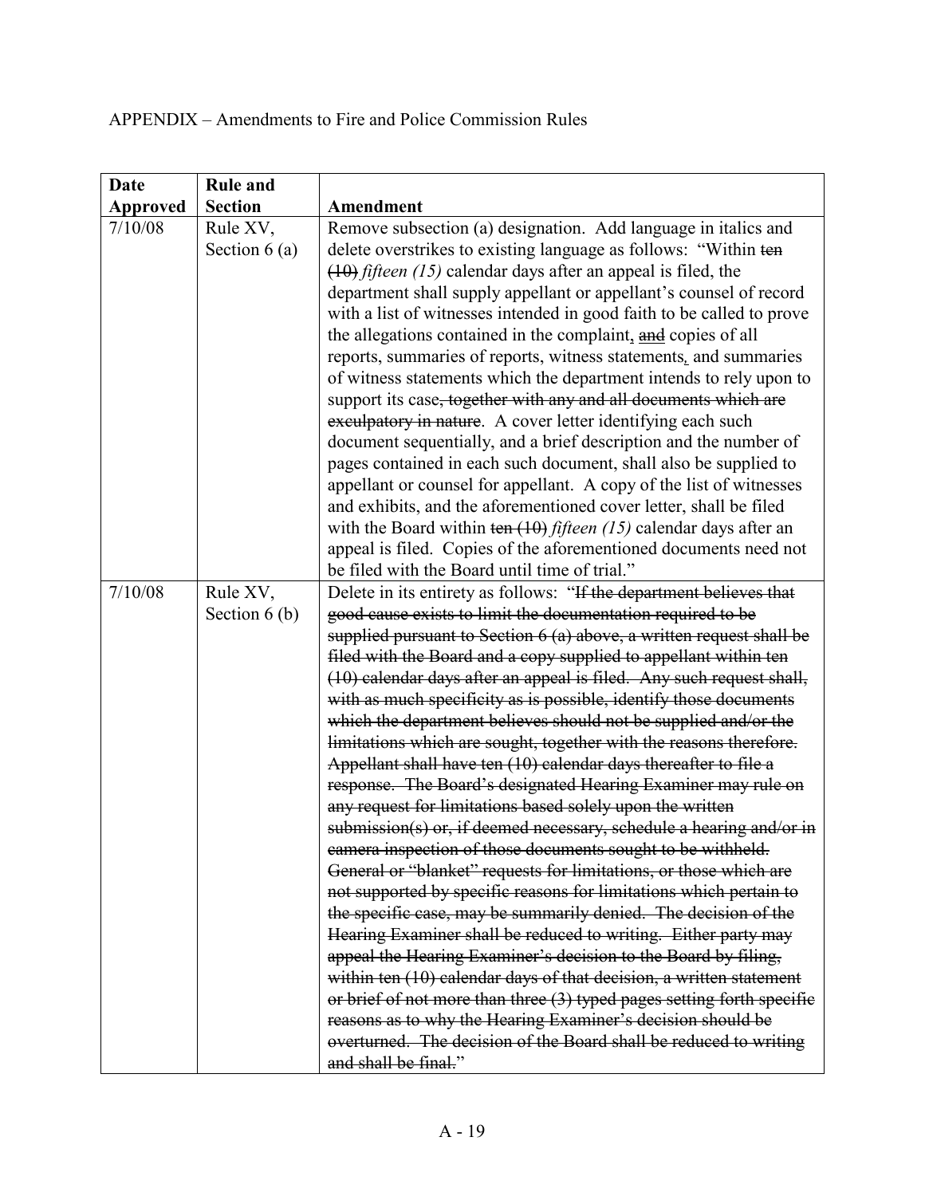APPENDIX – Amendments to Fire and Police Commission Rules

| Date Approved | Rule and Section | Amendment |
|---|---|---|
| 7/10/08 | Rule XV, Section 6 (a) | Remove subsection (a) designation. Add language in italics and delete overstrikes to existing language as follows: "Within ~~ten (10)~~ *fifteen (15)* calendar days after an appeal is filed, the department shall supply appellant or appellant's counsel of record with a list of witnesses intended in good faith to be called to prove the allegations contained in the complaint, ~~and~~ copies of all reports, summaries of reports, witness statements, and summaries of witness statements which the department intends to rely upon to support its case~~, together with any and all documents which are exculpatory in nature~~. A cover letter identifying each such document sequentially, and a brief description and the number of pages contained in each such document, shall also be supplied to appellant or counsel for appellant. A copy of the list of witnesses and exhibits, and the aforementioned cover letter, shall be filed with the Board within ~~ten (10)~~ *fifteen (15)* calendar days after an appeal is filed. Copies of the aforementioned documents need not be filed with the Board until time of trial." |
| 7/10/08 | Rule XV, Section 6 (b) | Delete in its entirety as follows: "~~If the department believes that good cause exists to limit the documentation required to be supplied pursuant to Section 6 (a) above, a written request shall be filed with the Board and a copy supplied to appellant within ten (10) calendar days after an appeal is filed. Any such request shall, with as much specificity as is possible, identify those documents which the department believes should not be supplied and/or the limitations which are sought, together with the reasons therefore. Appellant shall have ten (10) calendar days thereafter to file a response. The Board's designated Hearing Examiner may rule on any request for limitations based solely upon the written submission(s) or, if deemed necessary, schedule a hearing and/or in camera inspection of those documents sought to be withheld. General or "blanket" requests for limitations, or those which are not supported by specific reasons for limitations which pertain to the specific case, may be summarily denied. The decision of the Hearing Examiner shall be reduced to writing. Either party may appeal the Hearing Examiner's decision to the Board by filing, within ten (10) calendar days of that decision, a written statement or brief of not more than three (3) typed pages setting forth specific reasons as to why the Hearing Examiner's decision should be overturned. The decision of the Board shall be reduced to writing and shall be final.~~" |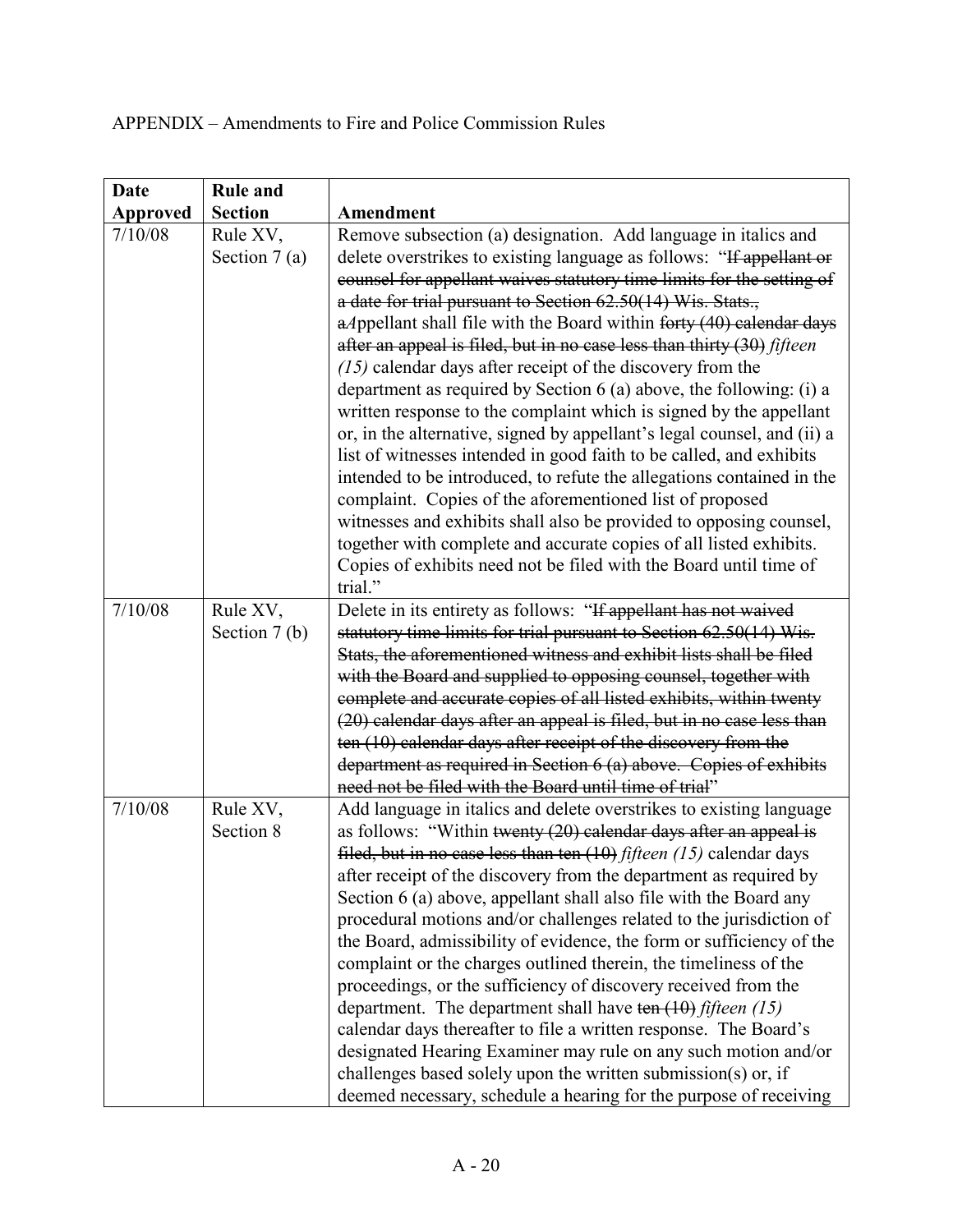APPENDIX – Amendments to Fire and Police Commission Rules

| Date Approved | Rule and Section | Amendment |
|---|---|---|
| 7/10/08 | Rule XV, Section 7 (a) | Remove subsection (a) designation. Add language in italics and delete overstrikes to existing language as follows: "~~If appellant or counsel for appellant waives statutory time limits for the setting of a date for trial pursuant to Section 62.50(14) Wis. Stats., a~~*A*ppellant shall file with the Board within ~~forty (40) calendar days after an appeal is filed, but in no case less than thirty (30)~~ *fifteen (15)* calendar days after receipt of the discovery from the department as required by Section 6 (a) above, the following: (i) a written response to the complaint which is signed by the appellant or, in the alternative, signed by appellant's legal counsel, and (ii) a list of witnesses intended in good faith to be called, and exhibits intended to be introduced, to refute the allegations contained in the complaint. Copies of the aforementioned list of proposed witnesses and exhibits shall also be provided to opposing counsel, together with complete and accurate copies of all listed exhibits. Copies of exhibits need not be filed with the Board until time of trial." |
| 7/10/08 | Rule XV, Section 7 (b) | Delete in its entirety as follows: "~~If appellant has not waived statutory time limits for trial pursuant to Section 62.50(14) Wis. Stats, the aforementioned witness and exhibit lists shall be filed with the Board and supplied to opposing counsel, together with complete and accurate copies of all listed exhibits, within twenty (20) calendar days after an appeal is filed, but in no case less than ten (10) calendar days after receipt of the discovery from the department as required in Section 6 (a) above. Copies of exhibits need not be filed with the Board until time of trial~~" |
| 7/10/08 | Rule XV, Section 8 | Add language in italics and delete overstrikes to existing language as follows: "Within ~~twenty (20) calendar days after an appeal is filed, but in no case less than ten (10)~~ *fifteen (15)* calendar days after receipt of the discovery from the department as required by Section 6 (a) above, appellant shall also file with the Board any procedural motions and/or challenges related to the jurisdiction of the Board, admissibility of evidence, the form or sufficiency of the complaint or the charges outlined therein, the timeliness of the proceedings, or the sufficiency of discovery received from the department. The department shall have ~~ten (10)~~ *fifteen (15)* calendar days thereafter to file a written response. The Board's designated Hearing Examiner may rule on any such motion and/or challenges based solely upon the written submission(s) or, if deemed necessary, schedule a hearing for the purpose of receiving |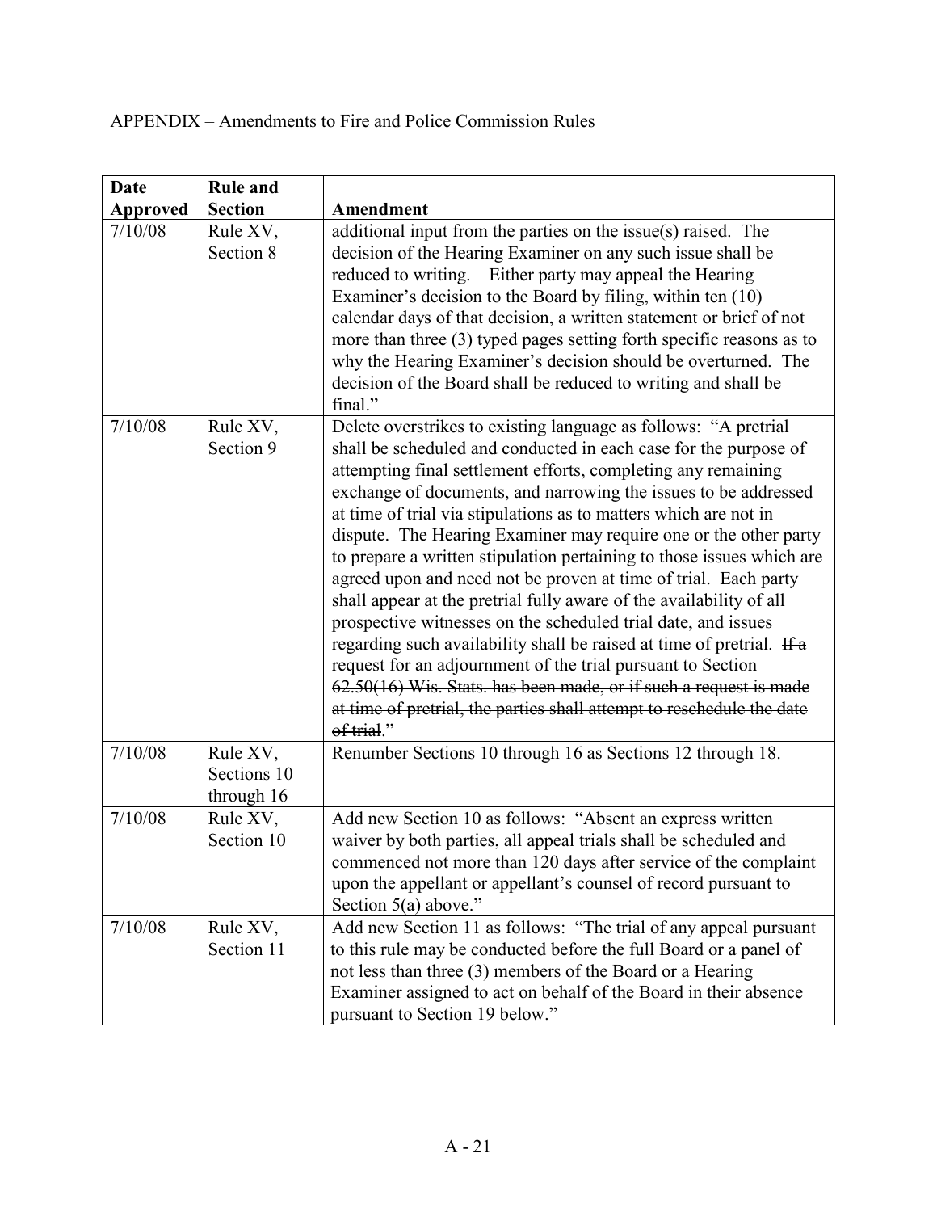APPENDIX – Amendments to Fire and Police Commission Rules

| Date Approved | Rule and Section | Amendment |
|---|---|---|
| 7/10/08 | Rule XV, Section 8 | additional input from the parties on the issue(s) raised. The decision of the Hearing Examiner on any such issue shall be reduced to writing. Either party may appeal the Hearing Examiner's decision to the Board by filing, within ten (10) calendar days of that decision, a written statement or brief of not more than three (3) typed pages setting forth specific reasons as to why the Hearing Examiner's decision should be overturned. The decision of the Board shall be reduced to writing and shall be final." |
| 7/10/08 | Rule XV, Section 9 | Delete overstrikes to existing language as follows: "A pretrial shall be scheduled and conducted in each case for the purpose of attempting final settlement efforts, completing any remaining exchange of documents, and narrowing the issues to be addressed at time of trial via stipulations as to matters which are not in dispute. The Hearing Examiner may require one or the other party to prepare a written stipulation pertaining to those issues which are agreed upon and need not be proven at time of trial. Each party shall appear at the pretrial fully aware of the availability of all prospective witnesses on the scheduled trial date, and issues regarding such availability shall be raised at time of pretrial. ~~If a request for an adjournment of the trial pursuant to Section 62.50(16) Wis. Stats. has been made, or if such a request is made at time of pretrial, the parties shall attempt to reschedule the date of trial~~." |
| 7/10/08 | Rule XV, Sections 10 through 16 | Renumber Sections 10 through 16 as Sections 12 through 18. |
| 7/10/08 | Rule XV, Section 10 | Add new Section 10 as follows: "Absent an express written waiver by both parties, all appeal trials shall be scheduled and commenced not more than 120 days after service of the complaint upon the appellant or appellant's counsel of record pursuant to Section 5(a) above." |
| 7/10/08 | Rule XV, Section 11 | Add new Section 11 as follows: "The trial of any appeal pursuant to this rule may be conducted before the full Board or a panel of not less than three (3) members of the Board or a Hearing Examiner assigned to act on behalf of the Board in their absence pursuant to Section 19 below." |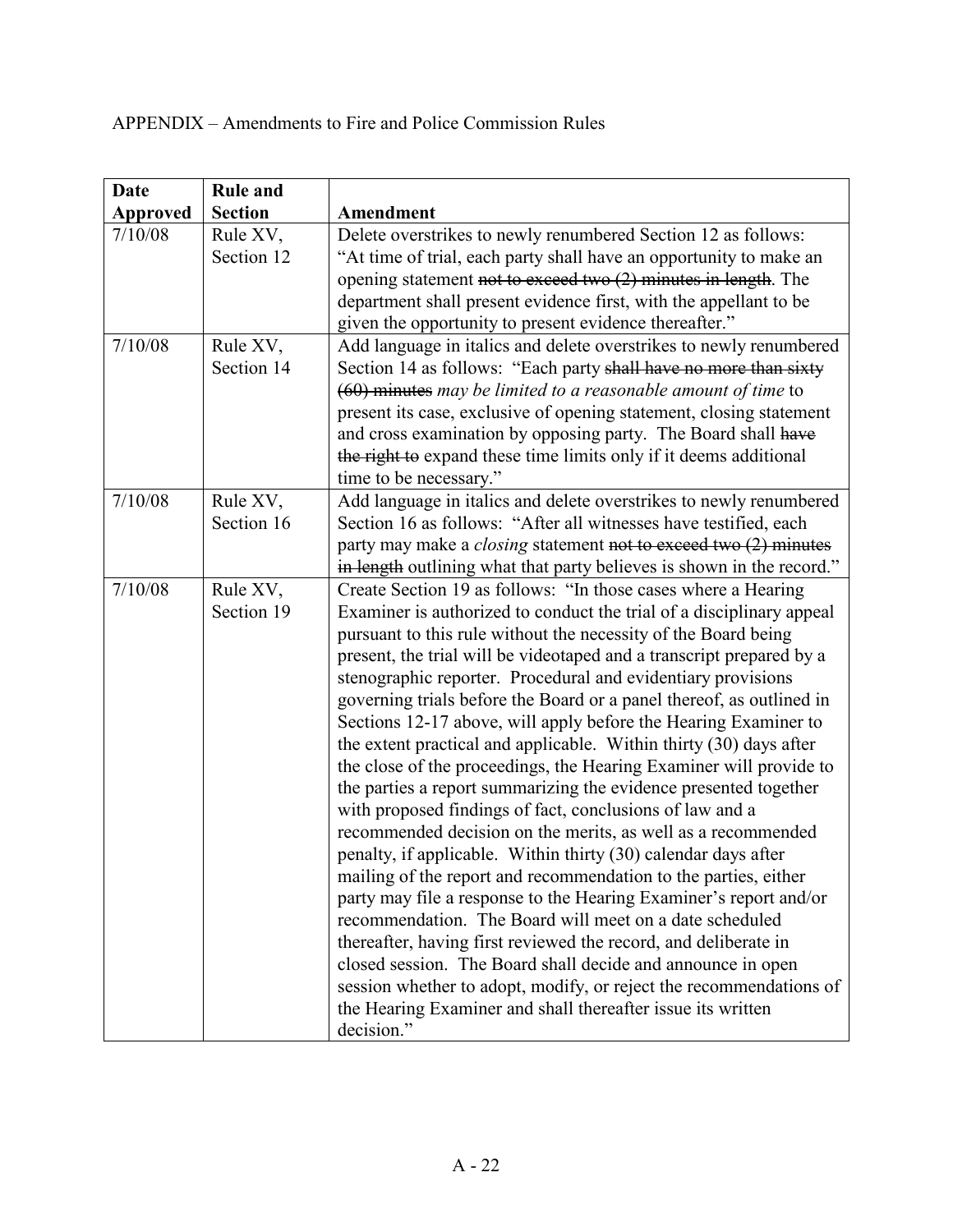APPENDIX – Amendments to Fire and Police Commission Rules

| Date Approved | Rule and Section | Amendment |
|---|---|---|
| 7/10/08 | Rule XV, Section 12 | Delete overstrikes to newly renumbered Section 12 as follows: "At time of trial, each party shall have an opportunity to make an opening statement ~~not to exceed two (2) minutes in length~~. The department shall present evidence first, with the appellant to be given the opportunity to present evidence thereafter." |
| 7/10/08 | Rule XV, Section 14 | Add language in italics and delete overstrikes to newly renumbered Section 14 as follows: "Each party ~~shall have no more than sixty (60) minutes~~ *may be limited to a reasonable amount of time* to present its case, exclusive of opening statement, closing statement and cross examination by opposing party. The Board shall ~~have the right to~~ expand these time limits only if it deems additional time to be necessary." |
| 7/10/08 | Rule XV, Section 16 | Add language in italics and delete overstrikes to newly renumbered Section 16 as follows: "After all witnesses have testified, each party may make a *closing* statement ~~not to exceed two (2) minutes in length~~ outlining what that party believes is shown in the record." |
| 7/10/08 | Rule XV, Section 19 | Create Section 19 as follows: "In those cases where a Hearing Examiner is authorized to conduct the trial of a disciplinary appeal pursuant to this rule without the necessity of the Board being present, the trial will be videotaped and a transcript prepared by a stenographic reporter. Procedural and evidentiary provisions governing trials before the Board or a panel thereof, as outlined in Sections 12-17 above, will apply before the Hearing Examiner to the extent practical and applicable. Within thirty (30) days after the close of the proceedings, the Hearing Examiner will provide to the parties a report summarizing the evidence presented together with proposed findings of fact, conclusions of law and a recommended decision on the merits, as well as a recommended penalty, if applicable. Within thirty (30) calendar days after mailing of the report and recommendation to the parties, either party may file a response to the Hearing Examiner's report and/or recommendation. The Board will meet on a date scheduled thereafter, having first reviewed the record, and deliberate in closed session. The Board shall decide and announce in open session whether to adopt, modify, or reject the recommendations of the Hearing Examiner and shall thereafter issue its written decision." |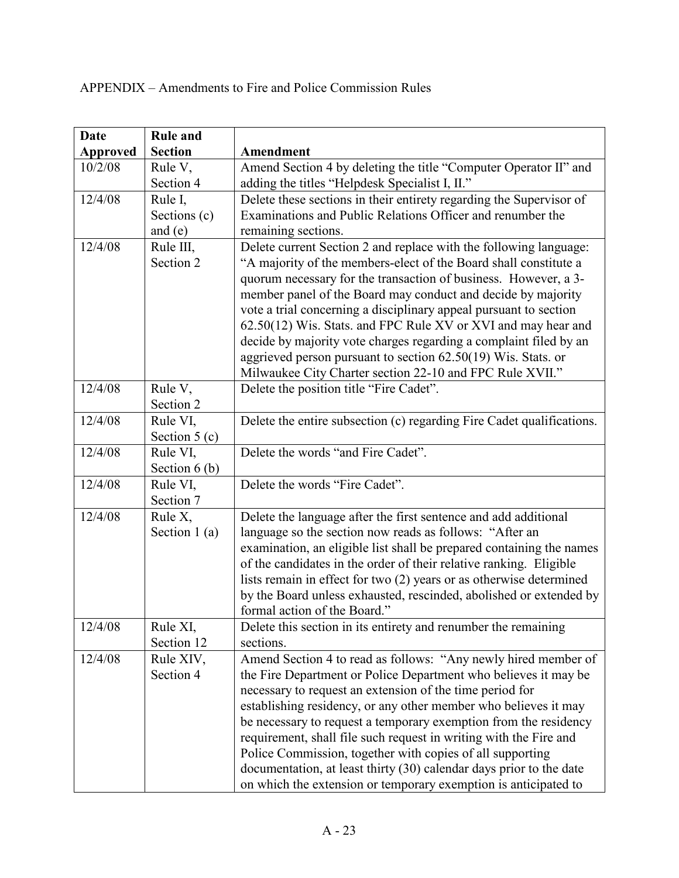APPENDIX – Amendments to Fire and Police Commission Rules

| Date Approved | Rule and Section | Amendment |
|---|---|---|
| 10/2/08 | Rule V, Section 4 | Amend Section 4 by deleting the title "Computer Operator II" and adding the titles "Helpdesk Specialist I, II." |
| 12/4/08 | Rule I, Sections (c) and (e) | Delete these sections in their entirety regarding the Supervisor of Examinations and Public Relations Officer and renumber the remaining sections. |
| 12/4/08 | Rule III, Section 2 | Delete current Section 2 and replace with the following language: "A majority of the members-elect of the Board shall constitute a quorum necessary for the transaction of business. However, a 3-member panel of the Board may conduct and decide by majority vote a trial concerning a disciplinary appeal pursuant to section 62.50(12) Wis. Stats. and FPC Rule XV or XVI and may hear and decide by majority vote charges regarding a complaint filed by an aggrieved person pursuant to section 62.50(19) Wis. Stats. or Milwaukee City Charter section 22-10 and FPC Rule XVII." |
| 12/4/08 | Rule V, Section 2 | Delete the position title "Fire Cadet". |
| 12/4/08 | Rule VI, Section 5 (c) | Delete the entire subsection (c) regarding Fire Cadet qualifications. |
| 12/4/08 | Rule VI, Section 6 (b) | Delete the words "and Fire Cadet". |
| 12/4/08 | Rule VI, Section 7 | Delete the words "Fire Cadet". |
| 12/4/08 | Rule X, Section 1 (a) | Delete the language after the first sentence and add additional language so the section now reads as follows: "After an examination, an eligible list shall be prepared containing the names of the candidates in the order of their relative ranking. Eligible lists remain in effect for two (2) years or as otherwise determined by the Board unless exhausted, rescinded, abolished or extended by formal action of the Board." |
| 12/4/08 | Rule XI, Section 12 | Delete this section in its entirety and renumber the remaining sections. |
| 12/4/08 | Rule XIV, Section 4 | Amend Section 4 to read as follows: "Any newly hired member of the Fire Department or Police Department who believes it may be necessary to request an extension of the time period for establishing residency, or any other member who believes it may be necessary to request a temporary exemption from the residency requirement, shall file such request in writing with the Fire and Police Commission, together with copies of all supporting documentation, at least thirty (30) calendar days prior to the date on which the extension or temporary exemption is anticipated to |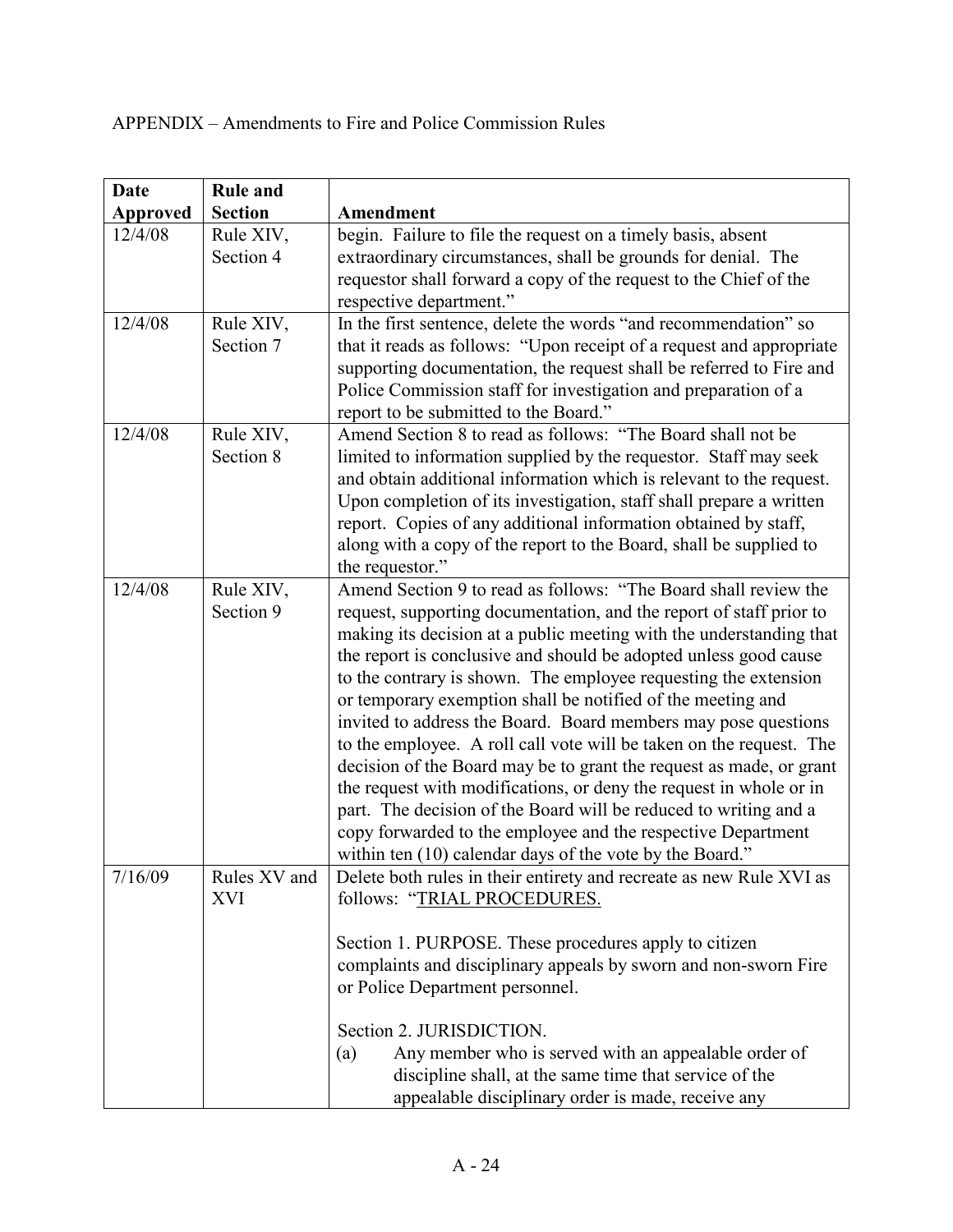APPENDIX – Amendments to Fire and Police Commission Rules

| Date Approved | Rule and Section | Amendment |
|---|---|---|
| 12/4/08 | Rule XIV, Section 4 | begin. Failure to file the request on a timely basis, absent extraordinary circumstances, shall be grounds for denial. The requestor shall forward a copy of the request to the Chief of the respective department." |
| 12/4/08 | Rule XIV, Section 7 | In the first sentence, delete the words "and recommendation" so that it reads as follows: "Upon receipt of a request and appropriate supporting documentation, the request shall be referred to Fire and Police Commission staff for investigation and preparation of a report to be submitted to the Board." |
| 12/4/08 | Rule XIV, Section 8 | Amend Section 8 to read as follows: "The Board shall not be limited to information supplied by the requestor. Staff may seek and obtain additional information which is relevant to the request. Upon completion of its investigation, staff shall prepare a written report. Copies of any additional information obtained by staff, along with a copy of the report to the Board, shall be supplied to the requestor." |
| 12/4/08 | Rule XIV, Section 9 | Amend Section 9 to read as follows: "The Board shall review the request, supporting documentation, and the report of staff prior to making its decision at a public meeting with the understanding that the report is conclusive and should be adopted unless good cause to the contrary is shown. The employee requesting the extension or temporary exemption shall be notified of the meeting and invited to address the Board. Board members may pose questions to the employee. A roll call vote will be taken on the request. The decision of the Board may be to grant the request as made, or grant the request with modifications, or deny the request in whole or in part. The decision of the Board will be reduced to writing and a copy forwarded to the employee and the respective Department within ten (10) calendar days of the vote by the Board." |
| 7/16/09 | Rules XV and XVI | Delete both rules in their entirety and recreate as new Rule XVI as follows: "<u>TRIAL PROCEDURES.</u><br><br>Section 1. PURPOSE. These procedures apply to citizen complaints and disciplinary appeals by sworn and non-sworn Fire or Police Department personnel.<br><br>Section 2. JURISDICTION.<br>(a) Any member who is served with an appealable order of discipline shall, at the same time that service of the appealable disciplinary order is made, receive any |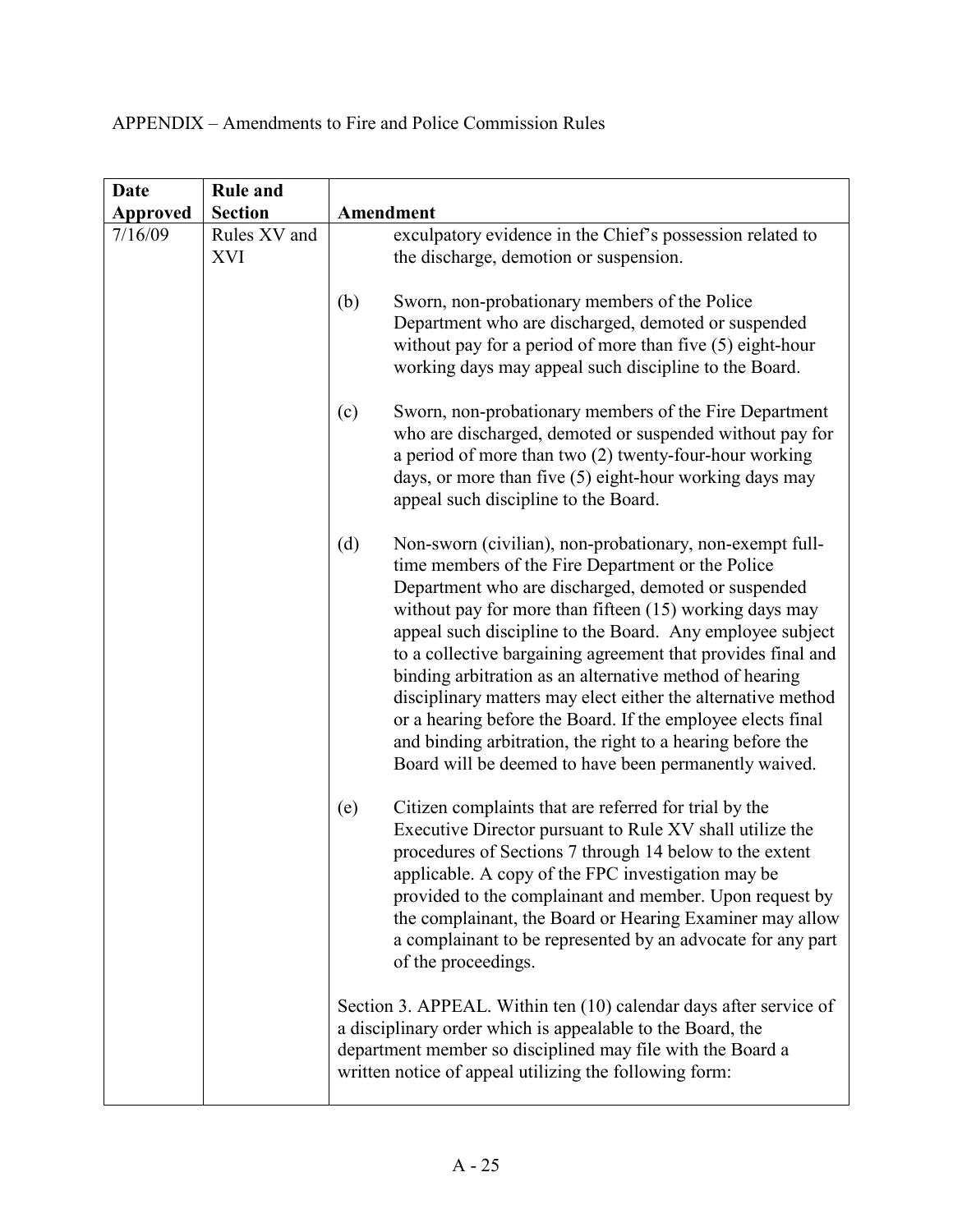APPENDIX – Amendments to Fire and Police Commission Rules

| Date Approved | Rule and Section | Amendment |
|---|---|---|
| 7/16/09 | Rules XV and XVI | exculpatory evidence in the Chief's possession related to the discharge, demotion or suspension.<br><br>(b) Sworn, non-probationary members of the Police Department who are discharged, demoted or suspended without pay for a period of more than five (5) eight-hour working days may appeal such discipline to the Board.<br><br>(c) Sworn, non-probationary members of the Fire Department who are discharged, demoted or suspended without pay for a period of more than two (2) twenty-four-hour working days, or more than five (5) eight-hour working days may appeal such discipline to the Board.<br><br>(d) Non-sworn (civilian), non-probationary, non-exempt full-time members of the Fire Department or the Police Department who are discharged, demoted or suspended without pay for more than fifteen (15) working days may appeal such discipline to the Board. Any employee subject to a collective bargaining agreement that provides final and binding arbitration as an alternative method of hearing disciplinary matters may elect either the alternative method or a hearing before the Board. If the employee elects final and binding arbitration, the right to a hearing before the Board will be deemed to have been permanently waived.<br><br>(e) Citizen complaints that are referred for trial by the Executive Director pursuant to Rule XV shall utilize the procedures of Sections 7 through 14 below to the extent applicable. A copy of the FPC investigation may be provided to the complainant and member. Upon request by the complainant, the Board or Hearing Examiner may allow a complainant to be represented by an advocate for any part of the proceedings.<br><br>Section 3. APPEAL. Within ten (10) calendar days after service of a disciplinary order which is appealable to the Board, the department member so disciplined may file with the Board a written notice of appeal utilizing the following form: |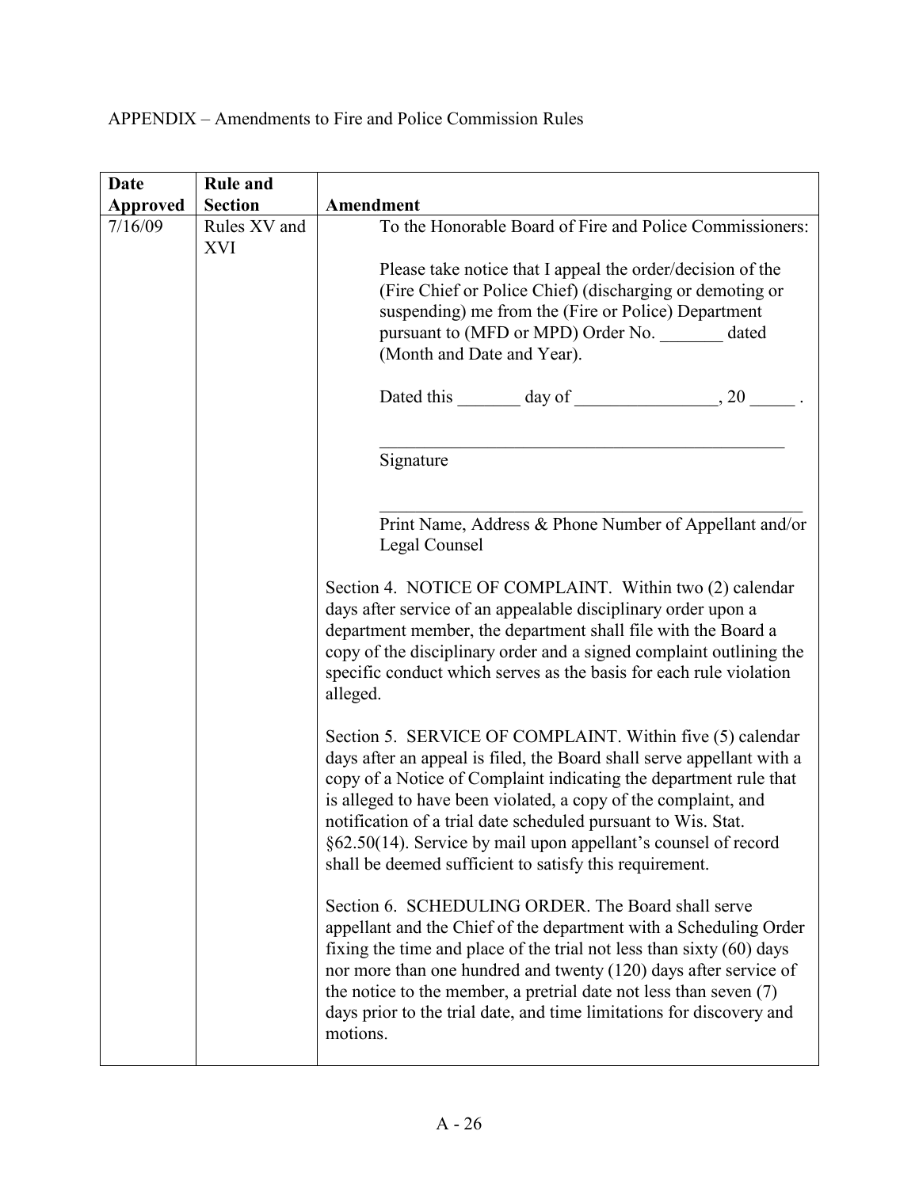APPENDIX – Amendments to Fire and Police Commission Rules

| Date Approved | Rule and Section | Amendment |
|---|---|---|
| 7/16/09 | Rules XV and XVI | To the Honorable Board of Fire and Police Commissioners:<br><br>Please take notice that I appeal the order/decision of the (Fire Chief or Police Chief) (discharging or demoting or suspending) me from the (Fire or Police) Department pursuant to (MFD or MPD) Order No. _______ dated (Month and Date and Year).<br><br>Dated this _______ day of _______________, 20 _____ .<br><br>_______________________________________________<br>Signature<br><br>_______________________________________________<br>Print Name, Address & Phone Number of Appellant and/or Legal Counsel<br><br>Section 4. NOTICE OF COMPLAINT. Within two (2) calendar days after service of an appealable disciplinary order upon a department member, the department shall file with the Board a copy of the disciplinary order and a signed complaint outlining the specific conduct which serves as the basis for each rule violation alleged.<br><br>Section 5. SERVICE OF COMPLAINT. Within five (5) calendar days after an appeal is filed, the Board shall serve appellant with a copy of a Notice of Complaint indicating the department rule that is alleged to have been violated, a copy of the complaint, and notification of a trial date scheduled pursuant to Wis. Stat. §62.50(14). Service by mail upon appellant's counsel of record shall be deemed sufficient to satisfy this requirement.<br><br>Section 6. SCHEDULING ORDER. The Board shall serve appellant and the Chief of the department with a Scheduling Order fixing the time and place of the trial not less than sixty (60) days nor more than one hundred and twenty (120) days after service of the notice to the member, a pretrial date not less than seven (7) days prior to the trial date, and time limitations for discovery and motions. |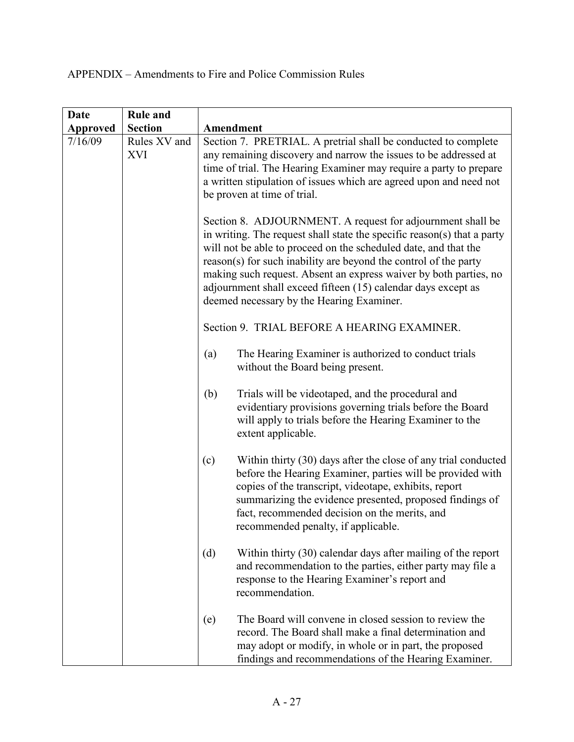APPENDIX – Amendments to Fire and Police Commission Rules

| Date Approved | Rule and Section | Amendment |
|---|---|---|
| 7/16/09 | Rules XV and XVI | Section 7. PRETRIAL. A pretrial shall be conducted to complete any remaining discovery and narrow the issues to be addressed at time of trial. The Hearing Examiner may require a party to prepare a written stipulation of issues which are agreed upon and need not be proven at time of trial.<br><br>Section 8. ADJOURNMENT. A request for adjournment shall be in writing. The request shall state the specific reason(s) that a party will not be able to proceed on the scheduled date, and that the reason(s) for such inability are beyond the control of the party making such request. Absent an express waiver by both parties, no adjournment shall exceed fifteen (15) calendar days except as deemed necessary by the Hearing Examiner.<br><br>Section 9. TRIAL BEFORE A HEARING EXAMINER.<br><br>(a) The Hearing Examiner is authorized to conduct trials without the Board being present.<br><br>(b) Trials will be videotaped, and the procedural and evidentiary provisions governing trials before the Board will apply to trials before the Hearing Examiner to the extent applicable.<br><br>(c) Within thirty (30) days after the close of any trial conducted before the Hearing Examiner, parties will be provided with copies of the transcript, videotape, exhibits, report summarizing the evidence presented, proposed findings of fact, recommended decision on the merits, and recommended penalty, if applicable.<br><br>(d) Within thirty (30) calendar days after mailing of the report and recommendation to the parties, either party may file a response to the Hearing Examiner's report and recommendation.<br><br>(e) The Board will convene in closed session to review the record. The Board shall make a final determination and may adopt or modify, in whole or in part, the proposed findings and recommendations of the Hearing Examiner. |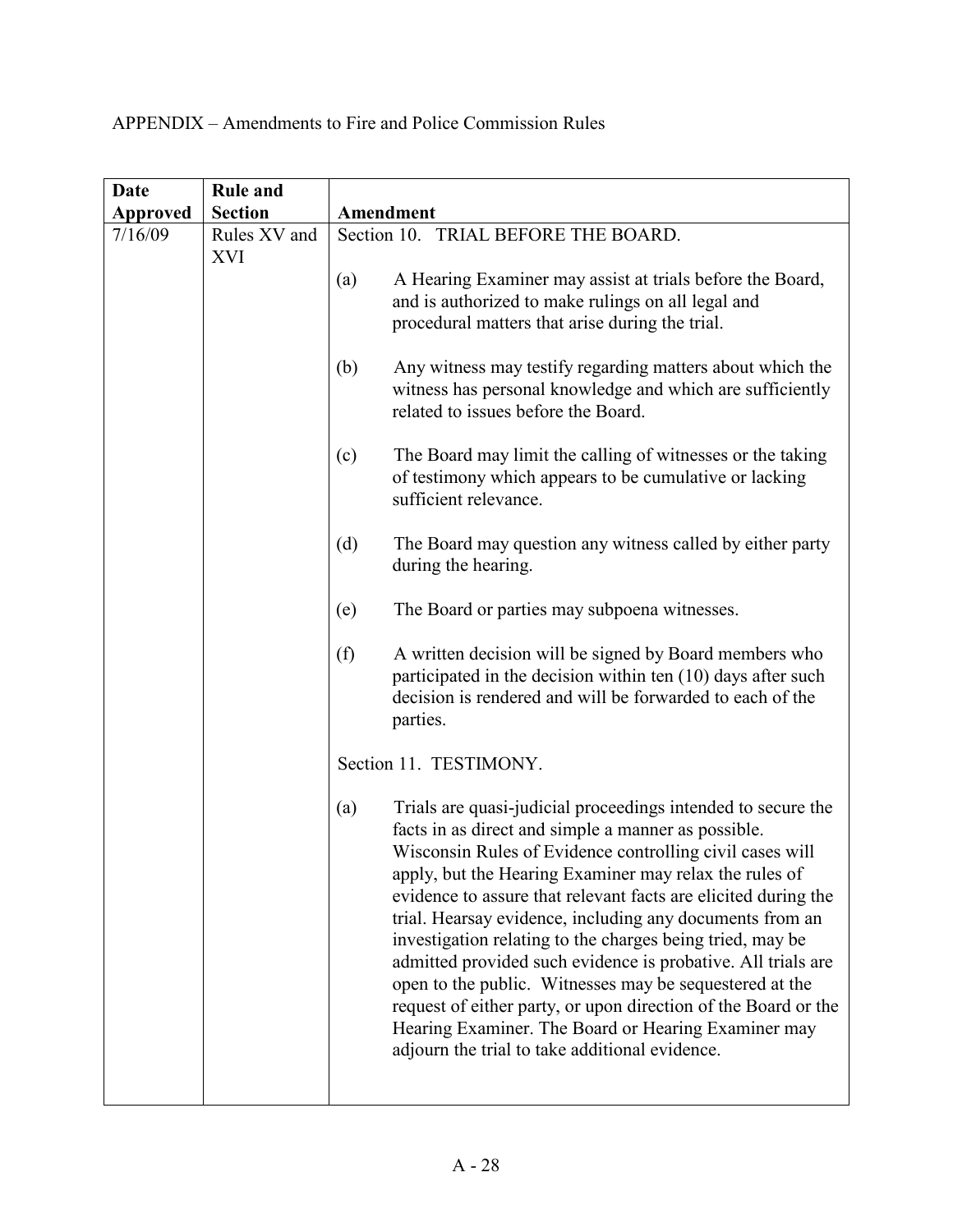APPENDIX – Amendments to Fire and Police Commission Rules

| Date Approved | Rule and Section | Amendment |
|---|---|---|
| 7/16/09 | Rules XV and XVI | Section 10. TRIAL BEFORE THE BOARD.<br><br>(a) A Hearing Examiner may assist at trials before the Board, and is authorized to make rulings on all legal and procedural matters that arise during the trial.<br><br>(b) Any witness may testify regarding matters about which the witness has personal knowledge and which are sufficiently related to issues before the Board.<br><br>(c) The Board may limit the calling of witnesses or the taking of testimony which appears to be cumulative or lacking sufficient relevance.<br><br>(d) The Board may question any witness called by either party during the hearing.<br><br>(e) The Board or parties may subpoena witnesses.<br><br>(f) A written decision will be signed by Board members who participated in the decision within ten (10) days after such decision is rendered and will be forwarded to each of the parties.<br><br>Section 11. TESTIMONY.<br><br>(a) Trials are quasi-judicial proceedings intended to secure the facts in as direct and simple a manner as possible. Wisconsin Rules of Evidence controlling civil cases will apply, but the Hearing Examiner may relax the rules of evidence to assure that relevant facts are elicited during the trial. Hearsay evidence, including any documents from an investigation relating to the charges being tried, may be admitted provided such evidence is probative. All trials are open to the public. Witnesses may be sequestered at the request of either party, or upon direction of the Board or the Hearing Examiner. The Board or Hearing Examiner may adjourn the trial to take additional evidence. |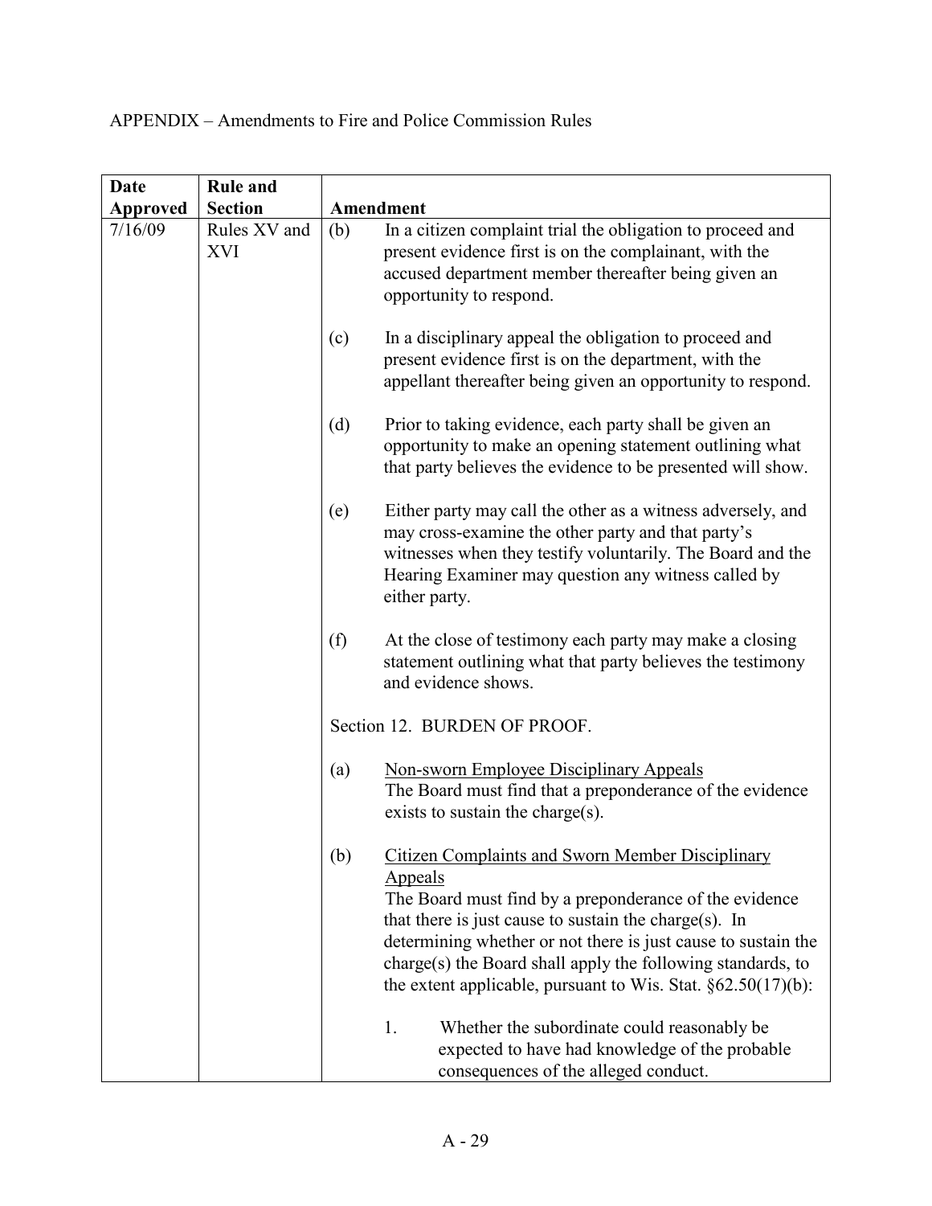APPENDIX – Amendments to Fire and Police Commission Rules

| Date Approved | Rule and Section | Amendment |
|---|---|---|
| 7/16/09 | Rules XV and XVI | (b) In a citizen complaint trial the obligation to proceed and present evidence first is on the complainant, with the accused department member thereafter being given an opportunity to respond.<br><br>(c) In a disciplinary appeal the obligation to proceed and present evidence first is on the department, with the appellant thereafter being given an opportunity to respond.<br><br>(d) Prior to taking evidence, each party shall be given an opportunity to make an opening statement outlining what that party believes the evidence to be presented will show.<br><br>(e) Either party may call the other as a witness adversely, and may cross-examine the other party and that party's witnesses when they testify voluntarily. The Board and the Hearing Examiner may question any witness called by either party.<br><br>(f) At the close of testimony each party may make a closing statement outlining what that party believes the testimony and evidence shows.<br><br>Section 12. BURDEN OF PROOF.<br><br>(a) <u>Non-sworn Employee Disciplinary Appeals</u> The Board must find that a preponderance of the evidence exists to sustain the charge(s).<br><br>(b) <u>Citizen Complaints and Sworn Member Disciplinary Appeals</u> The Board must find by a preponderance of the evidence that there is just cause to sustain the charge(s). In determining whether or not there is just cause to sustain the charge(s) the Board shall apply the following standards, to the extent applicable, pursuant to Wis. Stat. §62.50(17)(b):<br><br>1. Whether the subordinate could reasonably be expected to have had knowledge of the probable consequences of the alleged conduct. |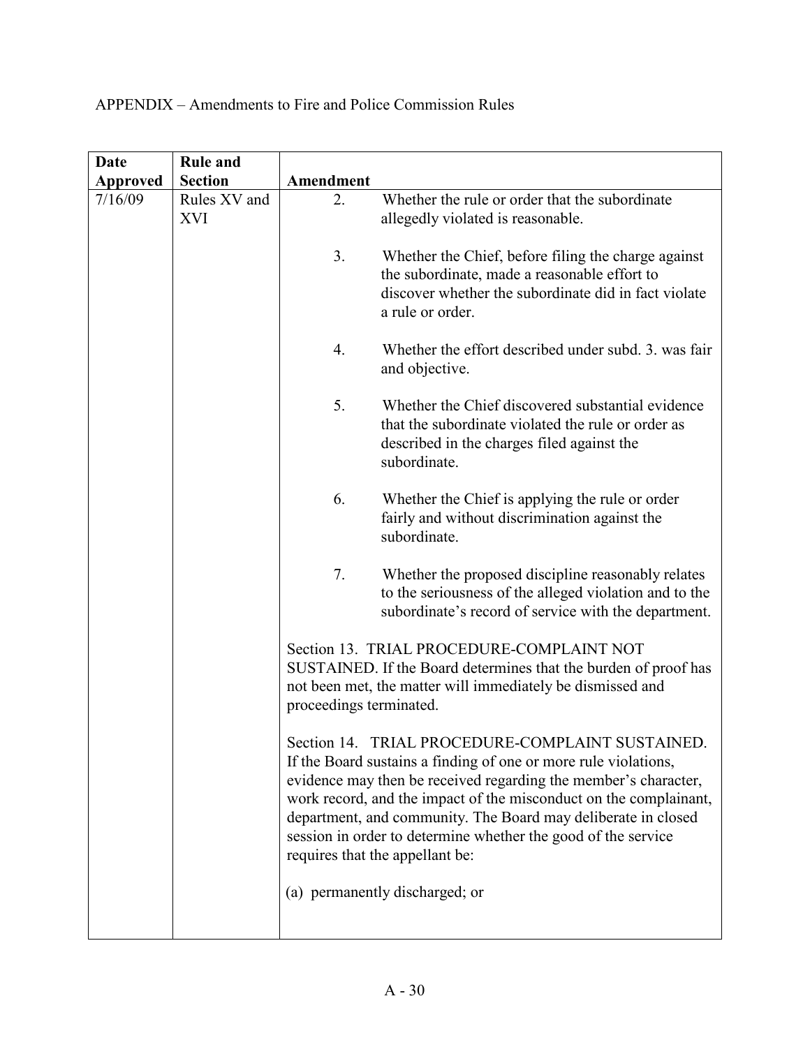APPENDIX – Amendments to Fire and Police Commission Rules

| Date Approved | Rule and Section | Amendment |
|---|---|---|
| 7/16/09 | Rules XV and XVI | 2. Whether the rule or order that the subordinate allegedly violated is reasonable.<br><br>3. Whether the Chief, before filing the charge against the subordinate, made a reasonable effort to discover whether the subordinate did in fact violate a rule or order.<br><br>4. Whether the effort described under subd. 3. was fair and objective.<br><br>5. Whether the Chief discovered substantial evidence that the subordinate violated the rule or order as described in the charges filed against the subordinate.<br><br>6. Whether the Chief is applying the rule or order fairly and without discrimination against the subordinate.<br><br>7. Whether the proposed discipline reasonably relates to the seriousness of the alleged violation and to the subordinate's record of service with the department.<br><br>Section 13. TRIAL PROCEDURE-COMPLAINT NOT SUSTAINED. If the Board determines that the burden of proof has not been met, the matter will immediately be dismissed and proceedings terminated.<br><br>Section 14. TRIAL PROCEDURE-COMPLAINT SUSTAINED. If the Board sustains a finding of one or more rule violations, evidence may then be received regarding the member's character, work record, and the impact of the misconduct on the complainant, department, and community. The Board may deliberate in closed session in order to determine whether the good of the service requires that the appellant be:<br><br>(a) permanently discharged; or |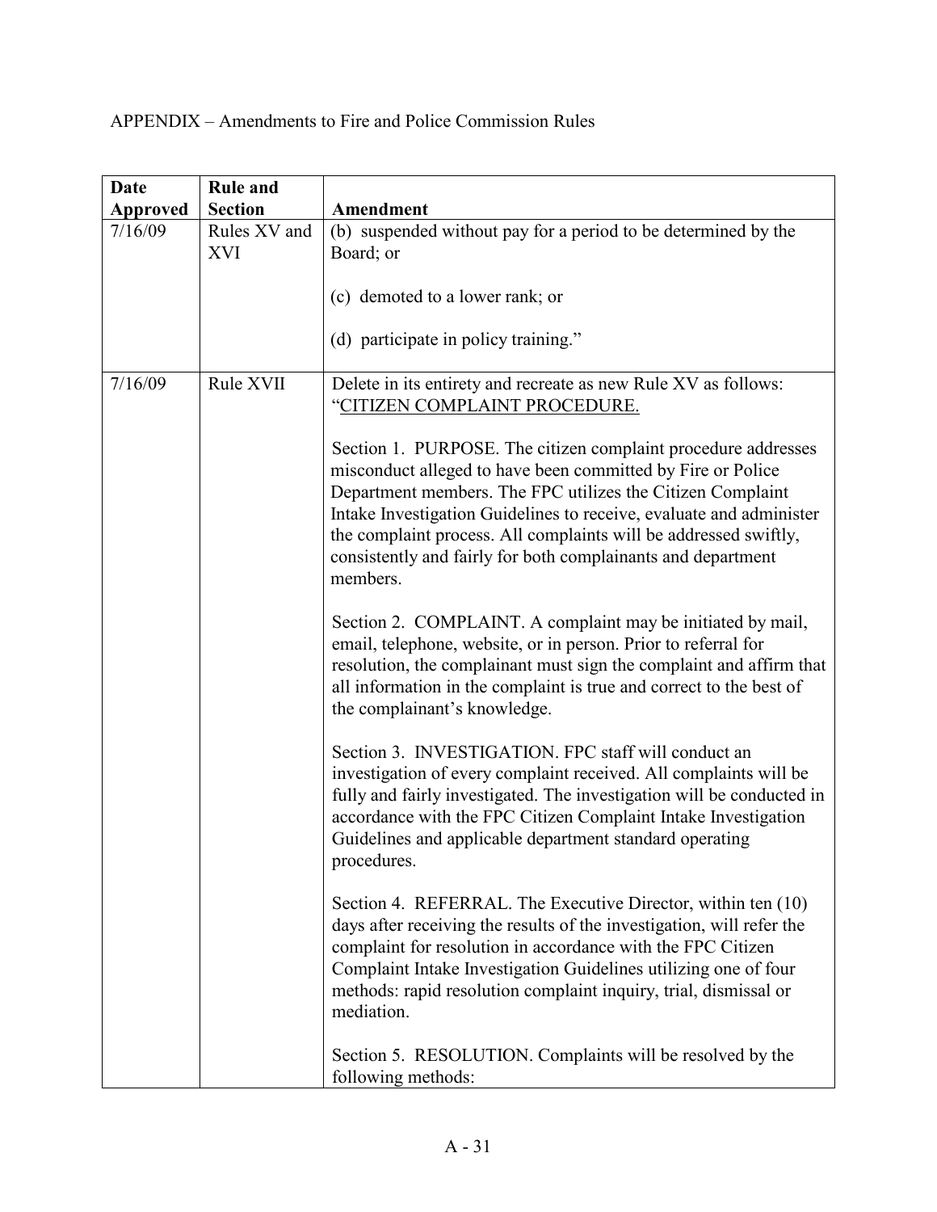APPENDIX – Amendments to Fire and Police Commission Rules

| Date Approved | Rule and Section | Amendment |
|---|---|---|
| 7/16/09 | Rules XV and XVI | (b) suspended without pay for a period to be determined by the Board; or<br><br>(c) demoted to a lower rank; or<br><br>(d) participate in policy training." |
| 7/16/09 | Rule XVII | Delete in its entirety and recreate as new Rule XV as follows: "CITIZEN COMPLAINT PROCEDURE.<br><br>Section 1. PURPOSE. The citizen complaint procedure addresses misconduct alleged to have been committed by Fire or Police Department members. The FPC utilizes the Citizen Complaint Intake Investigation Guidelines to receive, evaluate and administer the complaint process. All complaints will be addressed swiftly, consistently and fairly for both complainants and department members.<br><br>Section 2. COMPLAINT. A complaint may be initiated by mail, email, telephone, website, or in person. Prior to referral for resolution, the complainant must sign the complaint and affirm that all information in the complaint is true and correct to the best of the complainant's knowledge.<br><br>Section 3. INVESTIGATION. FPC staff will conduct an investigation of every complaint received. All complaints will be fully and fairly investigated. The investigation will be conducted in accordance with the FPC Citizen Complaint Intake Investigation Guidelines and applicable department standard operating procedures.<br><br>Section 4. REFERRAL. The Executive Director, within ten (10) days after receiving the results of the investigation, will refer the complaint for resolution in accordance with the FPC Citizen Complaint Intake Investigation Guidelines utilizing one of four methods: rapid resolution complaint inquiry, trial, dismissal or mediation.<br><br>Section 5. RESOLUTION. Complaints will be resolved by the following methods: |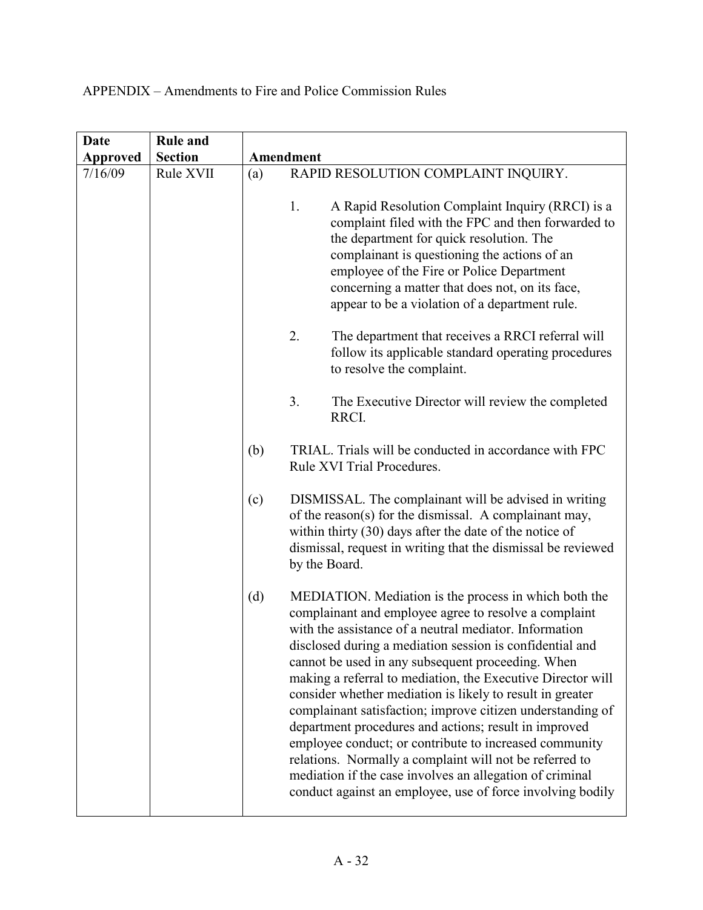APPENDIX – Amendments to Fire and Police Commission Rules

| Date Approved | Rule and Section | Amendment |
|---|---|---|
| 7/16/09 | Rule XVII | (a) RAPID RESOLUTION COMPLAINT INQUIRY.<br><br>1. A Rapid Resolution Complaint Inquiry (RRCI) is a complaint filed with the FPC and then forwarded to the department for quick resolution. The complainant is questioning the actions of an employee of the Fire or Police Department concerning a matter that does not, on its face, appear to be a violation of a department rule.<br><br>2. The department that receives a RRCI referral will follow its applicable standard operating procedures to resolve the complaint.<br><br>3. The Executive Director will review the completed RRCI.<br><br>(b) TRIAL. Trials will be conducted in accordance with FPC Rule XVI Trial Procedures.<br><br>(c) DISMISSAL. The complainant will be advised in writing of the reason(s) for the dismissal. A complainant may, within thirty (30) days after the date of the notice of dismissal, request in writing that the dismissal be reviewed by the Board.<br><br>(d) MEDIATION. Mediation is the process in which both the complainant and employee agree to resolve a complaint with the assistance of a neutral mediator. Information disclosed during a mediation session is confidential and cannot be used in any subsequent proceeding. When making a referral to mediation, the Executive Director will consider whether mediation is likely to result in greater complainant satisfaction; improve citizen understanding of department procedures and actions; result in improved employee conduct; or contribute to increased community relations. Normally a complaint will not be referred to mediation if the case involves an allegation of criminal conduct against an employee, use of force involving bodily |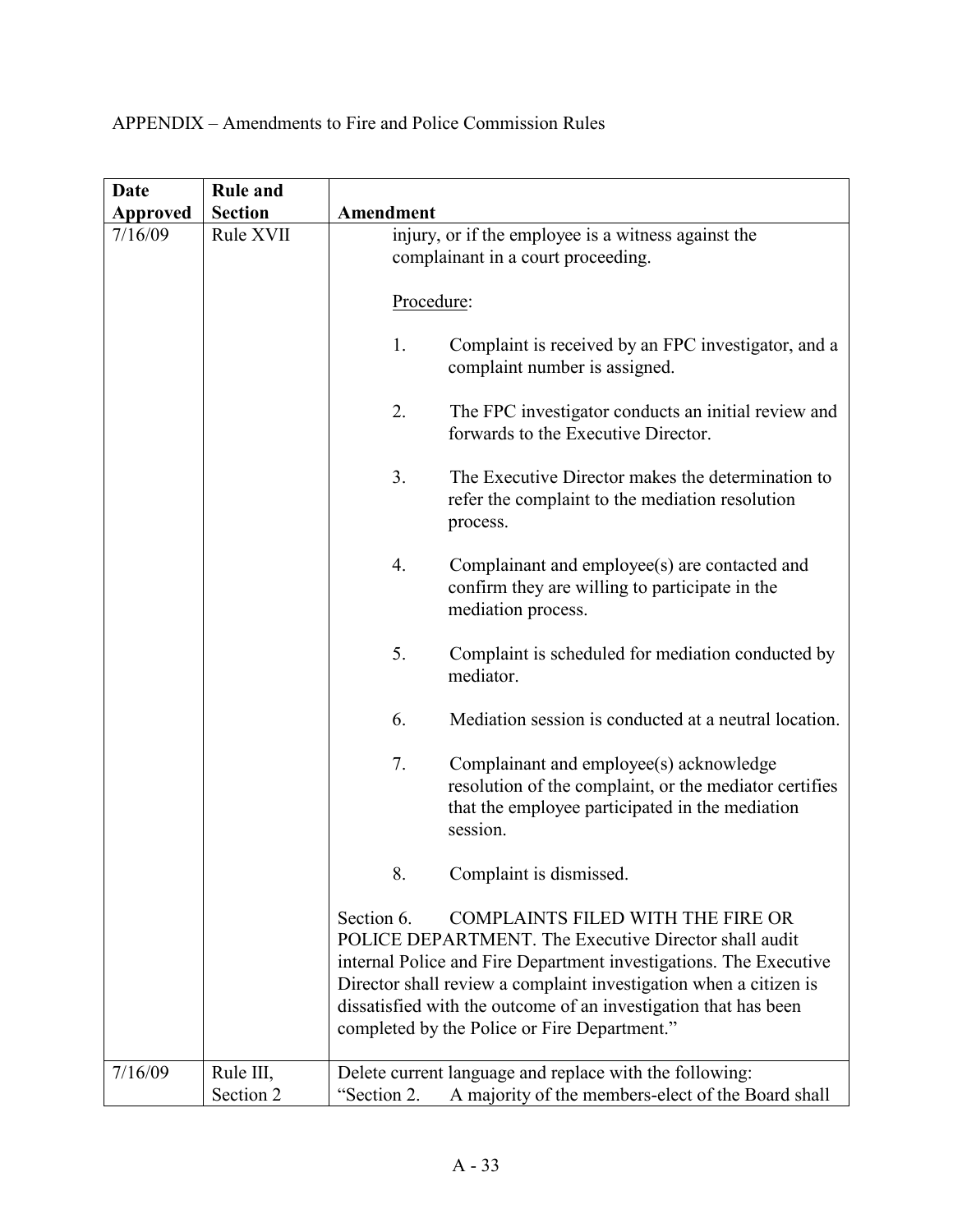APPENDIX – Amendments to Fire and Police Commission Rules

| Date Approved | Rule and Section | Amendment |
|---|---|---|
| 7/16/09 | Rule XVII | injury, or if the employee is a witness against the complainant in a court proceeding.<br><br>Procedure:<br><br>1. Complaint is received by an FPC investigator, and a complaint number is assigned.<br><br>2. The FPC investigator conducts an initial review and forwards to the Executive Director.<br><br>3. The Executive Director makes the determination to refer the complaint to the mediation resolution process.<br><br>4. Complainant and employee(s) are contacted and confirm they are willing to participate in the mediation process.<br><br>5. Complaint is scheduled for mediation conducted by mediator.<br><br>6. Mediation session is conducted at a neutral location.<br><br>7. Complainant and employee(s) acknowledge resolution of the complaint, or the mediator certifies that the employee participated in the mediation session.<br><br>8. Complaint is dismissed.<br><br>Section 6. COMPLAINTS FILED WITH THE FIRE OR POLICE DEPARTMENT. The Executive Director shall audit internal Police and Fire Department investigations. The Executive Director shall review a complaint investigation when a citizen is dissatisfied with the outcome of an investigation that has been completed by the Police or Fire Department." |
| 7/16/09 | Rule III, Section 2 | Delete current language and replace with the following:<br>"Section 2. A majority of the members-elect of the Board shall |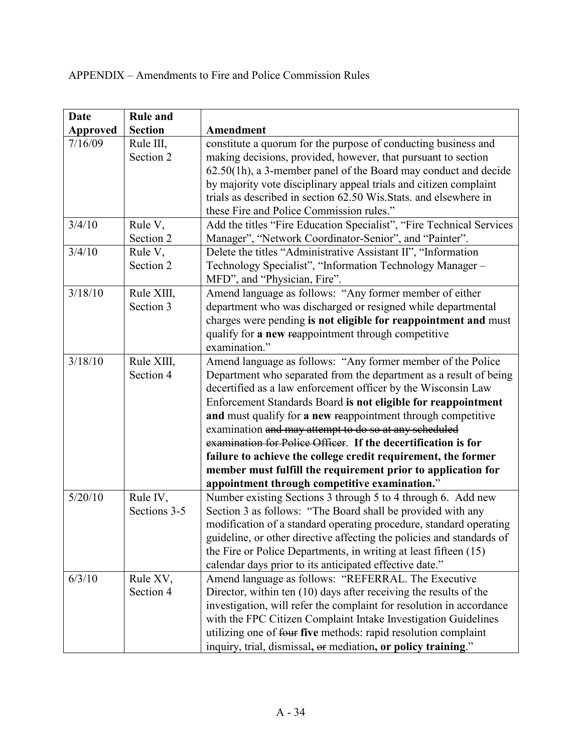APPENDIX – Amendments to Fire and Police Commission Rules

| Date Approved | Rule and Section | Amendment |
|---|---|---|
| 7/16/09 | Rule III, Section 2 | constitute a quorum for the purpose of conducting business and making decisions, provided, however, that pursuant to section 62.50(1h), a 3-member panel of the Board may conduct and decide by majority vote disciplinary appeal trials and citizen complaint trials as described in section 62.50 Wis.Stats. and elsewhere in these Fire and Police Commission rules." |
| 3/4/10 | Rule V, Section 2 | Add the titles "Fire Education Specialist", "Fire Technical Services Manager", "Network Coordinator-Senior", and "Painter". |
| 3/4/10 | Rule V, Section 2 | Delete the titles "Administrative Assistant II", "Information Technology Specialist", "Information Technology Manager – MFD", and "Physician, Fire". |
| 3/18/10 | Rule XIII, Section 3 | Amend language as follows: "Any former member of either department who was discharged or resigned while departmental charges were pending **is not eligible for reappointment and** must qualify for **a new** ~~re~~appointment through competitive examination." |
| 3/18/10 | Rule XIII, Section 4 | Amend language as follows: "Any former member of the Police Department who separated from the department as a result of being decertified as a law enforcement officer by the Wisconsin Law Enforcement Standards Board **is not eligible for reappointment and** must qualify for **a new** ~~re~~appointment through competitive examination ~~and may attempt to do so at any scheduled examination for Police Officer~~. **If the decertification is for failure to achieve the college credit requirement, the former member must fulfill the requirement prior to application for appointment through competitive examination.**" |
| 5/20/10 | Rule IV, Sections 3-5 | Number existing Sections 3 through 5 to 4 through 6. Add new Section 3 as follows: "The Board shall be provided with any modification of a standard operating procedure, standard operating guideline, or other directive affecting the policies and standards of the Fire or Police Departments, in writing at least fifteen (15) calendar days prior to its anticipated effective date." |
| 6/3/10 | Rule XV, Section 4 | Amend language as follows: "REFERRAL. The Executive Director, within ten (10) days after receiving the results of the investigation, will refer the complaint for resolution in accordance with the FPC Citizen Complaint Intake Investigation Guidelines utilizing one of ~~four~~ **five** methods: rapid resolution complaint inquiry, trial, dismissal**,** ~~or~~ mediation**, or policy training**." |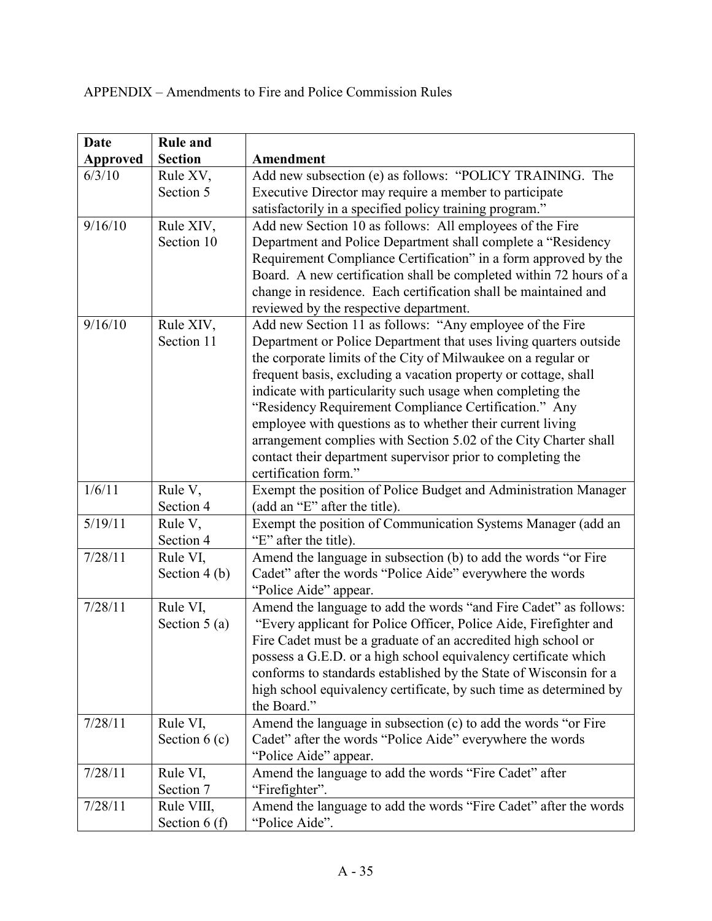APPENDIX – Amendments to Fire and Police Commission Rules

| Date Approved | Rule and Section | Amendment |
|---|---|---|
| 6/3/10 | Rule XV, Section 5 | Add new subsection (e) as follows: "POLICY TRAINING. The Executive Director may require a member to participate satisfactorily in a specified policy training program." |
| 9/16/10 | Rule XIV, Section 10 | Add new Section 10 as follows: All employees of the Fire Department and Police Department shall complete a "Residency Requirement Compliance Certification" in a form approved by the Board. A new certification shall be completed within 72 hours of a change in residence. Each certification shall be maintained and reviewed by the respective department. |
| 9/16/10 | Rule XIV, Section 11 | Add new Section 11 as follows: "Any employee of the Fire Department or Police Department that uses living quarters outside the corporate limits of the City of Milwaukee on a regular or frequent basis, excluding a vacation property or cottage, shall indicate with particularity such usage when completing the "Residency Requirement Compliance Certification." Any employee with questions as to whether their current living arrangement complies with Section 5.02 of the City Charter shall contact their department supervisor prior to completing the certification form." |
| 1/6/11 | Rule V, Section 4 | Exempt the position of Police Budget and Administration Manager (add an "E" after the title). |
| 5/19/11 | Rule V, Section 4 | Exempt the position of Communication Systems Manager (add an "E" after the title). |
| 7/28/11 | Rule VI, Section 4 (b) | Amend the language in subsection (b) to add the words "or Fire Cadet" after the words "Police Aide" everywhere the words "Police Aide" appear. |
| 7/28/11 | Rule VI, Section 5 (a) | Amend the language to add the words "and Fire Cadet" as follows: "Every applicant for Police Officer, Police Aide, Firefighter and Fire Cadet must be a graduate of an accredited high school or possess a G.E.D. or a high school equivalency certificate which conforms to standards established by the State of Wisconsin for a high school equivalency certificate, by such time as determined by the Board." |
| 7/28/11 | Rule VI, Section 6 (c) | Amend the language in subsection (c) to add the words "or Fire Cadet" after the words "Police Aide" everywhere the words "Police Aide" appear. |
| 7/28/11 | Rule VI, Section 7 | Amend the language to add the words "Fire Cadet" after "Firefighter". |
| 7/28/11 | Rule VIII, Section 6 (f) | Amend the language to add the words "Fire Cadet" after the words "Police Aide". |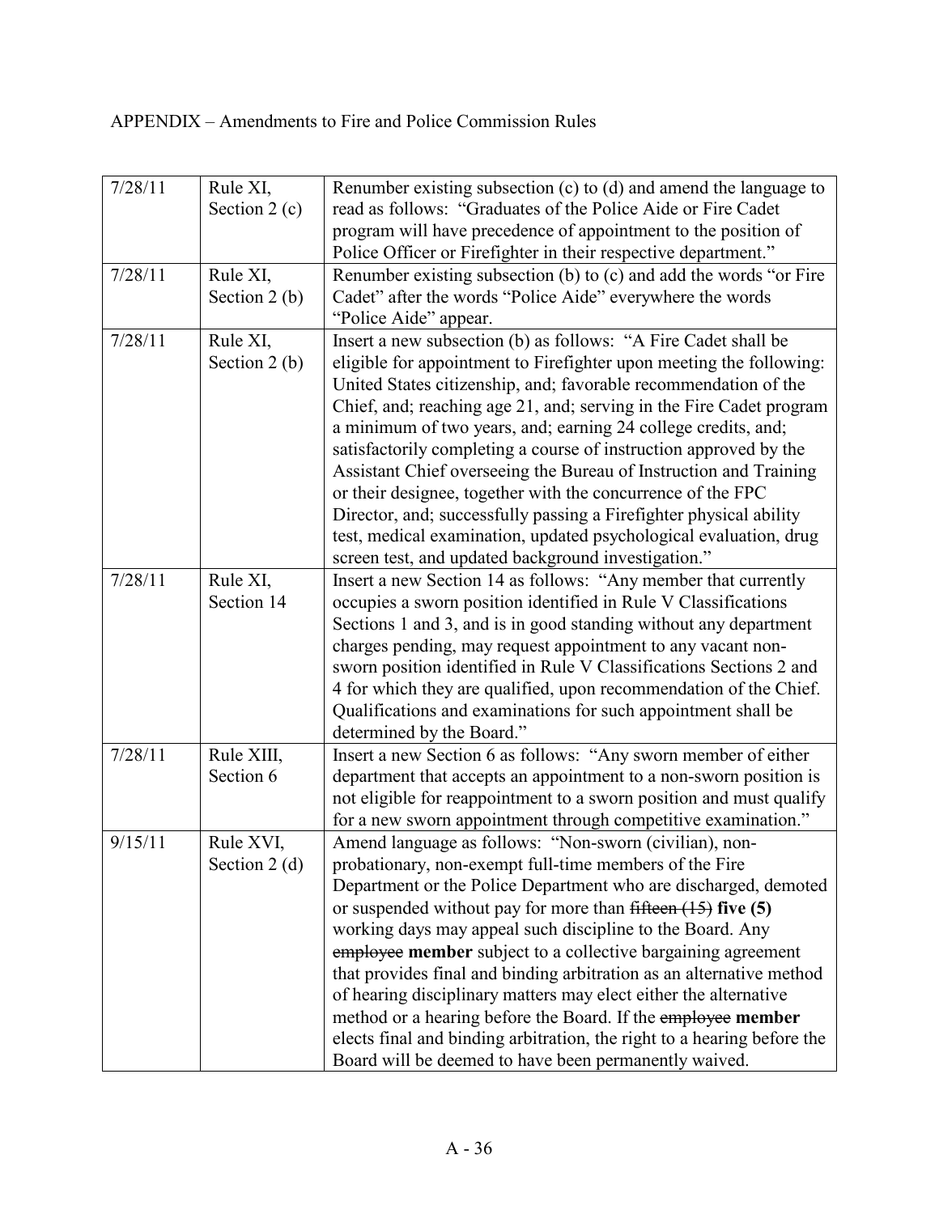APPENDIX – Amendments to Fire and Police Commission Rules

| | | |
|---|---|---|
| 7/28/11 | Rule XI, Section 2 (c) | Renumber existing subsection (c) to (d) and amend the language to read as follows: "Graduates of the Police Aide or Fire Cadet program will have precedence of appointment to the position of Police Officer or Firefighter in their respective department." |
| 7/28/11 | Rule XI, Section 2 (b) | Renumber existing subsection (b) to (c) and add the words "or Fire Cadet" after the words "Police Aide" everywhere the words "Police Aide" appear. |
| 7/28/11 | Rule XI, Section 2 (b) | Insert a new subsection (b) as follows: "A Fire Cadet shall be eligible for appointment to Firefighter upon meeting the following: United States citizenship, and; favorable recommendation of the Chief, and; reaching age 21, and; serving in the Fire Cadet program a minimum of two years, and; earning 24 college credits, and; satisfactorily completing a course of instruction approved by the Assistant Chief overseeing the Bureau of Instruction and Training or their designee, together with the concurrence of the FPC Director, and; successfully passing a Firefighter physical ability test, medical examination, updated psychological evaluation, drug screen test, and updated background investigation." |
| 7/28/11 | Rule XI, Section 14 | Insert a new Section 14 as follows: "Any member that currently occupies a sworn position identified in Rule V Classifications Sections 1 and 3, and is in good standing without any department charges pending, may request appointment to any vacant non-sworn position identified in Rule V Classifications Sections 2 and 4 for which they are qualified, upon recommendation of the Chief. Qualifications and examinations for such appointment shall be determined by the Board." |
| 7/28/11 | Rule XIII, Section 6 | Insert a new Section 6 as follows: "Any sworn member of either department that accepts an appointment to a non-sworn position is not eligible for reappointment to a sworn position and must qualify for a new sworn appointment through competitive examination." |
| 9/15/11 | Rule XVI, Section 2 (d) | Amend language as follows: "Non-sworn (civilian), non-probationary, non-exempt full-time members of the Fire Department or the Police Department who are discharged, demoted or suspended without pay for more than ~~fifteen (15)~~ **five (5)** working days may appeal such discipline to the Board. Any ~~employee~~ **member** subject to a collective bargaining agreement that provides final and binding arbitration as an alternative method of hearing disciplinary matters may elect either the alternative method or a hearing before the Board. If the ~~employee~~ **member** elects final and binding arbitration, the right to a hearing before the Board will be deemed to have been permanently waived. |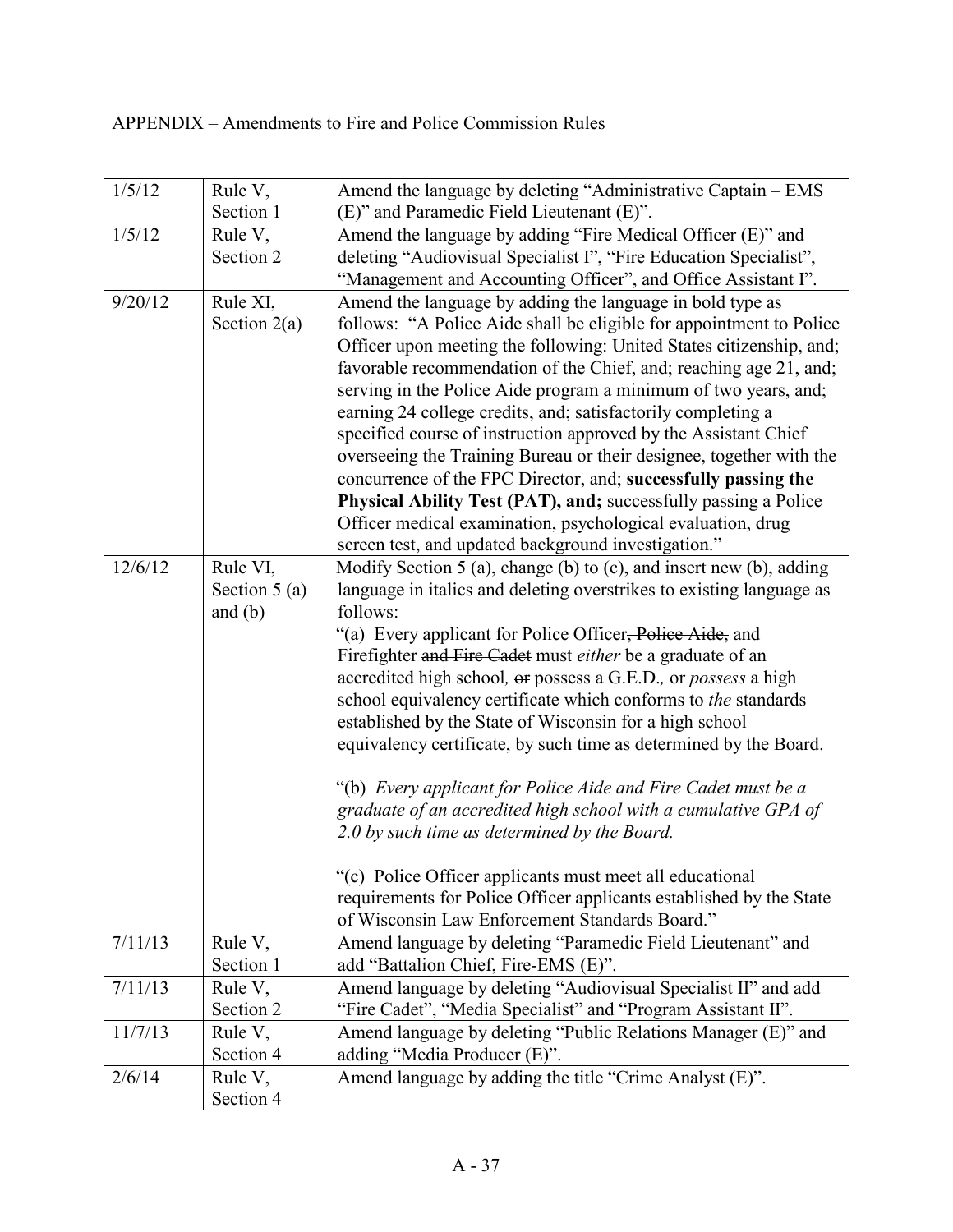APPENDIX – Amendments to Fire and Police Commission Rules

| | | |
|---|---|---|
| 1/5/12 | Rule V, Section 1 | Amend the language by deleting "Administrative Captain – EMS (E)" and Paramedic Field Lieutenant (E)". |
| 1/5/12 | Rule V, Section 2 | Amend the language by adding "Fire Medical Officer (E)" and deleting "Audiovisual Specialist I", "Fire Education Specialist", "Management and Accounting Officer", and Office Assistant I". |
| 9/20/12 | Rule XI, Section 2(a) | Amend the language by adding the language in bold type as follows: "A Police Aide shall be eligible for appointment to Police Officer upon meeting the following: United States citizenship, and; favorable recommendation of the Chief, and; reaching age 21, and; serving in the Police Aide program a minimum of two years, and; earning 24 college credits, and; satisfactorily completing a specified course of instruction approved by the Assistant Chief overseeing the Training Bureau or their designee, together with the concurrence of the FPC Director, and; **successfully passing the Physical Ability Test (PAT), and;** successfully passing a Police Officer medical examination, psychological evaluation, drug screen test, and updated background investigation." |
| 12/6/12 | Rule VI, Section 5 (a) and (b) | Modify Section 5 (a), change (b) to (c), and insert new (b), adding language in italics and deleting overstrikes to existing language as follows:<br>"(a) Every applicant for Police Officer~~, Police Aide,~~ and Firefighter ~~and Fire Cadet~~ must *either* be a graduate of an accredited high school*,* ~~or~~ possess a G.E.D.*,* or *possess* a high school equivalency certificate which conforms to *the* standards established by the State of Wisconsin for a high school equivalency certificate, by such time as determined by the Board.<br><br>"(b) *Every applicant for Police Aide and Fire Cadet must be a graduate of an accredited high school with a cumulative GPA of 2.0 by such time as determined by the Board.*<br><br>"(c) Police Officer applicants must meet all educational requirements for Police Officer applicants established by the State of Wisconsin Law Enforcement Standards Board." |
| 7/11/13 | Rule V, Section 1 | Amend language by deleting "Paramedic Field Lieutenant" and add "Battalion Chief, Fire-EMS (E)". |
| 7/11/13 | Rule V, Section 2 | Amend language by deleting "Audiovisual Specialist II" and add "Fire Cadet", "Media Specialist" and "Program Assistant II". |
| 11/7/13 | Rule V, Section 4 | Amend language by deleting "Public Relations Manager (E)" and adding "Media Producer (E)". |
| 2/6/14 | Rule V, Section 4 | Amend language by adding the title "Crime Analyst (E)". |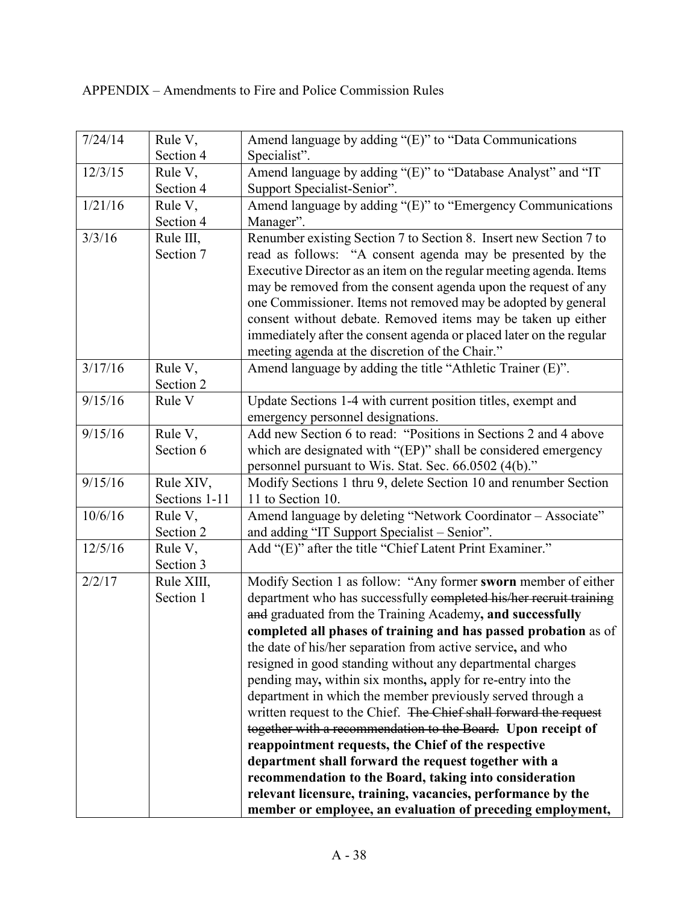APPENDIX – Amendments to Fire and Police Commission Rules

| | | |
|---|---|---|
| 7/24/14 | Rule V, Section 4 | Amend language by adding "(E)" to "Data Communications Specialist". |
| 12/3/15 | Rule V, Section 4 | Amend language by adding "(E)" to "Database Analyst" and "IT Support Specialist-Senior". |
| 1/21/16 | Rule V, Section 4 | Amend language by adding "(E)" to "Emergency Communications Manager". |
| 3/3/16 | Rule III, Section 7 | Renumber existing Section 7 to Section 8. Insert new Section 7 to read as follows: "A consent agenda may be presented by the Executive Director as an item on the regular meeting agenda. Items may be removed from the consent agenda upon the request of any one Commissioner. Items not removed may be adopted by general consent without debate. Removed items may be taken up either immediately after the consent agenda or placed later on the regular meeting agenda at the discretion of the Chair." |
| 3/17/16 | Rule V, Section 2 | Amend language by adding the title "Athletic Trainer (E)". |
| 9/15/16 | Rule V | Update Sections 1-4 with current position titles, exempt and emergency personnel designations. |
| 9/15/16 | Rule V, Section 6 | Add new Section 6 to read: "Positions in Sections 2 and 4 above which are designated with "(EP)" shall be considered emergency personnel pursuant to Wis. Stat. Sec. 66.0502 (4(b)." |
| 9/15/16 | Rule XIV, Sections 1-11 | Modify Sections 1 thru 9, delete Section 10 and renumber Section 11 to Section 10. |
| 10/6/16 | Rule V, Section 2 | Amend language by deleting "Network Coordinator – Associate" and adding "IT Support Specialist – Senior". |
| 12/5/16 | Rule V, Section 3 | Add "(E)" after the title "Chief Latent Print Examiner." |
| 2/2/17 | Rule XIII, Section 1 | Modify Section 1 as follow: "Any former **sworn** member of either department who has successfully ~~completed his/her recruit training and~~ graduated from the Training Academy**, and successfully completed all phases of training and has passed probation** as of the date of his/her separation from active service**,** and who resigned in good standing without any departmental charges pending may**,** within six months**,** apply for re-entry into the department in which the member previously served through a written request to the Chief. ~~The Chief shall forward the request together with a recommendation to the Board.~~ **Upon receipt of reappointment requests, the Chief of the respective department shall forward the request together with a recommendation to the Board, taking into consideration relevant licensure, training, vacancies, performance by the member or employee, an evaluation of preceding employment,** |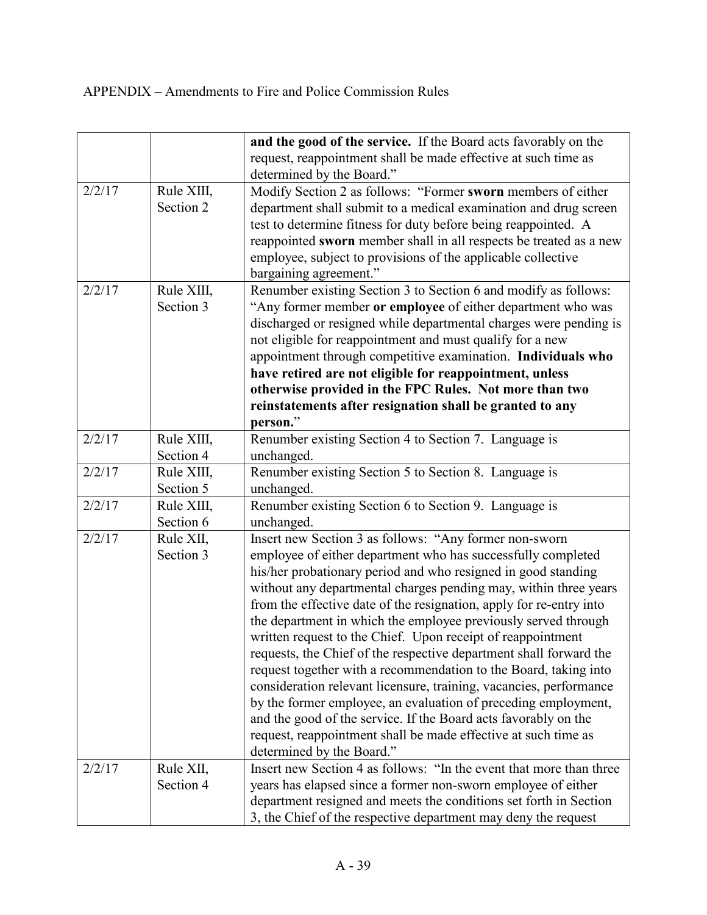APPENDIX – Amendments to Fire and Police Commission Rules

| | | |
|---|---|---|
| | | **and the good of the service.** If the Board acts favorably on the request, reappointment shall be made effective at such time as determined by the Board." |
| 2/2/17 | Rule XIII, Section 2 | Modify Section 2 as follows: "Former **sworn** members of either department shall submit to a medical examination and drug screen test to determine fitness for duty before being reappointed. A reappointed **sworn** member shall in all respects be treated as a new employee, subject to provisions of the applicable collective bargaining agreement." |
| 2/2/17 | Rule XIII, Section 3 | Renumber existing Section 3 to Section 6 and modify as follows: "Any former member **or employee** of either department who was discharged or resigned while departmental charges were pending is not eligible for reappointment and must qualify for a new appointment through competitive examination. **Individuals who have retired are not eligible for reappointment, unless otherwise provided in the FPC Rules. Not more than two reinstatements after resignation shall be granted to any person.**" |
| 2/2/17 | Rule XIII, Section 4 | Renumber existing Section 4 to Section 7. Language is unchanged. |
| 2/2/17 | Rule XIII, Section 5 | Renumber existing Section 5 to Section 8. Language is unchanged. |
| 2/2/17 | Rule XIII, Section 6 | Renumber existing Section 6 to Section 9. Language is unchanged. |
| 2/2/17 | Rule XII, Section 3 | Insert new Section 3 as follows: "Any former non-sworn employee of either department who has successfully completed his/her probationary period and who resigned in good standing without any departmental charges pending may, within three years from the effective date of the resignation, apply for re-entry into the department in which the employee previously served through written request to the Chief. Upon receipt of reappointment requests, the Chief of the respective department shall forward the request together with a recommendation to the Board, taking into consideration relevant licensure, training, vacancies, performance by the former employee, an evaluation of preceding employment, and the good of the service. If the Board acts favorably on the request, reappointment shall be made effective at such time as determined by the Board." |
| 2/2/17 | Rule XII, Section 4 | Insert new Section 4 as follows: "In the event that more than three years has elapsed since a former non-sworn employee of either department resigned and meets the conditions set forth in Section 3, the Chief of the respective department may deny the request |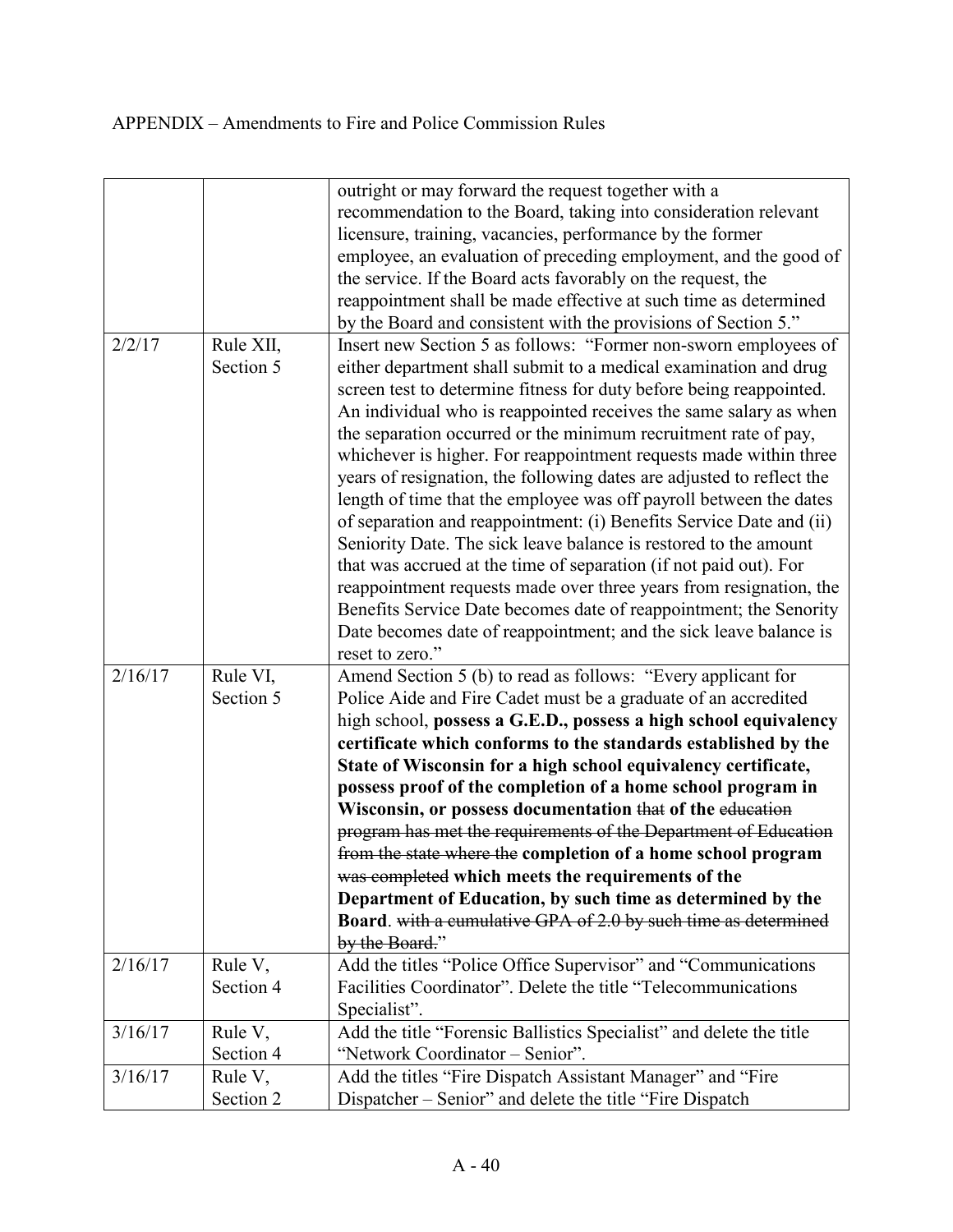APPENDIX – Amendments to Fire and Police Commission Rules

| | | |
|---|---|---|
| | | outright or may forward the request together with a recommendation to the Board, taking into consideration relevant licensure, training, vacancies, performance by the former employee, an evaluation of preceding employment, and the good of the service. If the Board acts favorably on the request, the reappointment shall be made effective at such time as determined by the Board and consistent with the provisions of Section 5." |
| 2/2/17 | Rule XII, Section 5 | Insert new Section 5 as follows: "Former non-sworn employees of either department shall submit to a medical examination and drug screen test to determine fitness for duty before being reappointed. An individual who is reappointed receives the same salary as when the separation occurred or the minimum recruitment rate of pay, whichever is higher. For reappointment requests made within three years of resignation, the following dates are adjusted to reflect the length of time that the employee was off payroll between the dates of separation and reappointment: (i) Benefits Service Date and (ii) Seniority Date. The sick leave balance is restored to the amount that was accrued at the time of separation (if not paid out). For reappointment requests made over three years from resignation, the Benefits Service Date becomes date of reappointment; the Senority Date becomes date of reappointment; and the sick leave balance is reset to zero." |
| 2/16/17 | Rule VI, Section 5 | Amend Section 5 (b) to read as follows: "Every applicant for Police Aide and Fire Cadet must be a graduate of an accredited high school, **possess a G.E.D., possess a high school equivalency certificate which conforms to the standards established by the State of Wisconsin for a high school equivalency certificate, possess proof of the completion of a home school program in Wisconsin, or possess documentation** ~~that~~ **of the** ~~education program has met the requirements of the Department of Education from the state where the~~ **completion of a home school program** ~~was completed~~ **which meets the requirements of the Department of Education, by such time as determined by the Board**. ~~with a cumulative GPA of 2.0 by such time as determined by the Board.~~" |
| 2/16/17 | Rule V, Section 4 | Add the titles "Police Office Supervisor" and "Communications Facilities Coordinator". Delete the title "Telecommunications Specialist". |
| 3/16/17 | Rule V, Section 4 | Add the title "Forensic Ballistics Specialist" and delete the title "Network Coordinator – Senior". |
| 3/16/17 | Rule V, Section 2 | Add the titles "Fire Dispatch Assistant Manager" and "Fire Dispatcher – Senior" and delete the title "Fire Dispatch |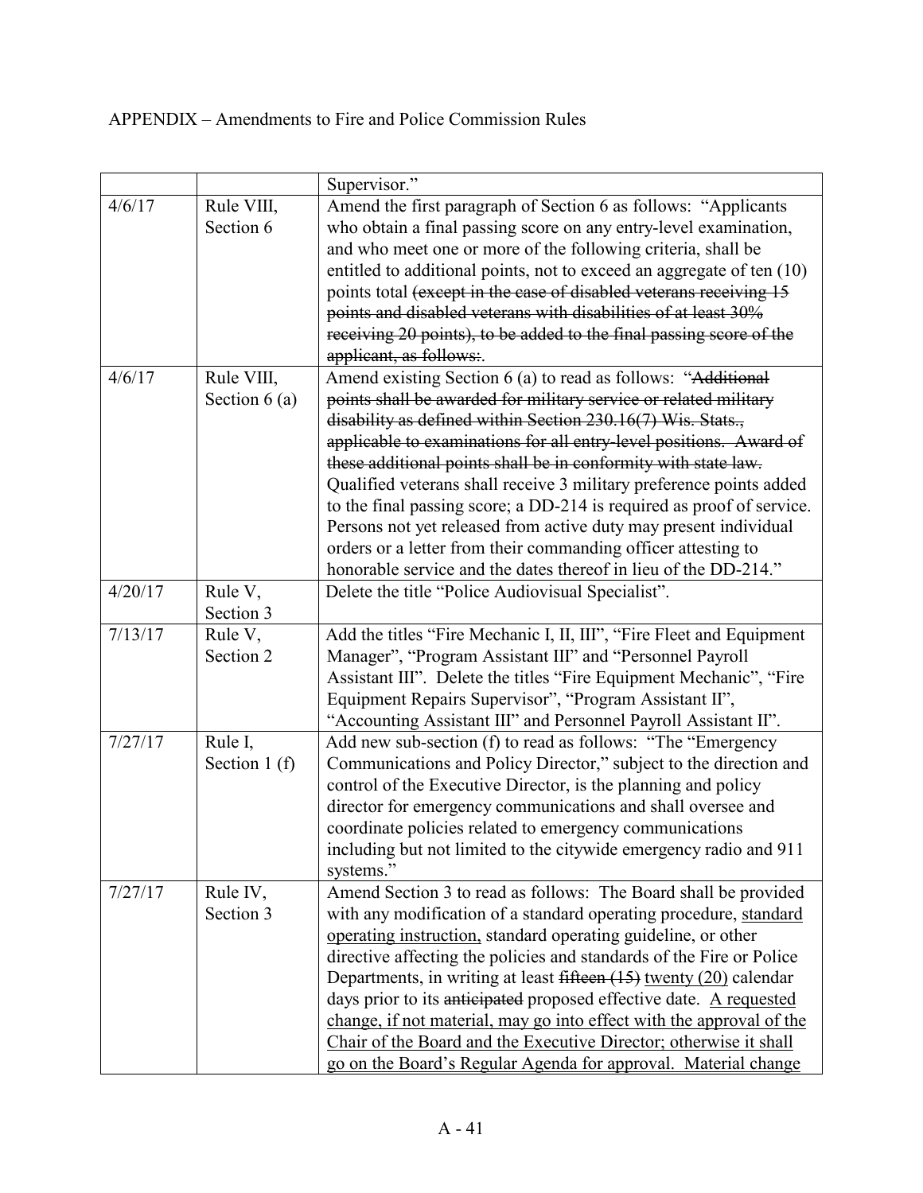APPENDIX – Amendments to Fire and Police Commission Rules

| | | |
|---|---|---|
| | | Supervisor." |
| 4/6/17 | Rule VIII, Section 6 | Amend the first paragraph of Section 6 as follows: "Applicants who obtain a final passing score on any entry-level examination, and who meet one or more of the following criteria, shall be entitled to additional points, not to exceed an aggregate of ten (10) points total ~~(except in the case of disabled veterans receiving 15 points and disabled veterans with disabilities of at least 30% receiving 20 points), to be added to the final passing score of the applicant, as follows:~~. |
| 4/6/17 | Rule VIII, Section 6 (a) | Amend existing Section 6 (a) to read as follows: "~~Additional points shall be awarded for military service or related military disability as defined within Section 230.16(7) Wis. Stats., applicable to examinations for all entry-level positions. Award of these additional points shall be in conformity with state law.~~ Qualified veterans shall receive 3 military preference points added to the final passing score; a DD-214 is required as proof of service. Persons not yet released from active duty may present individual orders or a letter from their commanding officer attesting to honorable service and the dates thereof in lieu of the DD-214." |
| 4/20/17 | Rule V, Section 3 | Delete the title "Police Audiovisual Specialist". |
| 7/13/17 | Rule V, Section 2 | Add the titles "Fire Mechanic I, II, III", "Fire Fleet and Equipment Manager", "Program Assistant III" and "Personnel Payroll Assistant III". Delete the titles "Fire Equipment Mechanic", "Fire Equipment Repairs Supervisor", "Program Assistant II", "Accounting Assistant III" and Personnel Payroll Assistant II". |
| 7/27/17 | Rule I, Section 1 (f) | Add new sub-section (f) to read as follows: "The "Emergency Communications and Policy Director," subject to the direction and control of the Executive Director, is the planning and policy director for emergency communications and shall oversee and coordinate policies related to emergency communications including but not limited to the citywide emergency radio and 911 systems." |
| 7/27/17 | Rule IV, Section 3 | Amend Section 3 to read as follows: The Board shall be provided with any modification of a standard operating procedure, <u>standard operating instruction,</u> standard operating guideline, or other directive affecting the policies and standards of the Fire or Police Departments, in writing at least ~~fifteen (15)~~ <u>twenty (20)</u> calendar days prior to its ~~anticipated~~ proposed effective date. <u>A requested change, if not material, may go into effect with the approval of the Chair of the Board and the Executive Director; otherwise it shall go on the Board's Regular Agenda for approval. Material change</u> |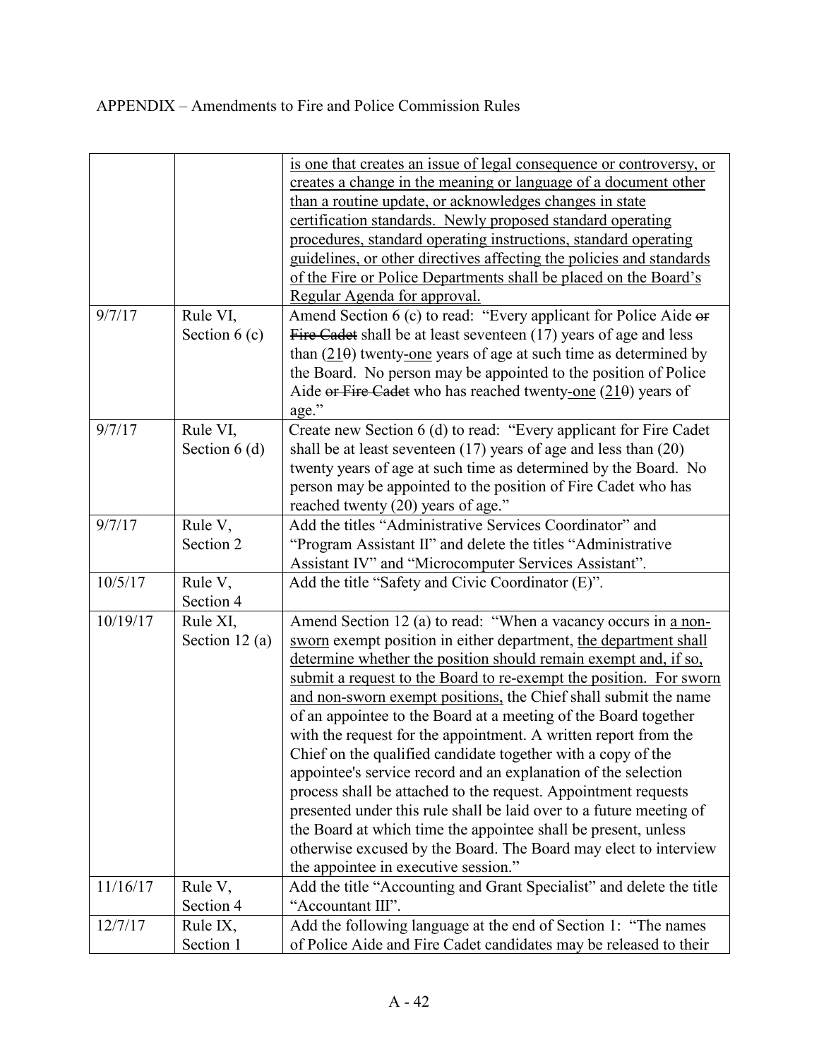APPENDIX – Amendments to Fire and Police Commission Rules

| | | |
|---|---|---|
| | | <u>is one that creates an issue of legal consequence or controversy, or creates a change in the meaning or language of a document other than a routine update, or acknowledges changes in state certification standards. Newly proposed standard operating procedures, standard operating instructions, standard operating guidelines, or other directives affecting the policies and standards of the Fire or Police Departments shall be placed on the Board's Regular Agenda for approval.</u> |
| 9/7/17 | Rule VI, Section 6 (c) | Amend Section 6 (c) to read: "Every applicant for Police Aide ~~or Fire Cadet~~ shall be at least seventeen (17) years of age and less than (2<u>1</u>~~0~~) twenty<u>-one</u> years of age at such time as determined by the Board. No person may be appointed to the position of Police Aide ~~or Fire Cadet~~ who has reached twenty<u>-one</u> (2<u>1</u>~~0~~) years of age." |
| 9/7/17 | Rule VI, Section 6 (d) | Create new Section 6 (d) to read: "Every applicant for Fire Cadet shall be at least seventeen (17) years of age and less than (20) twenty years of age at such time as determined by the Board. No person may be appointed to the position of Fire Cadet who has reached twenty (20) years of age." |
| 9/7/17 | Rule V, Section 2 | Add the titles "Administrative Services Coordinator" and "Program Assistant II" and delete the titles "Administrative Assistant IV" and "Microcomputer Services Assistant". |
| 10/5/17 | Rule V, Section 4 | Add the title "Safety and Civic Coordinator (E)". |
| 10/19/17 | Rule XI, Section 12 (a) | Amend Section 12 (a) to read: "When a vacancy occurs in <u>a non-sworn</u> exempt position in either department, <u>the department shall determine whether the position should remain exempt and, if so, submit a request to the Board to re-exempt the position. For sworn and non-sworn exempt positions,</u> the Chief shall submit the name of an appointee to the Board at a meeting of the Board together with the request for the appointment. A written report from the Chief on the qualified candidate together with a copy of the appointee's service record and an explanation of the selection process shall be attached to the request. Appointment requests presented under this rule shall be laid over to a future meeting of the Board at which time the appointee shall be present, unless otherwise excused by the Board. The Board may elect to interview the appointee in executive session." |
| 11/16/17 | Rule V, Section 4 | Add the title "Accounting and Grant Specialist" and delete the title "Accountant III". |
| 12/7/17 | Rule IX, Section 1 | Add the following language at the end of Section 1: "The names of Police Aide and Fire Cadet candidates may be released to their |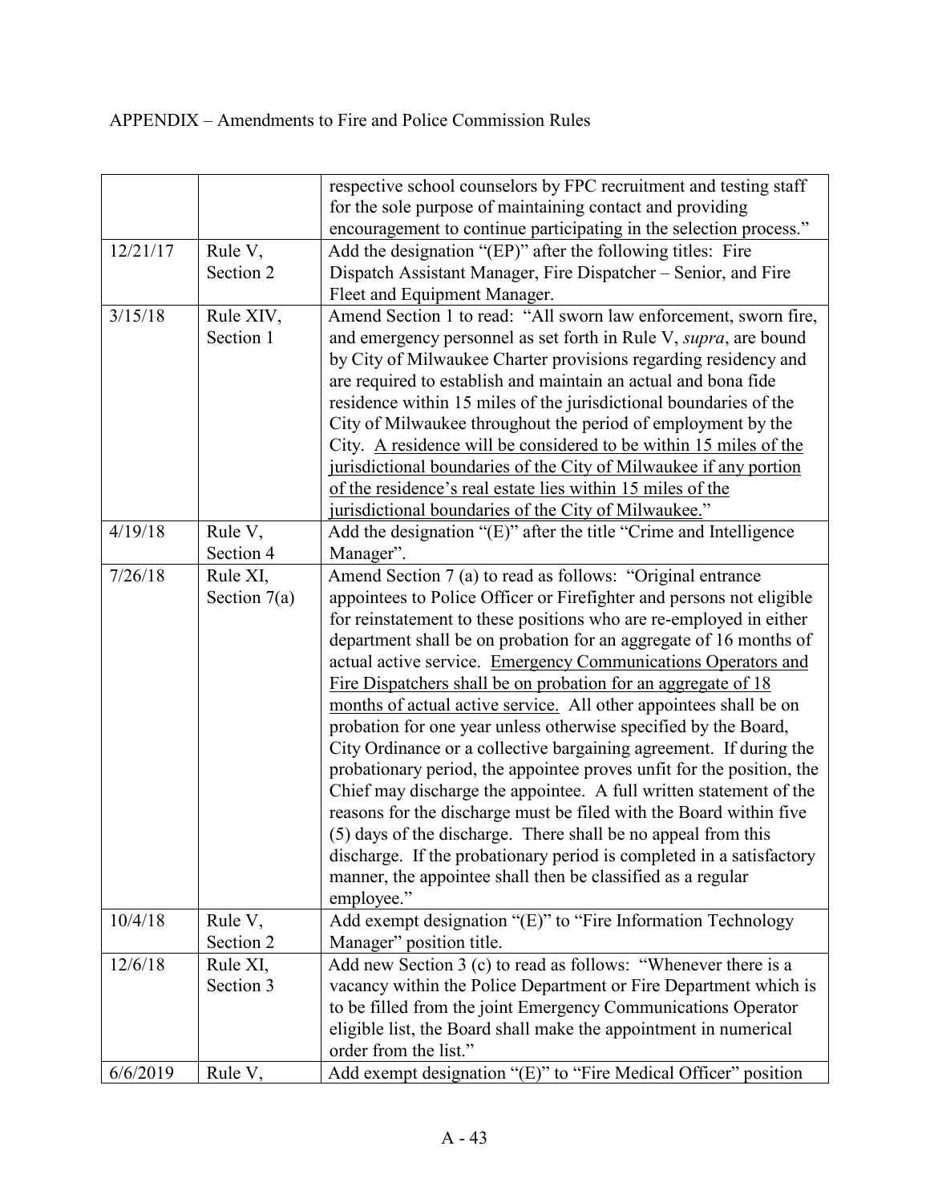APPENDIX – Amendments to Fire and Police Commission Rules

| | | |
|---|---|---|
| | | respective school counselors by FPC recruitment and testing staff for the sole purpose of maintaining contact and providing encouragement to continue participating in the selection process." |
| 12/21/17 | Rule V, Section 2 | Add the designation "(EP)" after the following titles: Fire Dispatch Assistant Manager, Fire Dispatcher – Senior, and Fire Fleet and Equipment Manager. |
| 3/15/18 | Rule XIV, Section 1 | Amend Section 1 to read: "All sworn law enforcement, sworn fire, and emergency personnel as set forth in Rule V, *supra*, are bound by City of Milwaukee Charter provisions regarding residency and are required to establish and maintain an actual and bona fide residence within 15 miles of the jurisdictional boundaries of the City of Milwaukee throughout the period of employment by the City. <u>A residence will be considered to be within 15 miles of the jurisdictional boundaries of the City of Milwaukee if any portion of the residence's real estate lies within 15 miles of the jurisdictional boundaries of the City of Milwaukee.</u>" |
| 4/19/18 | Rule V, Section 4 | Add the designation "(E)" after the title "Crime and Intelligence Manager". |
| 7/26/18 | Rule XI, Section 7(a) | Amend Section 7 (a) to read as follows: "Original entrance appointees to Police Officer or Firefighter and persons not eligible for reinstatement to these positions who are re-employed in either department shall be on probation for an aggregate of 16 months of actual active service. <u>Emergency Communications Operators and Fire Dispatchers shall be on probation for an aggregate of 18 months of actual active service.</u> All other appointees shall be on probation for one year unless otherwise specified by the Board, City Ordinance or a collective bargaining agreement. If during the probationary period, the appointee proves unfit for the position, the Chief may discharge the appointee. A full written statement of the reasons for the discharge must be filed with the Board within five (5) days of the discharge. There shall be no appeal from this discharge. If the probationary period is completed in a satisfactory manner, the appointee shall then be classified as a regular employee." |
| 10/4/18 | Rule V, Section 2 | Add exempt designation "(E)" to "Fire Information Technology Manager" position title. |
| 12/6/18 | Rule XI, Section 3 | Add new Section 3 (c) to read as follows: "Whenever there is a vacancy within the Police Department or Fire Department which is to be filled from the joint Emergency Communications Operator eligible list, the Board shall make the appointment in numerical order from the list." |
| 6/6/2019 | Rule V, | Add exempt designation "(E)" to "Fire Medical Officer" position |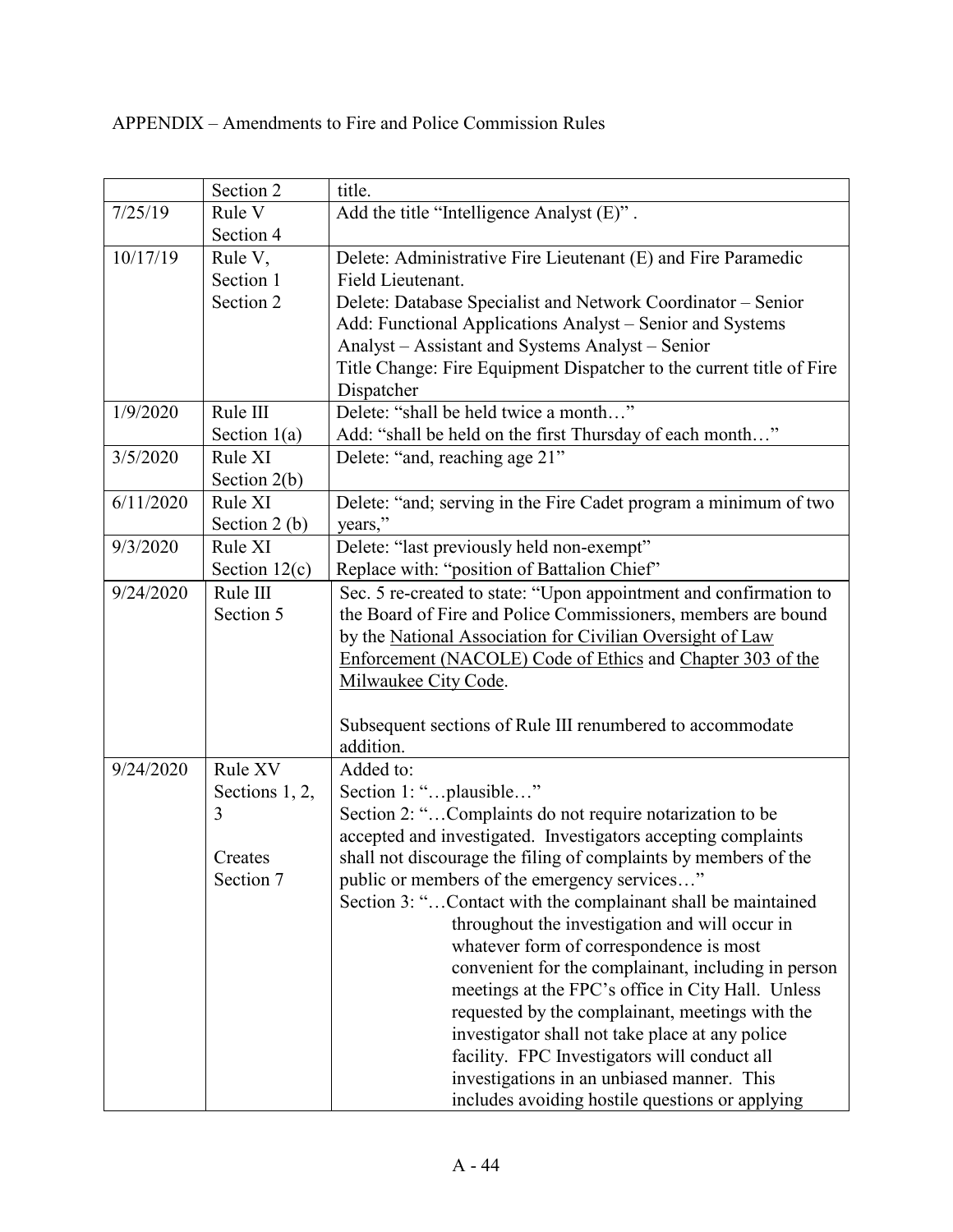APPENDIX – Amendments to Fire and Police Commission Rules

| | | |
|---|---|---|
| | Section 2 | title. |
| 7/25/19 | Rule V Section 4 | Add the title "Intelligence Analyst (E)" . |
| 10/17/19 | Rule V, Section 1 Section 2 | Delete: Administrative Fire Lieutenant (E) and Fire Paramedic Field Lieutenant.<br>Delete: Database Specialist and Network Coordinator – Senior<br>Add: Functional Applications Analyst – Senior and Systems Analyst – Assistant and Systems Analyst – Senior<br>Title Change: Fire Equipment Dispatcher to the current title of Fire Dispatcher |
| 1/9/2020 | Rule III Section 1(a) | Delete: "shall be held twice a month…"<br>Add: "shall be held on the first Thursday of each month…" |
| 3/5/2020 | Rule XI Section 2(b) | Delete: "and, reaching age 21" |
| 6/11/2020 | Rule XI Section 2 (b) | Delete: "and; serving in the Fire Cadet program a minimum of two years," |
| 9/3/2020 | Rule XI Section 12(c) | Delete: "last previously held non-exempt"<br>Replace with: "position of Battalion Chief" |
| 9/24/2020 | Rule III Section 5 | Sec. 5 re-created to state: "Upon appointment and confirmation to the Board of Fire and Police Commissioners, members are bound by the National Association for Civilian Oversight of Law Enforcement (NACOLE) Code of Ethics and Chapter 303 of the Milwaukee City Code.<br><br>Subsequent sections of Rule III renumbered to accommodate addition. |
| 9/24/2020 | Rule XV Sections 1, 2, 3<br><br>Creates Section 7 | Added to:<br>Section 1: "…plausible…"<br>Section 2: "…Complaints do not require notarization to be accepted and investigated. Investigators accepting complaints shall not discourage the filing of complaints by members of the public or members of the emergency services…"<br>Section 3: "…Contact with the complainant shall be maintained throughout the investigation and will occur in whatever form of correspondence is most convenient for the complainant, including in person meetings at the FPC's office in City Hall. Unless requested by the complainant, meetings with the investigator shall not take place at any police facility. FPC Investigators will conduct all investigations in an unbiased manner. This includes avoiding hostile questions or applying |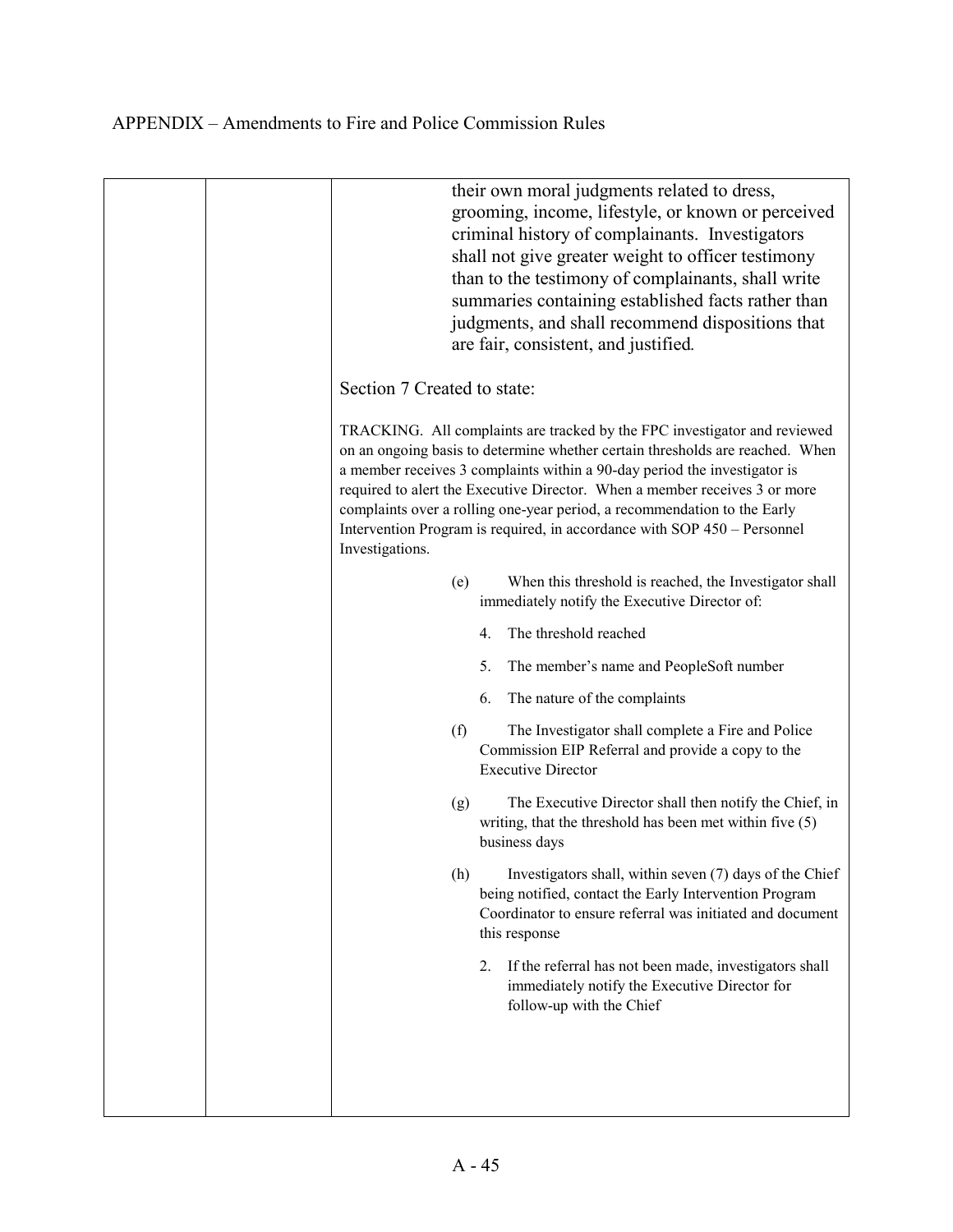APPENDIX – Amendments to Fire and Police Commission Rules

| | | |
|---|---|---|
| | | their own moral judgments related to dress, grooming, income, lifestyle, or known or perceived criminal history of complainants. Investigators shall not give greater weight to officer testimony than to the testimony of complainants, shall write summaries containing established facts rather than judgments, and shall recommend dispositions that are fair, consistent, and justified.<br><br>Section 7 Created to state:<br><br>TRACKING. All complaints are tracked by the FPC investigator and reviewed on an ongoing basis to determine whether certain thresholds are reached. When a member receives 3 complaints within a 90-day period the investigator is required to alert the Executive Director. When a member receives 3 or more complaints over a rolling one-year period, a recommendation to the Early Intervention Program is required, in accordance with SOP 450 – Personnel Investigations.<br><br>(e) When this threshold is reached, the Investigator shall immediately notify the Executive Director of:<br><br>4. The threshold reached<br><br>5. The member's name and PeopleSoft number<br><br>6. The nature of the complaints<br><br>(f) The Investigator shall complete a Fire and Police Commission EIP Referral and provide a copy to the Executive Director<br><br>(g) The Executive Director shall then notify the Chief, in writing, that the threshold has been met within five (5) business days<br><br>(h) Investigators shall, within seven (7) days of the Chief being notified, contact the Early Intervention Program Coordinator to ensure referral was initiated and document this response<br><br>2. If the referral has not been made, investigators shall immediately notify the Executive Director for follow-up with the Chief |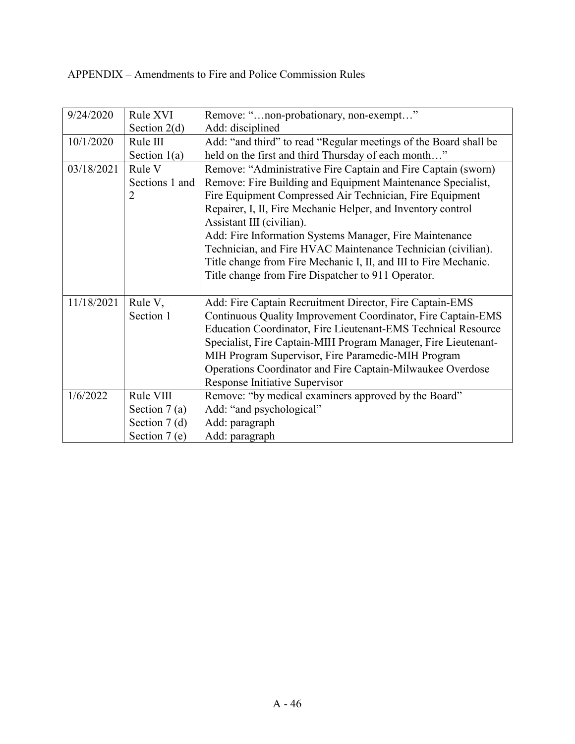APPENDIX – Amendments to Fire and Police Commission Rules

| | | |
|---|---|---|
| 9/24/2020 | Rule XVI Section 2(d) | Remove: "…non-probationary, non-exempt…" Add: disciplined |
| 10/1/2020 | Rule III Section 1(a) | Add: "and third" to read "Regular meetings of the Board shall be held on the first and third Thursday of each month…" |
| 03/18/2021 | Rule V Sections 1 and 2 | Remove: "Administrative Fire Captain and Fire Captain (sworn) Remove: Fire Building and Equipment Maintenance Specialist, Fire Equipment Compressed Air Technician, Fire Equipment Repairer, I, II, Fire Mechanic Helper, and Inventory control Assistant III (civilian). Add: Fire Information Systems Manager, Fire Maintenance Technician, and Fire HVAC Maintenance Technician (civilian). Title change from Fire Mechanic I, II, and III to Fire Mechanic. Title change from Fire Dispatcher to 911 Operator. |
| 11/18/2021 | Rule V, Section 1 | Add: Fire Captain Recruitment Director, Fire Captain-EMS Continuous Quality Improvement Coordinator, Fire Captain-EMS Education Coordinator, Fire Lieutenant-EMS Technical Resource Specialist, Fire Captain-MIH Program Manager, Fire Lieutenant-MIH Program Supervisor, Fire Paramedic-MIH Program Operations Coordinator and Fire Captain-Milwaukee Overdose Response Initiative Supervisor |
| 1/6/2022 | Rule VIII Section 7 (a) Section 7 (d) Section 7 (e) | Remove: "by medical examiners approved by the Board" Add: "and psychological" Add: paragraph Add: paragraph |